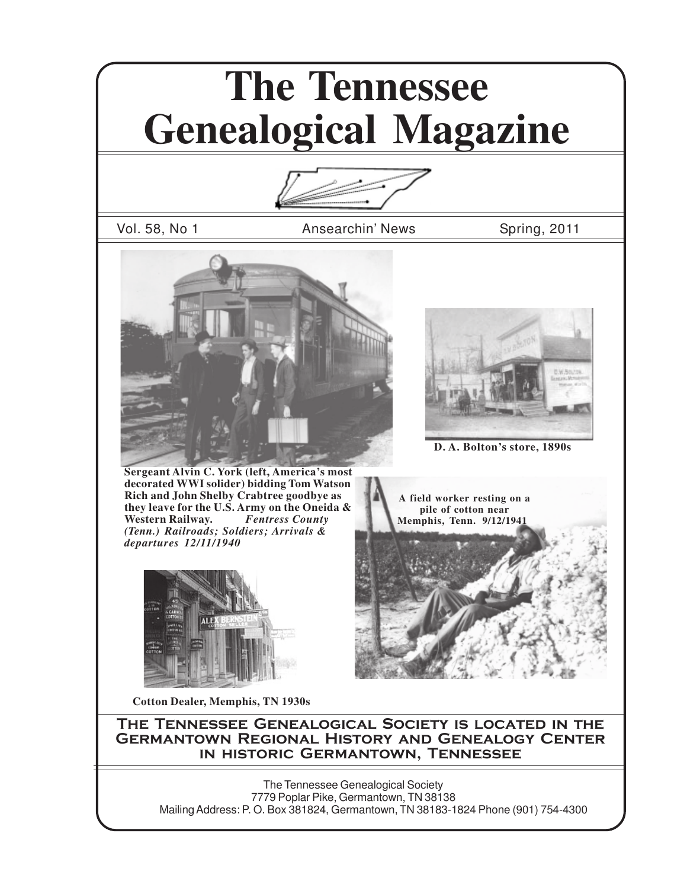# The Tennessee Genealogical Magazine

Vol. 58, No 1 | Ansearchin' News | Spring, 2011

**Sergeant Alvin C. York (left, America's most decorated WWI solider) bidding Tom Watson Rich and John Shelby Crabtree goodbye as they leave for the U.S. Army on the Oneida & Western Railway.** ***Fentress County (Tenn.) Railroads; Soldiers; Arrivals & departures 12/11/1940***

**D. A. Bolton's store, 1890s**

**A field worker resting on a pile of cotton near Memphis, Tenn. 9/12/1941**

**Cotton Dealer, Memphis, TN 1930s**

## The Tennessee Genealogical Society is located in the Germantown Regional History and Genealogy Center in historic Germantown, Tennessee

The Tennessee Genealogical Society
7779 Poplar Pike, Germantown, TN 38138
Mailing Address: P. O. Box 381824, Germantown, TN 38183-1824 Phone (901) 754-4300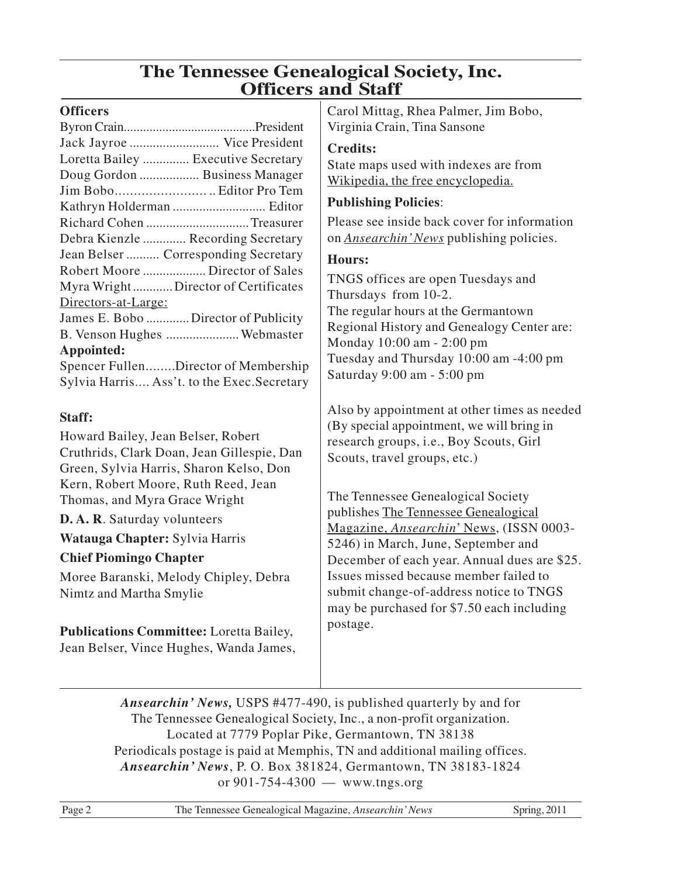# The Tennessee Genealogical Society, Inc. Officers and Staff

**Officers**

Byron Crain........................................President
Jack Jayroe ........................... Vice President
Loretta Bailey .............. Executive Secretary
Doug Gordon .................. Business Manager
Jim Bobo........................ .. Editor Pro Tem
Kathryn Holderman ............................ Editor
Richard Cohen ............................... Treasurer
Debra Kienzle ............. Recording Secretary
Jean Belser .......... Corresponding Secretary
Robert Moore ................... Director of Sales
Myra Wright ............ Director of Certificates

Directors-at-Large:

James E. Bobo ............. Director of Publicity
B. Venson Hughes ...................... Webmaster

**Appointed:**

Spencer Fullen........Director of Membership
Sylvia Harris.... Ass't. to the Exec.Secretary

**Staff:**

Howard Bailey, Jean Belser, Robert Cruthrids, Clark Doan, Jean Gillespie, Dan Green, Sylvia Harris, Sharon Kelso, Don Kern, Robert Moore, Ruth Reed, Jean Thomas, and Myra Grace Wright

**D. A. R**. Saturday volunteers

**Watauga Chapter:** Sylvia Harris

**Chief Piomingo Chapter**

Moree Baranski, Melody Chipley, Debra Nimtz and Martha Smylie

**Publications Committee:** Loretta Bailey, Jean Belser, Vince Hughes, Wanda James, Carol Mittag, Rhea Palmer, Jim Bobo, Virginia Crain, Tina Sansone

**Credits:**

State maps used with indexes are from Wikipedia, the free encyclopedia.

**Publishing Policies**:

Please see inside back cover for information on *Ansearchin' News* publishing policies.

**Hours:**

TNGS offices are open Tuesdays and Thursdays from 10-2.
The regular hours at the Germantown Regional History and Genealogy Center are:
Monday 10:00 am - 2:00 pm
Tuesday and Thursday 10:00 am -4:00 pm
Saturday 9:00 am - 5:00 pm

Also by appointment at other times as needed (By special appointment, we will bring in research groups, i.e., Boy Scouts, Girl Scouts, travel groups, etc.)

The Tennessee Genealogical Society publishes The Tennessee Genealogical Magazine, *Ansearchin*' News, (ISSN 0003-5246) in March, June, September and December of each year. Annual dues are $25. Issues missed because member failed to submit change-of-address notice to TNGS may be purchased for $7.50 each including postage.

*Ansearchin' News,* USPS #477-490, is published quarterly by and for The Tennessee Genealogical Society, Inc., a non-profit organization.
Located at 7779 Poplar Pike, Germantown, TN 38138
Periodicals postage is paid at Memphis, TN and additional mailing offices.
*Ansearchin' News*, P. O. Box 381824, Germantown, TN 38183-1824
or 901-754-4300 — www.tngs.org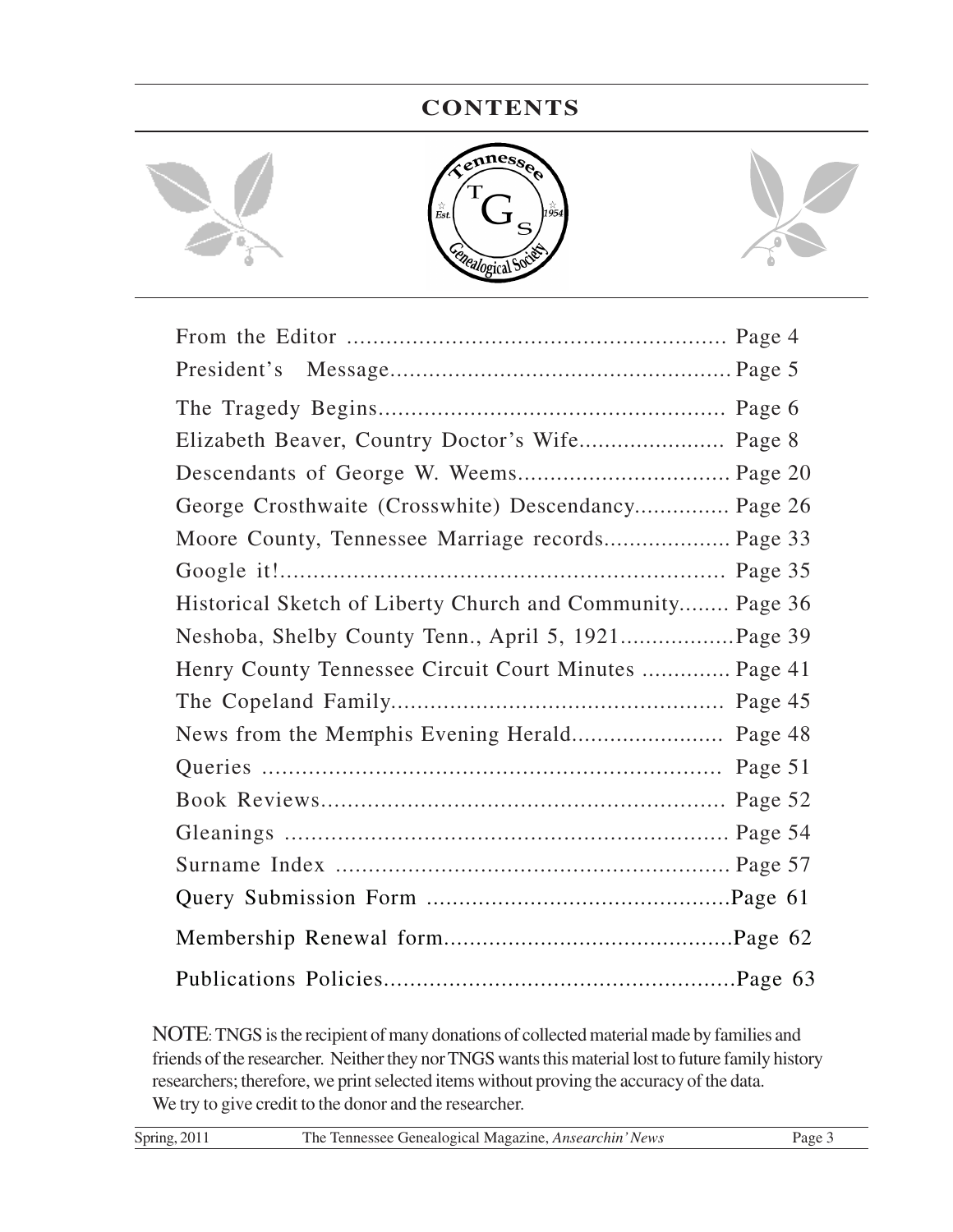# CONTENTS

| | |
|---|---|
| From the Editor | Page 4 |
| President's Message | Page 5 |
| The Tragedy Begins | Page 6 |
| Elizabeth Beaver, Country Doctor's Wife | Page 8 |
| Descendants of George W. Weems | Page 20 |
| George Crosthwaite (Crosswhite) Descendancy | Page 26 |
| Moore County, Tennessee Marriage records | Page 33 |
| Google it! | Page 35 |
| Historical Sketch of Liberty Church and Community | Page 36 |
| Neshoba, Shelby County Tenn., April 5, 1921 | Page 39 |
| Henry County Tennessee Circuit Court Minutes | Page 41 |
| The Copeland Family | Page 45 |
| News from the Memphis Evening Herald | Page 48 |
| Queries | Page 51 |
| Book Reviews | Page 52 |
| Gleanings | Page 54 |
| Surname Index | Page 57 |
| Query Submission Form | Page 61 |
| Membership Renewal form | Page 62 |
| Publications Policies | Page 63 |

NOTE: TNGS is the recipient of many donations of collected material made by families and friends of the researcher. Neither they nor TNGS wants this material lost to future family history researchers; therefore, we print selected items without proving the accuracy of the data. We try to give credit to the donor and the researcher.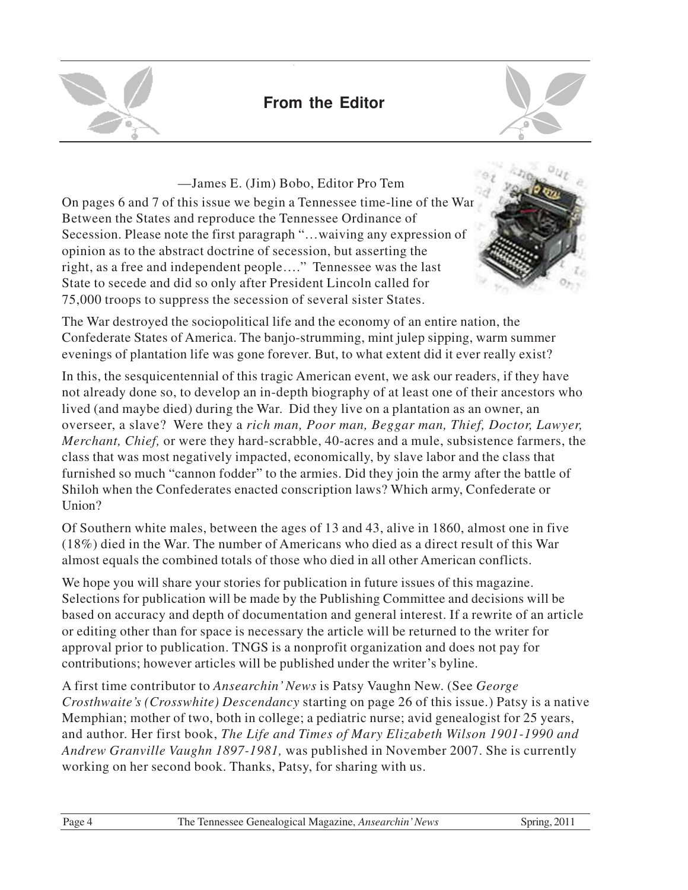## From the Editor

—James E. (Jim) Bobo, Editor Pro Tem

On pages 6 and 7 of this issue we begin a Tennessee time-line of the War Between the States and reproduce the Tennessee Ordinance of Secession. Please note the first paragraph "…waiving any expression of opinion as to the abstract doctrine of secession, but asserting the right, as a free and independent people…." Tennessee was the last State to secede and did so only after President Lincoln called for 75,000 troops to suppress the secession of several sister States.

The War destroyed the sociopolitical life and the economy of an entire nation, the Confederate States of America. The banjo-strumming, mint julep sipping, warm summer evenings of plantation life was gone forever. But, to what extent did it ever really exist?

In this, the sesquicentennial of this tragic American event, we ask our readers, if they have not already done so, to develop an in-depth biography of at least one of their ancestors who lived (and maybe died) during the War. Did they live on a plantation as an owner, an overseer, a slave? Were they a *rich man, Poor man, Beggar man, Thief, Doctor, Lawyer, Merchant, Chief,* or were they hard-scrabble, 40-acres and a mule, subsistence farmers, the class that was most negatively impacted, economically, by slave labor and the class that furnished so much "cannon fodder" to the armies. Did they join the army after the battle of Shiloh when the Confederates enacted conscription laws? Which army, Confederate or Union?

Of Southern white males, between the ages of 13 and 43, alive in 1860, almost one in five (18%) died in the War. The number of Americans who died as a direct result of this War almost equals the combined totals of those who died in all other American conflicts.

We hope you will share your stories for publication in future issues of this magazine. Selections for publication will be made by the Publishing Committee and decisions will be based on accuracy and depth of documentation and general interest. If a rewrite of an article or editing other than for space is necessary the article will be returned to the writer for approval prior to publication. TNGS is a nonprofit organization and does not pay for contributions; however articles will be published under the writer's byline.

A first time contributor to *Ansearchin' News* is Patsy Vaughn New. (See *George Crosthwaite's (Crosswhite) Descendancy* starting on page 26 of this issue.) Patsy is a native Memphian; mother of two, both in college; a pediatric nurse; avid genealogist for 25 years, and author. Her first book, *The Life and Times of Mary Elizabeth Wilson 1901-1990 and Andrew Granville Vaughn 1897-1981,* was published in November 2007. She is currently working on her second book. Thanks, Patsy, for sharing with us.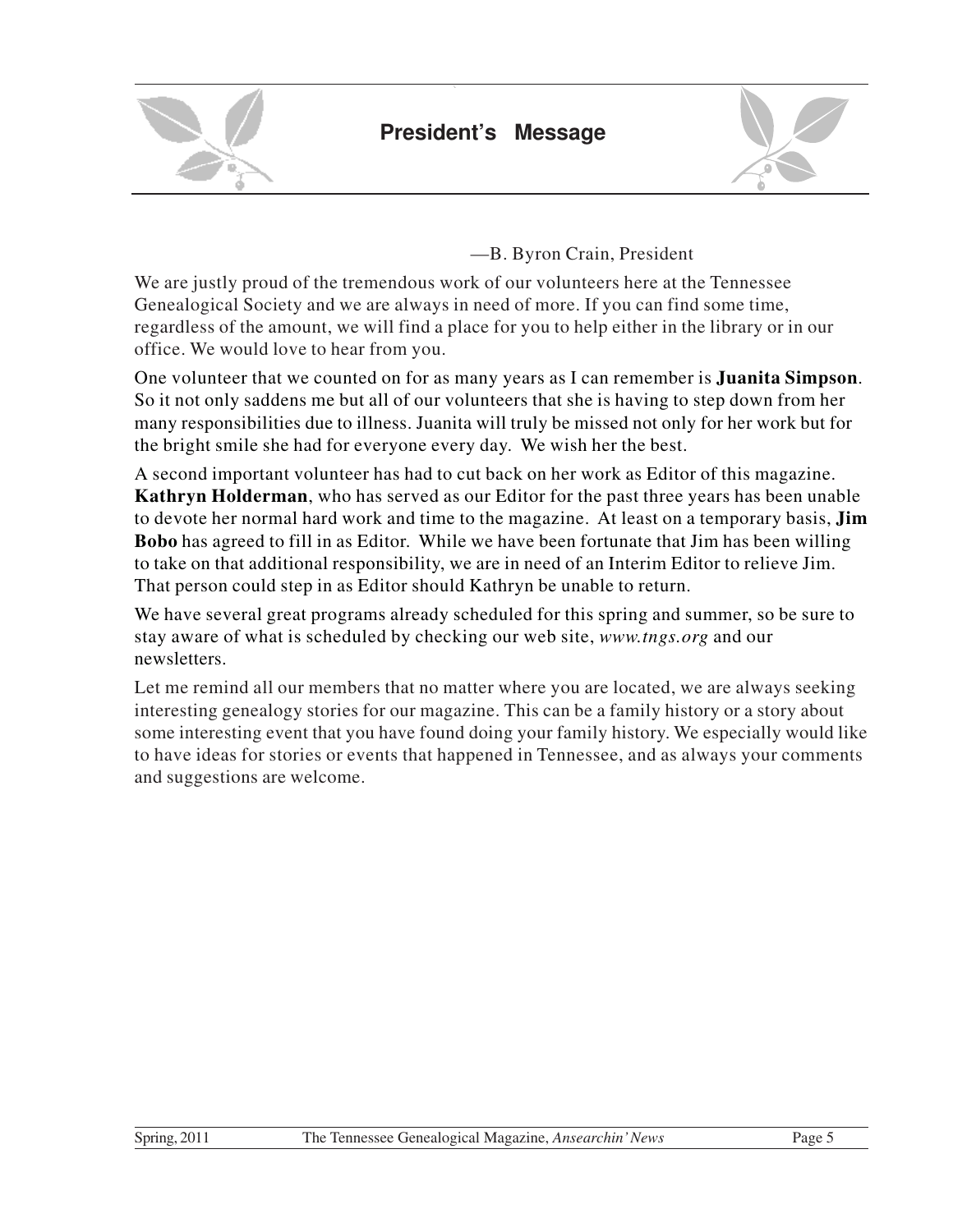## President's Message

—B. Byron Crain, President

We are justly proud of the tremendous work of our volunteers here at the Tennessee Genealogical Society and we are always in need of more. If you can find some time, regardless of the amount, we will find a place for you to help either in the library or in our office. We would love to hear from you.

One volunteer that we counted on for as many years as I can remember is **Juanita Simpson**. So it not only saddens me but all of our volunteers that she is having to step down from her many responsibilities due to illness. Juanita will truly be missed not only for her work but for the bright smile she had for everyone every day. We wish her the best.

A second important volunteer has had to cut back on her work as Editor of this magazine. **Kathryn Holderman**, who has served as our Editor for the past three years has been unable to devote her normal hard work and time to the magazine. At least on a temporary basis, **Jim Bobo** has agreed to fill in as Editor. While we have been fortunate that Jim has been willing to take on that additional responsibility, we are in need of an Interim Editor to relieve Jim. That person could step in as Editor should Kathryn be unable to return.

We have several great programs already scheduled for this spring and summer, so be sure to stay aware of what is scheduled by checking our web site, *www.tngs.org* and our newsletters.

Let me remind all our members that no matter where you are located, we are always seeking interesting genealogy stories for our magazine. This can be a family history or a story about some interesting event that you have found doing your family history. We especially would like to have ideas for stories or events that happened in Tennessee, and as always your comments and suggestions are welcome.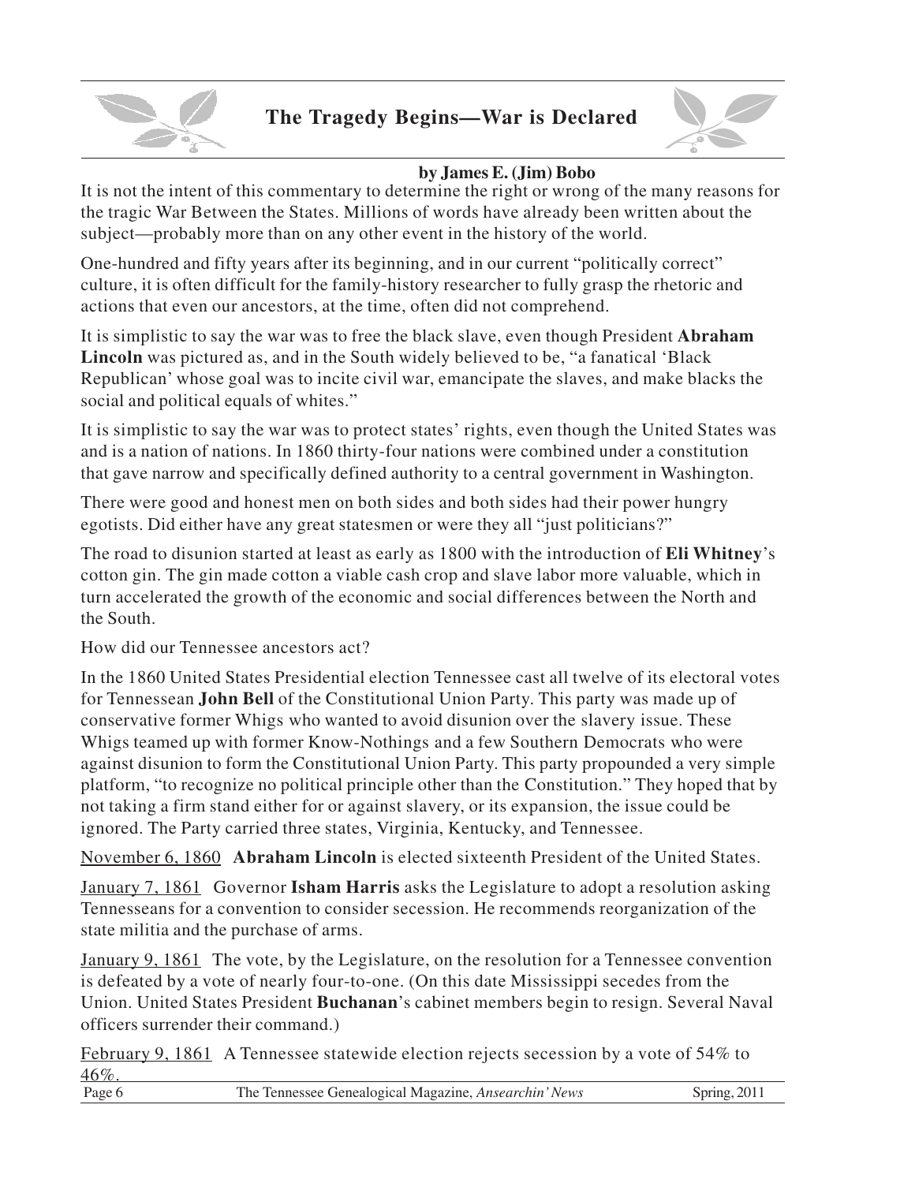# The Tragedy Begins—War is Declared

**by James E. (Jim) Bobo**

It is not the intent of this commentary to determine the right or wrong of the many reasons for the tragic War Between the States. Millions of words have already been written about the subject—probably more than on any other event in the history of the world.

One-hundred and fifty years after its beginning, and in our current "politically correct" culture, it is often difficult for the family-history researcher to fully grasp the rhetoric and actions that even our ancestors, at the time, often did not comprehend.

It is simplistic to say the war was to free the black slave, even though President **Abraham Lincoln** was pictured as, and in the South widely believed to be, "a fanatical 'Black Republican' whose goal was to incite civil war, emancipate the slaves, and make blacks the social and political equals of whites."

It is simplistic to say the war was to protect states' rights, even though the United States was and is a nation of nations. In 1860 thirty-four nations were combined under a constitution that gave narrow and specifically defined authority to a central government in Washington.

There were good and honest men on both sides and both sides had their power hungry egotists. Did either have any great statesmen or were they all "just politicians?"

The road to disunion started at least as early as 1800 with the introduction of **Eli Whitney**'s cotton gin. The gin made cotton a viable cash crop and slave labor more valuable, which in turn accelerated the growth of the economic and social differences between the North and the South.

How did our Tennessee ancestors act?

In the 1860 United States Presidential election Tennessee cast all twelve of its electoral votes for Tennessean **John Bell** of the Constitutional Union Party. This party was made up of conservative former Whigs who wanted to avoid disunion over the slavery issue. These Whigs teamed up with former Know-Nothings and a few Southern Democrats who were against disunion to form the Constitutional Union Party. This party propounded a very simple platform, "to recognize no political principle other than the Constitution." They hoped that by not taking a firm stand either for or against slavery, or its expansion, the issue could be ignored. The Party carried three states, Virginia, Kentucky, and Tennessee.

<u>November 6, 1860</u> **Abraham Lincoln** is elected sixteenth President of the United States.

<u>January 7, 1861</u> Governor **Isham Harris** asks the Legislature to adopt a resolution asking Tennesseans for a convention to consider secession. He recommends reorganization of the state militia and the purchase of arms.

<u>January 9, 1861</u> The vote, by the Legislature, on the resolution for a Tennessee convention is defeated by a vote of nearly four-to-one. (On this date Mississippi secedes from the Union. United States President **Buchanan**'s cabinet members begin to resign. Several Naval officers surrender their command.)

<u>February 9, 1861</u> A Tennessee statewide election rejects secession by a vote of 54% to 46%.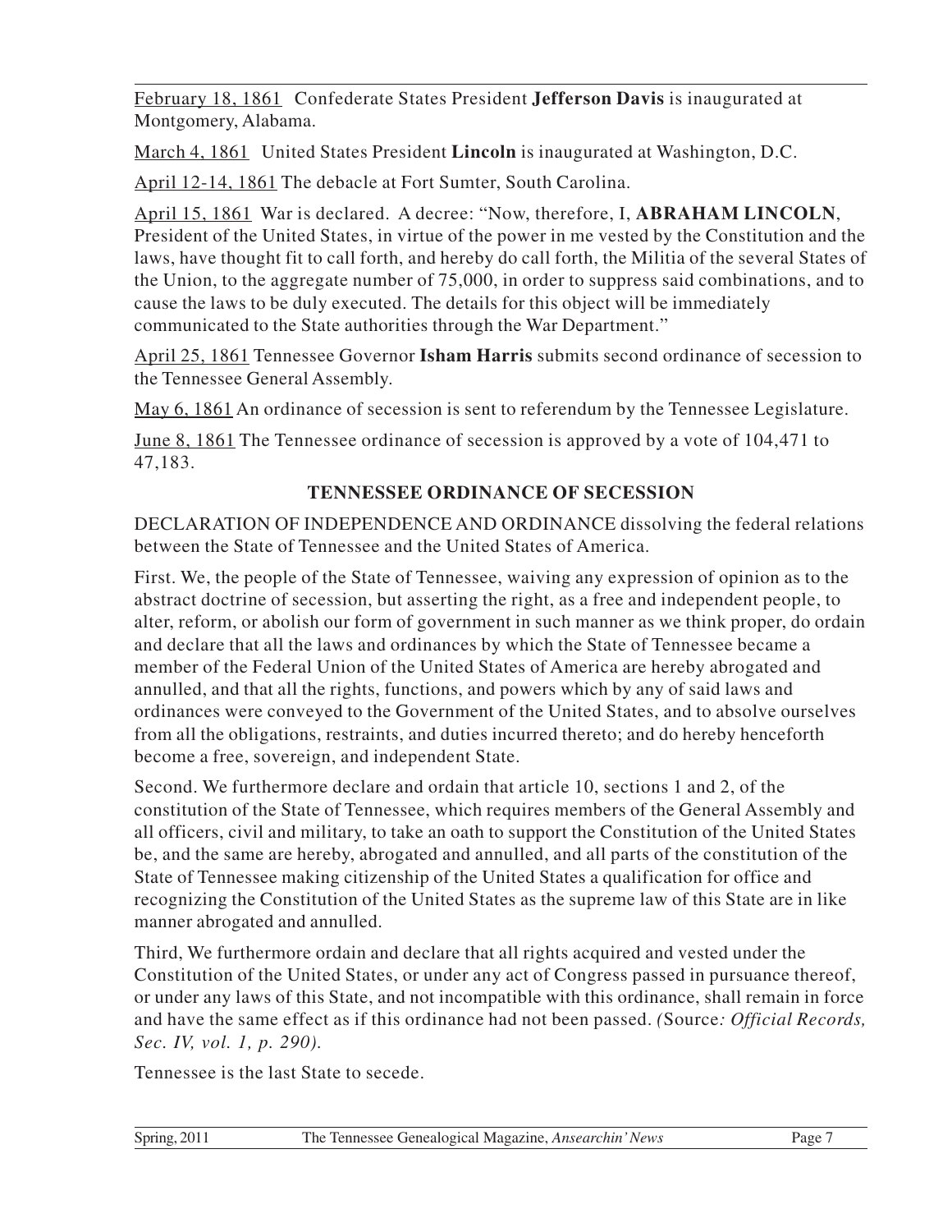February 18, 1861 Confederate States President **Jefferson Davis** is inaugurated at Montgomery, Alabama.

March 4, 1861 United States President **Lincoln** is inaugurated at Washington, D.C.

April 12-14, 1861 The debacle at Fort Sumter, South Carolina.

April 15, 1861 War is declared. A decree: "Now, therefore, I, **ABRAHAM LINCOLN**, President of the United States, in virtue of the power in me vested by the Constitution and the laws, have thought fit to call forth, and hereby do call forth, the Militia of the several States of the Union, to the aggregate number of 75,000, in order to suppress said combinations, and to cause the laws to be duly executed. The details for this object will be immediately communicated to the State authorities through the War Department."

April 25, 1861 Tennessee Governor **Isham Harris** submits second ordinance of secession to the Tennessee General Assembly.

May 6, 1861 An ordinance of secession is sent to referendum by the Tennessee Legislature.

June 8, 1861 The Tennessee ordinance of secession is approved by a vote of 104,471 to 47,183.

## TENNESSEE ORDINANCE OF SECESSION

DECLARATION OF INDEPENDENCE AND ORDINANCE dissolving the federal relations between the State of Tennessee and the United States of America.

First. We, the people of the State of Tennessee, waiving any expression of opinion as to the abstract doctrine of secession, but asserting the right, as a free and independent people, to alter, reform, or abolish our form of government in such manner as we think proper, do ordain and declare that all the laws and ordinances by which the State of Tennessee became a member of the Federal Union of the United States of America are hereby abrogated and annulled, and that all the rights, functions, and powers which by any of said laws and ordinances were conveyed to the Government of the United States, and to absolve ourselves from all the obligations, restraints, and duties incurred thereto; and do hereby henceforth become a free, sovereign, and independent State.

Second. We furthermore declare and ordain that article 10, sections 1 and 2, of the constitution of the State of Tennessee, which requires members of the General Assembly and all officers, civil and military, to take an oath to support the Constitution of the United States be, and the same are hereby, abrogated and annulled, and all parts of the constitution of the State of Tennessee making citizenship of the United States a qualification for office and recognizing the Constitution of the United States as the supreme law of this State are in like manner abrogated and annulled.

Third, We furthermore ordain and declare that all rights acquired and vested under the Constitution of the United States, or under any act of Congress passed in pursuance thereof, or under any laws of this State, and not incompatible with this ordinance, shall remain in force and have the same effect as if this ordinance had not been passed. (Source*: Official Records, Sec. IV, vol. 1, p. 290).*

Tennessee is the last State to secede.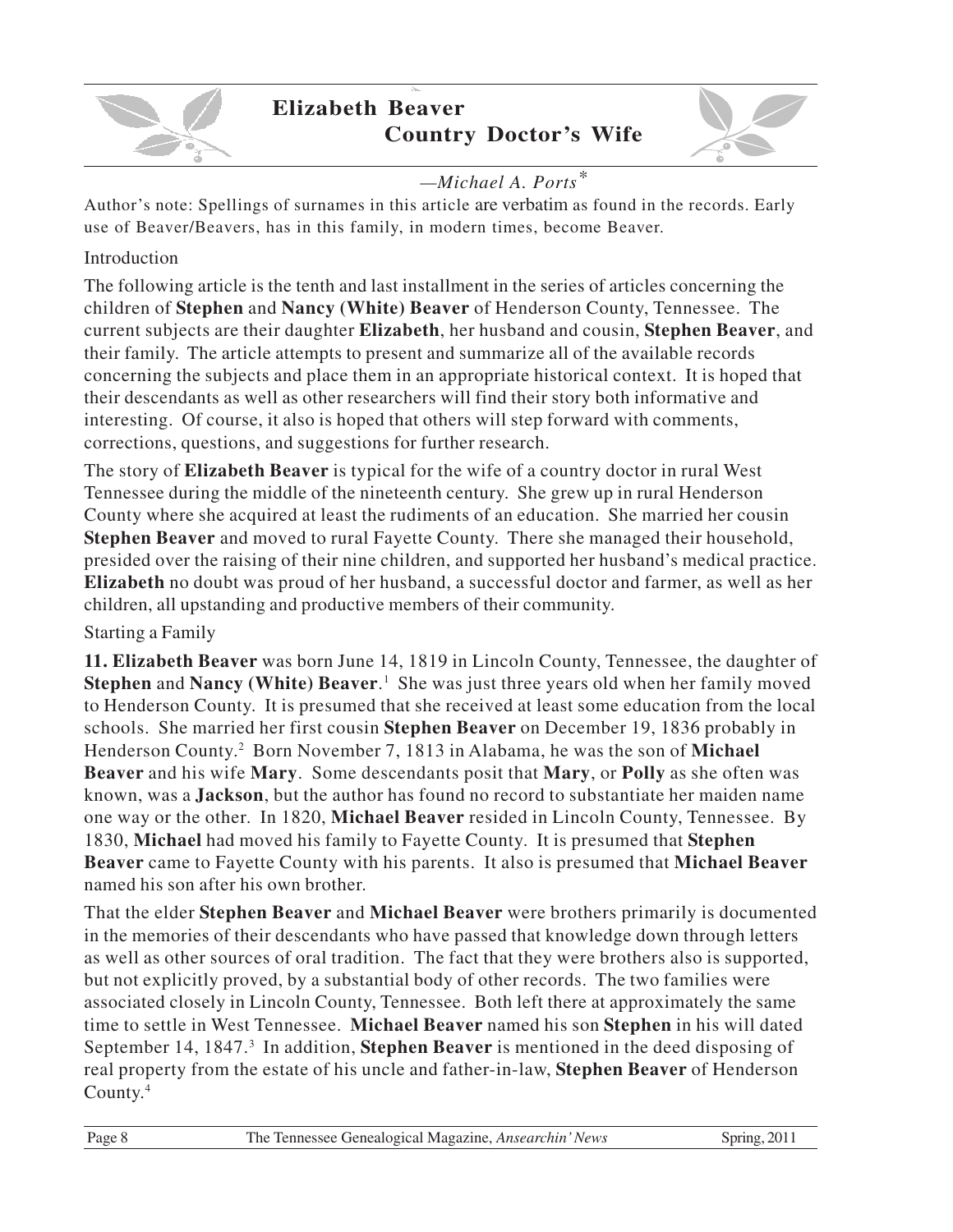# Elizabeth Beaver
## Country Doctor's Wife

*—Michael A. Ports**

Author's note: Spellings of surnames in this article are verbatim as found in the records. Early use of Beaver/Beavers, has in this family, in modern times, become Beaver.

### Introduction

The following article is the tenth and last installment in the series of articles concerning the children of **Stephen** and **Nancy (White) Beaver** of Henderson County, Tennessee. The current subjects are their daughter **Elizabeth**, her husband and cousin, **Stephen Beaver**, and their family. The article attempts to present and summarize all of the available records concerning the subjects and place them in an appropriate historical context. It is hoped that their descendants as well as other researchers will find their story both informative and interesting. Of course, it also is hoped that others will step forward with comments, corrections, questions, and suggestions for further research.

The story of **Elizabeth Beaver** is typical for the wife of a country doctor in rural West Tennessee during the middle of the nineteenth century. She grew up in rural Henderson County where she acquired at least the rudiments of an education. She married her cousin **Stephen Beaver** and moved to rural Fayette County. There she managed their household, presided over the raising of their nine children, and supported her husband's medical practice. **Elizabeth** no doubt was proud of her husband, a successful doctor and farmer, as well as her children, all upstanding and productive members of their community.

### Starting a Family

**11. Elizabeth Beaver** was born June 14, 1819 in Lincoln County, Tennessee, the daughter of **Stephen** and **Nancy (White) Beaver**.[1] She was just three years old when her family moved to Henderson County. It is presumed that she received at least some education from the local schools. She married her first cousin **Stephen Beaver** on December 19, 1836 probably in Henderson County.[2] Born November 7, 1813 in Alabama, he was the son of **Michael Beaver** and his wife **Mary**. Some descendants posit that **Mary**, or **Polly** as she often was known, was a **Jackson**, but the author has found no record to substantiate her maiden name one way or the other. In 1820, **Michael Beaver** resided in Lincoln County, Tennessee. By 1830, **Michael** had moved his family to Fayette County. It is presumed that **Stephen Beaver** came to Fayette County with his parents. It also is presumed that **Michael Beaver** named his son after his own brother.

That the elder **Stephen Beaver** and **Michael Beaver** were brothers primarily is documented in the memories of their descendants who have passed that knowledge down through letters as well as other sources of oral tradition. The fact that they were brothers also is supported, but not explicitly proved, by a substantial body of other records. The two families were associated closely in Lincoln County, Tennessee. Both left there at approximately the same time to settle in West Tennessee. **Michael Beaver** named his son **Stephen** in his will dated September 14, 1847.[3] In addition, **Stephen Beaver** is mentioned in the deed disposing of real property from the estate of his uncle and father-in-law, **Stephen Beaver** of Henderson County.[4]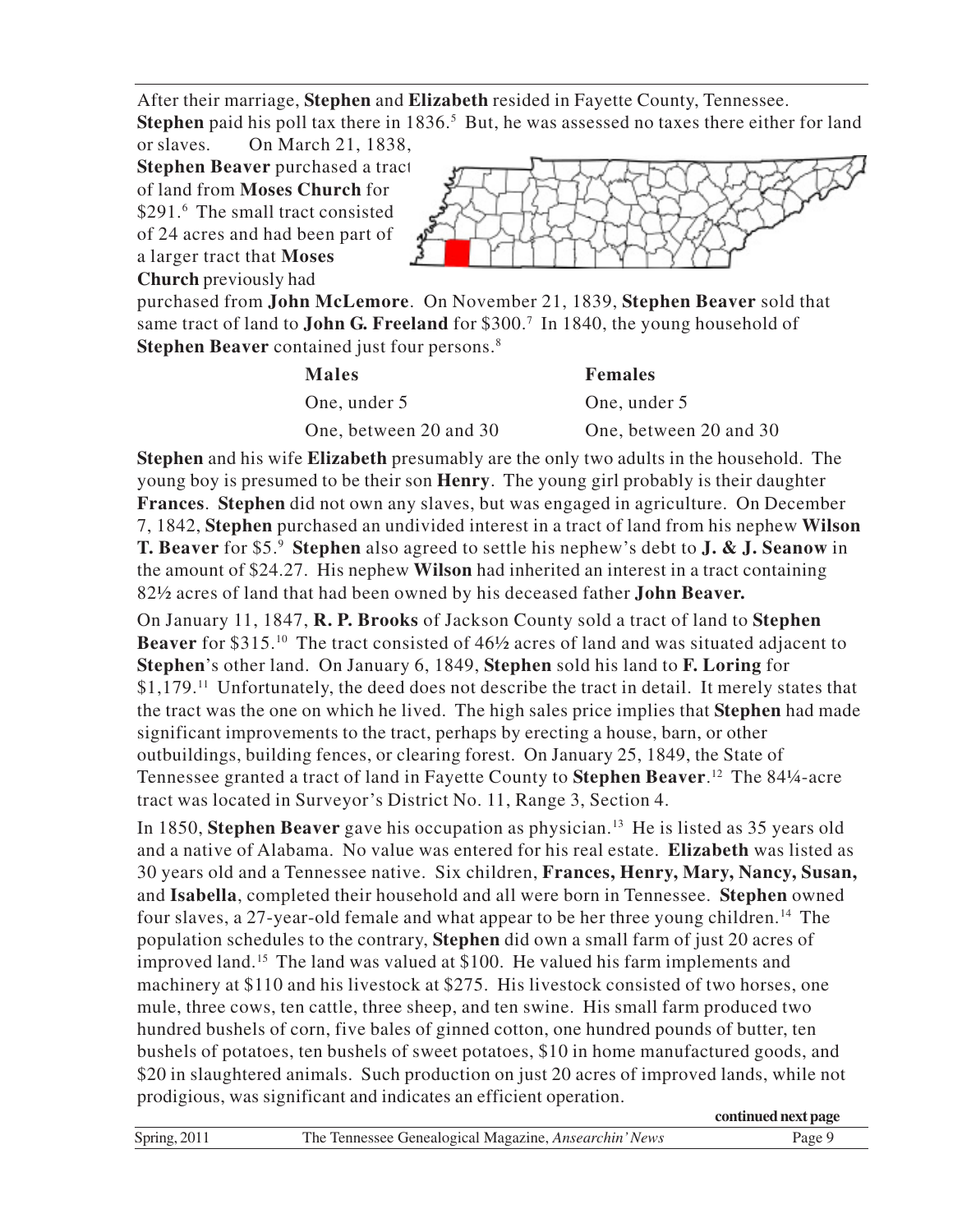After their marriage, **Stephen** and **Elizabeth** resided in Fayette County, Tennessee. **Stephen** paid his poll tax there in 1836.[5] But, he was assessed no taxes there either for land or slaves. On March 21, 1838, **Stephen Beaver** purchased a tract of land from **Moses Church** for $291.[6] The small tract consisted of 24 acres and had been part of a larger tract that **Moses Church** previously had purchased from **John McLemore**. On November 21, 1839, **Stephen Beaver** sold that same tract of land to **John G. Freeland** for $300.[7] In 1840, the young household of **Stephen Beaver** contained just four persons.[8]

| **Males** | **Females** |
|---|---|
| One, under 5 | One, under 5 |
| One, between 20 and 30 | One, between 20 and 30 |

**Stephen** and his wife **Elizabeth** presumably are the only two adults in the household. The young boy is presumed to be their son **Henry**. The young girl probably is their daughter **Frances**. **Stephen** did not own any slaves, but was engaged in agriculture. On December 7, 1842, **Stephen** purchased an undivided interest in a tract of land from his nephew **Wilson T. Beaver** for $5.[9] **Stephen** also agreed to settle his nephew's debt to **J. & J. Seanow** in the amount of $24.27. His nephew **Wilson** had inherited an interest in a tract containing 82½ acres of land that had been owned by his deceased father **John Beaver.**

On January 11, 1847, **R. P. Brooks** of Jackson County sold a tract of land to **Stephen Beaver** for $315.[10] The tract consisted of 46½ acres of land and was situated adjacent to **Stephen**'s other land. On January 6, 1849, **Stephen** sold his land to **F. Loring** for $1,179.[11] Unfortunately, the deed does not describe the tract in detail. It merely states that the tract was the one on which he lived. The high sales price implies that **Stephen** had made significant improvements to the tract, perhaps by erecting a house, barn, or other outbuildings, building fences, or clearing forest. On January 25, 1849, the State of Tennessee granted a tract of land in Fayette County to **Stephen Beaver**.[12] The 84¼-acre tract was located in Surveyor's District No. 11, Range 3, Section 4.

In 1850, **Stephen Beaver** gave his occupation as physician.[13] He is listed as 35 years old and a native of Alabama. No value was entered for his real estate. **Elizabeth** was listed as 30 years old and a Tennessee native. Six children, **Frances, Henry, Mary, Nancy, Susan,** and **Isabella**, completed their household and all were born in Tennessee. **Stephen** owned four slaves, a 27-year-old female and what appear to be her three young children.[14] The population schedules to the contrary, **Stephen** did own a small farm of just 20 acres of improved land.[15] The land was valued at $100. He valued his farm implements and machinery at $110 and his livestock at $275. His livestock consisted of two horses, one mule, three cows, ten cattle, three sheep, and ten swine. His small farm produced two hundred bushels of corn, five bales of ginned cotton, one hundred pounds of butter, ten bushels of potatoes, ten bushels of sweet potatoes, $10 in home manufactured goods, and $20 in slaughtered animals. Such production on just 20 acres of improved lands, while not prodigious, was significant and indicates an efficient operation.

**continued next page**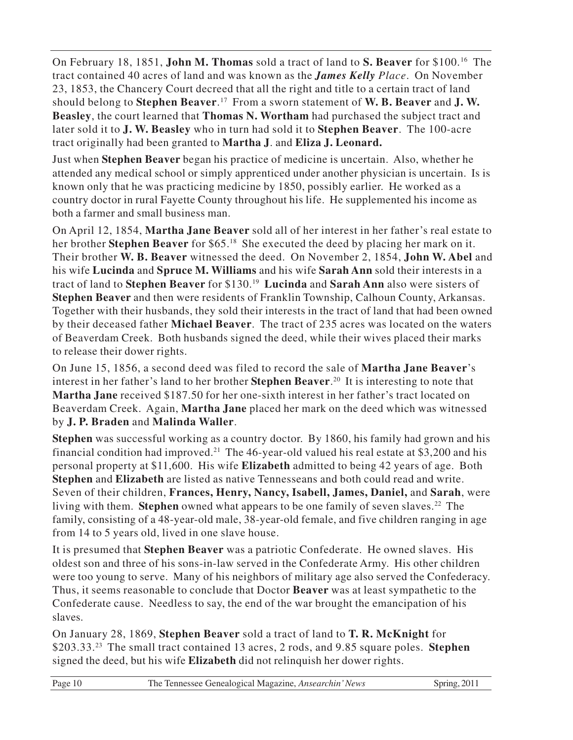On February 18, 1851, **John M. Thomas** sold a tract of land to **S. Beaver** for $100.[16] The tract contained 40 acres of land and was known as the ***James Kelly** Place*. On November 23, 1853, the Chancery Court decreed that all the right and title to a certain tract of land should belong to **Stephen Beaver**.[17] From a sworn statement of **W. B. Beaver** and **J. W. Beasley**, the court learned that **Thomas N. Wortham** had purchased the subject tract and later sold it to **J. W. Beasley** who in turn had sold it to **Stephen Beaver**. The 100-acre tract originally had been granted to **Martha J**. and **Eliza J. Leonard.**

Just when **Stephen Beaver** began his practice of medicine is uncertain. Also, whether he attended any medical school or simply apprenticed under another physician is uncertain. Is is known only that he was practicing medicine by 1850, possibly earlier. He worked as a country doctor in rural Fayette County throughout his life. He supplemented his income as both a farmer and small business man.

On April 12, 1854, **Martha Jane Beaver** sold all of her interest in her father's real estate to her brother **Stephen Beaver** for $65.[18] She executed the deed by placing her mark on it. Their brother **W. B. Beaver** witnessed the deed. On November 2, 1854, **John W. Abel** and his wife **Lucinda** and **Spruce M. Williams** and his wife **Sarah Ann** sold their interests in a tract of land to **Stephen Beaver** for $130.[19] **Lucinda** and **Sarah Ann** also were sisters of **Stephen Beaver** and then were residents of Franklin Township, Calhoun County, Arkansas. Together with their husbands, they sold their interests in the tract of land that had been owned by their deceased father **Michael Beaver**. The tract of 235 acres was located on the waters of Beaverdam Creek. Both husbands signed the deed, while their wives placed their marks to release their dower rights.

On June 15, 1856, a second deed was filed to record the sale of **Martha Jane Beaver**'s interest in her father's land to her brother **Stephen Beaver**.[20] It is interesting to note that **Martha Jane** received $187.50 for her one-sixth interest in her father's tract located on Beaverdam Creek. Again, **Martha Jane** placed her mark on the deed which was witnessed by **J. P. Braden** and **Malinda Waller**.

**Stephen** was successful working as a country doctor. By 1860, his family had grown and his financial condition had improved.[21] The 46-year-old valued his real estate at $3,200 and his personal property at $11,600. His wife **Elizabeth** admitted to being 42 years of age. Both **Stephen** and **Elizabeth** are listed as native Tennesseans and both could read and write. Seven of their children, **Frances, Henry, Nancy, Isabell, James, Daniel,** and **Sarah**, were living with them. **Stephen** owned what appears to be one family of seven slaves.[22] The family, consisting of a 48-year-old male, 38-year-old female, and five children ranging in age from 14 to 5 years old, lived in one slave house.

It is presumed that **Stephen Beaver** was a patriotic Confederate. He owned slaves. His oldest son and three of his sons-in-law served in the Confederate Army. His other children were too young to serve. Many of his neighbors of military age also served the Confederacy. Thus, it seems reasonable to conclude that Doctor **Beaver** was at least sympathetic to the Confederate cause. Needless to say, the end of the war brought the emancipation of his slaves.

On January 28, 1869, **Stephen Beaver** sold a tract of land to **T. R. McKnight** for $203.33.[23] The small tract contained 13 acres, 2 rods, and 9.85 square poles. **Stephen** signed the deed, but his wife **Elizabeth** did not relinquish her dower rights.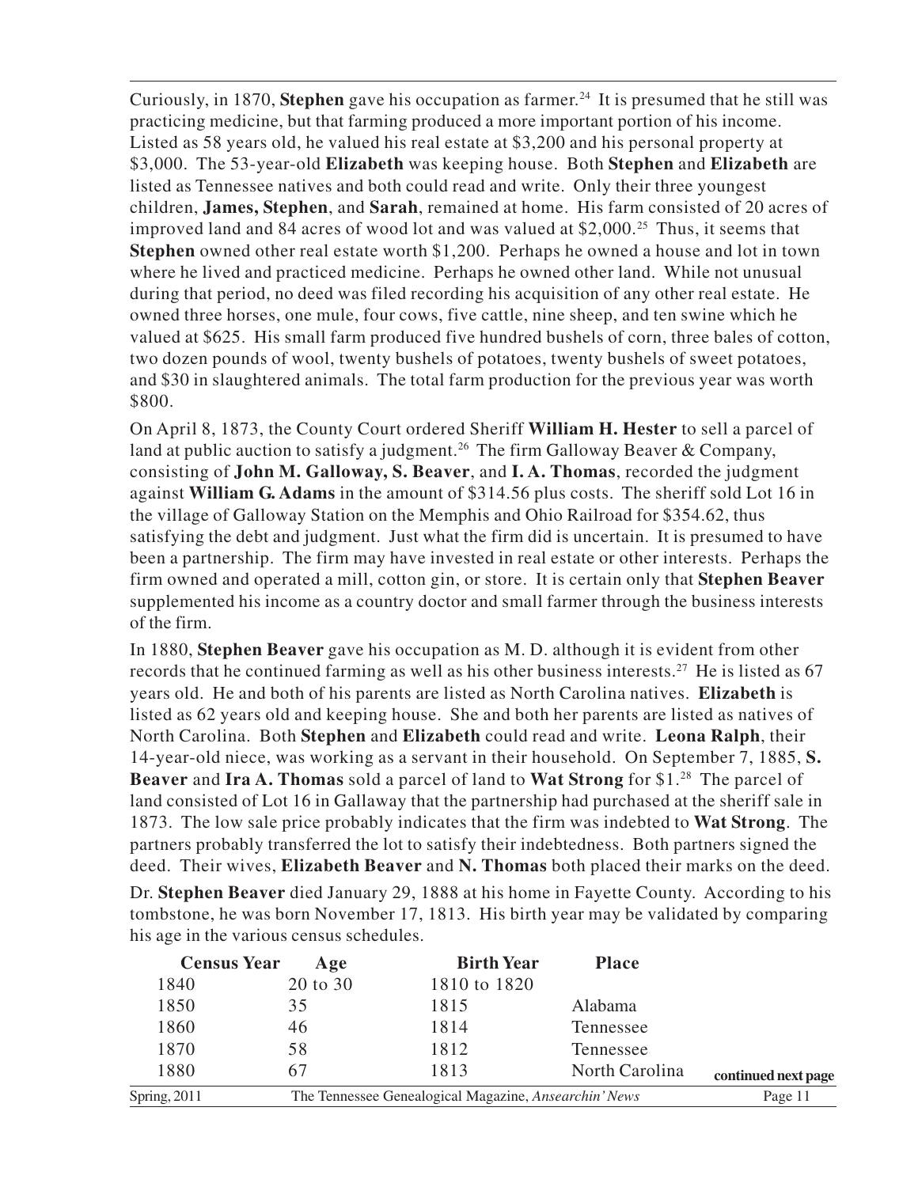Curiously, in 1870, **Stephen** gave his occupation as farmer.[24] It is presumed that he still was practicing medicine, but that farming produced a more important portion of his income. Listed as 58 years old, he valued his real estate at $3,200 and his personal property at $3,000. The 53-year-old **Elizabeth** was keeping house. Both **Stephen** and **Elizabeth** are listed as Tennessee natives and both could read and write. Only their three youngest children, **James, Stephen**, and **Sarah**, remained at home. His farm consisted of 20 acres of improved land and 84 acres of wood lot and was valued at $2,000.[25] Thus, it seems that **Stephen** owned other real estate worth $1,200. Perhaps he owned a house and lot in town where he lived and practiced medicine. Perhaps he owned other land. While not unusual during that period, no deed was filed recording his acquisition of any other real estate. He owned three horses, one mule, four cows, five cattle, nine sheep, and ten swine which he valued at $625. His small farm produced five hundred bushels of corn, three bales of cotton, two dozen pounds of wool, twenty bushels of potatoes, twenty bushels of sweet potatoes, and $30 in slaughtered animals. The total farm production for the previous year was worth $800.

On April 8, 1873, the County Court ordered Sheriff **William H. Hester** to sell a parcel of land at public auction to satisfy a judgment.[26] The firm Galloway Beaver & Company, consisting of **John M. Galloway, S. Beaver**, and **I. A. Thomas**, recorded the judgment against **William G. Adams** in the amount of $314.56 plus costs. The sheriff sold Lot 16 in the village of Galloway Station on the Memphis and Ohio Railroad for $354.62, thus satisfying the debt and judgment. Just what the firm did is uncertain. It is presumed to have been a partnership. The firm may have invested in real estate or other interests. Perhaps the firm owned and operated a mill, cotton gin, or store. It is certain only that **Stephen Beaver** supplemented his income as a country doctor and small farmer through the business interests of the firm.

In 1880, **Stephen Beaver** gave his occupation as M. D. although it is evident from other records that he continued farming as well as his other business interests.[27] He is listed as 67 years old. He and both of his parents are listed as North Carolina natives. **Elizabeth** is listed as 62 years old and keeping house. She and both her parents are listed as natives of North Carolina. Both **Stephen** and **Elizabeth** could read and write. **Leona Ralph**, their 14-year-old niece, was working as a servant in their household. On September 7, 1885, **S. Beaver** and **Ira A. Thomas** sold a parcel of land to **Wat Strong** for $1.[28] The parcel of land consisted of Lot 16 in Gallaway that the partnership had purchased at the sheriff sale in 1873. The low sale price probably indicates that the firm was indebted to **Wat Strong**. The partners probably transferred the lot to satisfy their indebtedness. Both partners signed the deed. Their wives, **Elizabeth Beaver** and **N. Thomas** both placed their marks on the deed.

Dr. **Stephen Beaver** died January 29, 1888 at his home in Fayette County. According to his tombstone, he was born November 17, 1813. His birth year may be validated by comparing his age in the various census schedules.

| Census Year | Age | Birth Year | Place |
|---|---|---|---|
| 1840 | 20 to 30 | 1810 to 1820 | |
| 1850 | 35 | 1815 | Alabama |
| 1860 | 46 | 1814 | Tennessee |
| 1870 | 58 | 1812 | Tennessee |
| 1880 | 67 | 1813 | North Carolina |

**continued next page**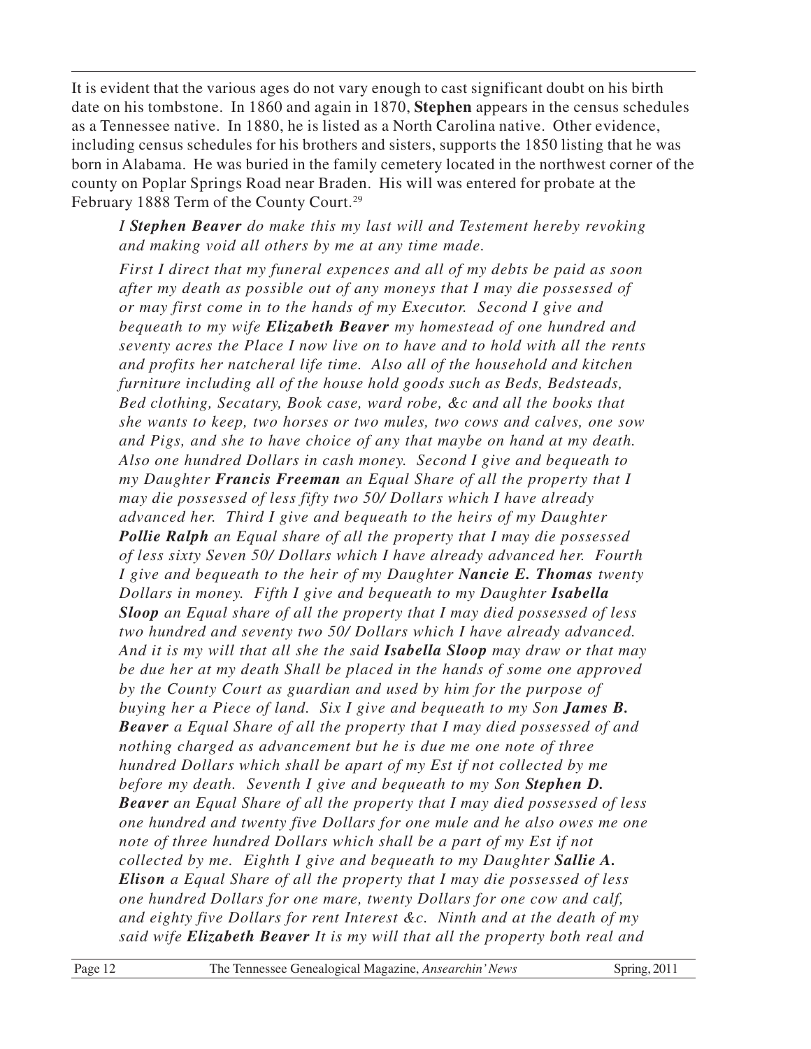It is evident that the various ages do not vary enough to cast significant doubt on his birth date on his tombstone. In 1860 and again in 1870, **Stephen** appears in the census schedules as a Tennessee native. In 1880, he is listed as a North Carolina native. Other evidence, including census schedules for his brothers and sisters, supports the 1850 listing that he was born in Alabama. He was buried in the family cemetery located in the northwest corner of the county on Poplar Springs Road near Braden. His will was entered for probate at the February 1888 Term of the County Court.[29]

> *I **Stephen Beaver** do make this my last will and Testement hereby revoking and making void all others by me at any time made.*
>
> *First I direct that my funeral expences and all of my debts be paid as soon after my death as possible out of any moneys that I may die possessed of or may first come in to the hands of my Executor. Second I give and bequeath to my wife **Elizabeth Beaver** my homestead of one hundred and seventy acres the Place I now live on to have and to hold with all the rents and profits her natcheral life time. Also all of the household and kitchen furniture including all of the house hold goods such as Beds, Bedsteads, Bed clothing, Secatary, Book case, ward robe, &c and all the books that she wants to keep, two horses or two mules, two cows and calves, one sow and Pigs, and she to have choice of any that maybe on hand at my death. Also one hundred Dollars in cash money. Second I give and bequeath to my Daughter **Francis Freeman** an Equal Share of all the property that I may die possessed of less fifty two 50/ Dollars which I have already advanced her. Third I give and bequeath to the heirs of my Daughter **Pollie Ralph** an Equal share of all the property that I may die possessed of less sixty Seven 50/ Dollars which I have already advanced her. Fourth I give and bequeath to the heir of my Daughter **Nancie E. Thomas** twenty Dollars in money. Fifth I give and bequeath to my Daughter **Isabella Sloop** an Equal share of all the property that I may died possessed of less two hundred and seventy two 50/ Dollars which I have already advanced. And it is my will that all she the said **Isabella Sloop** may draw or that may be due her at my death Shall be placed in the hands of some one approved by the County Court as guardian and used by him for the purpose of buying her a Piece of land. Six I give and bequeath to my Son **James B. Beaver** a Equal Share of all the property that I may died possessed of and nothing charged as advancement but he is due me one note of three hundred Dollars which shall be apart of my Est if not collected by me before my death. Seventh I give and bequeath to my Son **Stephen D. Beaver** an Equal Share of all the property that I may died possessed of less one hundred and twenty five Dollars for one mule and he also owes me one note of three hundred Dollars which shall be a part of my Est if not collected by me. Eighth I give and bequeath to my Daughter **Sallie A. Elison** a Equal Share of all the property that I may die possessed of less one hundred Dollars for one mare, twenty Dollars for one cow and calf, and eighty five Dollars for rent Interest &c. Ninth and at the death of my said wife **Elizabeth Beaver** It is my will that all the property both real and*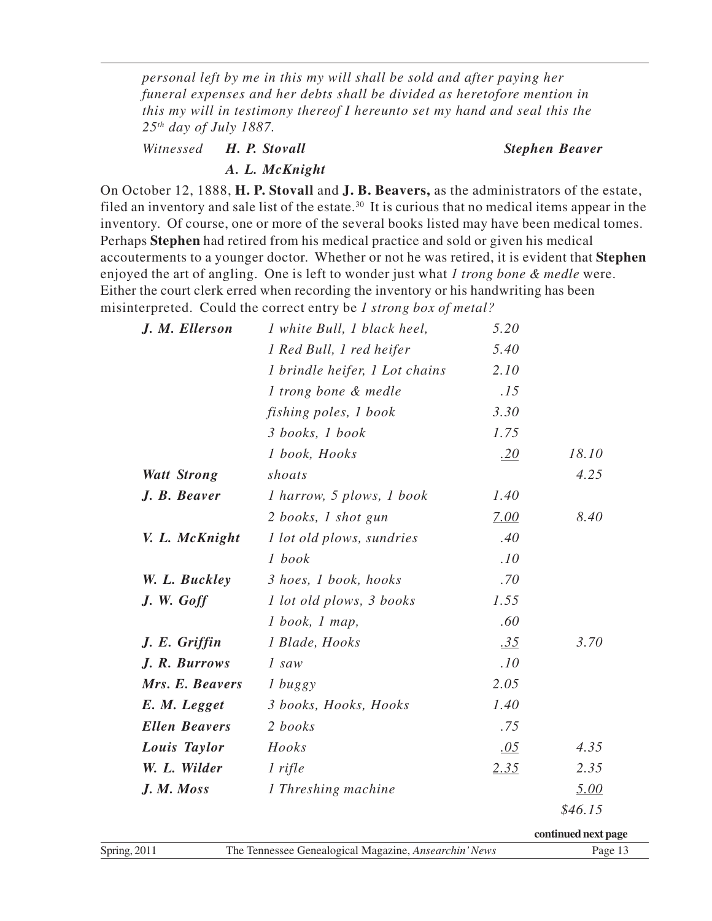*personal left by me in this my will shall be sold and after paying her funeral expenses and her debts shall be divided as heretofore mention in this my will in testimony thereof I hereunto set my hand and seal this the 25th day of July 1887.*

*Witnessed* ***H. P. Stovall*** ***Stephen Beaver***

***A. L. McKnight***

On October 12, 1888, **H. P. Stovall** and **J. B. Beavers,** as the administrators of the estate, filed an inventory and sale list of the estate.[30] It is curious that no medical items appear in the inventory. Of course, one or more of the several books listed may have been medical tomes. Perhaps **Stephen** had retired from his medical practice and sold or given his medical accouterments to a younger doctor. Whether or not he was retired, it is evident that **Stephen** enjoyed the art of angling. One is left to wonder just what *1 trong bone & medle* were. Either the court clerk erred when recording the inventory or his handwriting has been misinterpreted. Could the correct entry be *1 strong box of metal?*

| | | | |
|---|---|---|---|
| ***J. M. Ellerson*** | *1 white Bull, 1 black heel,* | *5.20* | |
| | *1 Red Bull, 1 red heifer* | *5.40* | |
| | *1 brindle heifer, 1 Lot chains* | *2.10* | |
| | *1 trong bone & medle* | *.15* | |
| | *fishing poles, 1 book* | *3.30* | |
| | *3 books, 1 book* | *1.75* | |
| | *1 book, Hooks* | *.20* | *18.10* |
| ***Watt Strong*** | *shoats* | | *4.25* |
| ***J. B. Beaver*** | *1 harrow, 5 plows, 1 book* | *1.40* | |
| | *2 books, 1 shot gun* | *7.00* | *8.40* |
| ***V. L. McKnight*** | *1 lot old plows, sundries* | *.40* | |
| | *1 book* | *.10* | |
| ***W. L. Buckley*** | *3 hoes, 1 book, hooks* | *.70* | |
| ***J. W. Goff*** | *1 lot old plows, 3 books* | *1.55* | |
| | *1 book, 1 map,* | *.60* | |
| ***J. E. Griffin*** | *1 Blade, Hooks* | *.35* | *3.70* |
| ***J. R. Burrows*** | *1 saw* | *.10* | |
| ***Mrs. E. Beavers*** | *1 buggy* | *2.05* | |
| ***E. M. Legget*** | *3 books, Hooks, Hooks* | *1.40* | |
| ***Ellen Beavers*** | *2 books* | *.75* | |
| ***Louis Taylor*** | *Hooks* | *.05* | *4.35* |
| ***W. L. Wilder*** | *1 rifle* | *2.35* | *2.35* |
| ***J. M. Moss*** | *1 Threshing machine* | | *5.00* |
| | | | *$46.15* |

**continued next page**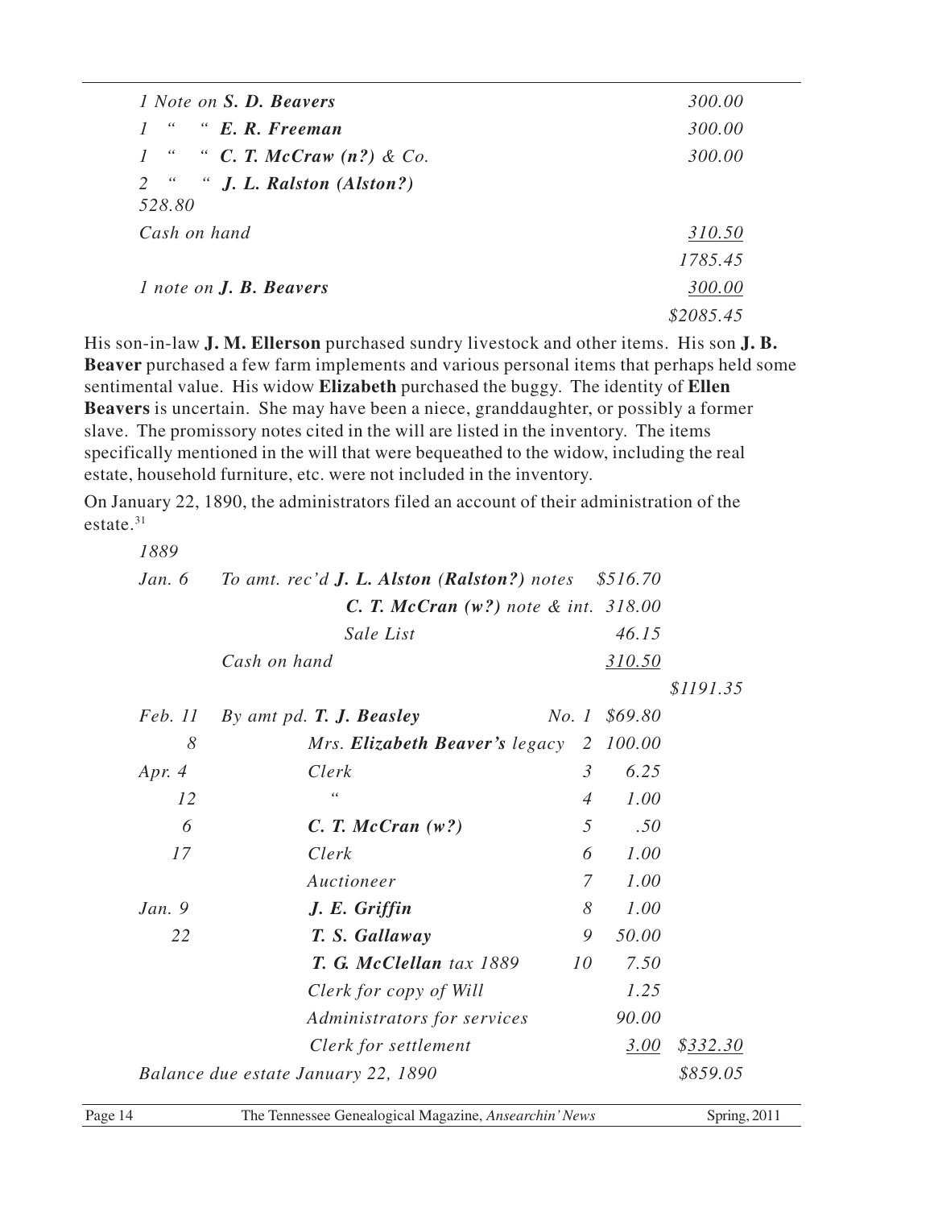| | |
|---|---|
| *1 Note on **S. D. Beavers*** | *300.00* |
| *1 " " **E. R. Freeman*** | *300.00* |
| *1 " " **C. T. McCraw (n?)** & Co.* | *300.00* |
| *2 " " **J. L. Ralston (Alston?)*** | |
| *528.80* | |
| *Cash on hand* | *310.50* |
| | *1785.45* |
| *1 note on **J. B. Beavers*** | *300.00* |
| | *$2085.45* |

His son-in-law **J. M. Ellerson** purchased sundry livestock and other items. His son **J. B. Beaver** purchased a few farm implements and various personal items that perhaps held some sentimental value. His widow **Elizabeth** purchased the buggy. The identity of **Ellen Beavers** is uncertain. She may have been a niece, granddaughter, or possibly a former slave. The promissory notes cited in the will are listed in the inventory. The items specifically mentioned in the will that were bequeathed to the widow, including the real estate, household furniture, etc. were not included in the inventory.

On January 22, 1890, the administrators filed an account of their administration of the estate.[31]

| | | | | |
|---|---|---|---|---|
| *1889* | | | | |
| *Jan. 6* | *To amt. rec'd **J. L. Alston (Ralston?)** notes* | | *$516.70* | |
| | ***C. T. McCran (w?)** note & int.* | | *318.00* | |
| | *Sale List* | | *46.15* | |
| | *Cash on hand* | | *310.50* | |
| | | | | *$1191.35* |
| *Feb. 11* | *By amt pd. **T. J. Beasley*** | *No. 1* | *$69.80* | |
| *8* | *Mrs. **Elizabeth Beaver's** legacy* | *2* | *100.00* | |
| *Apr. 4* | *Clerk* | *3* | *6.25* | |
| *12* | *"* | *4* | *1.00* | |
| *6* | ***C. T. McCran (w?)*** | *5* | *.50* | |
| *17* | *Clerk* | *6* | *1.00* | |
| | *Auctioneer* | *7* | *1.00* | |
| *Jan. 9* | ***J. E. Griffin*** | *8* | *1.00* | |
| *22* | ***T. S. Gallaway*** | *9* | *50.00* | |
| | ***T. G. McClellan** tax 1889* | *10* | *7.50* | |
| | *Clerk for copy of Will* | | *1.25* | |
| | *Administrators for services* | | *90.00* | |
| | *Clerk for settlement* | | *3.00* | *$332.30* |
| *Balance due estate January 22, 1890* | | | | *$859.05* |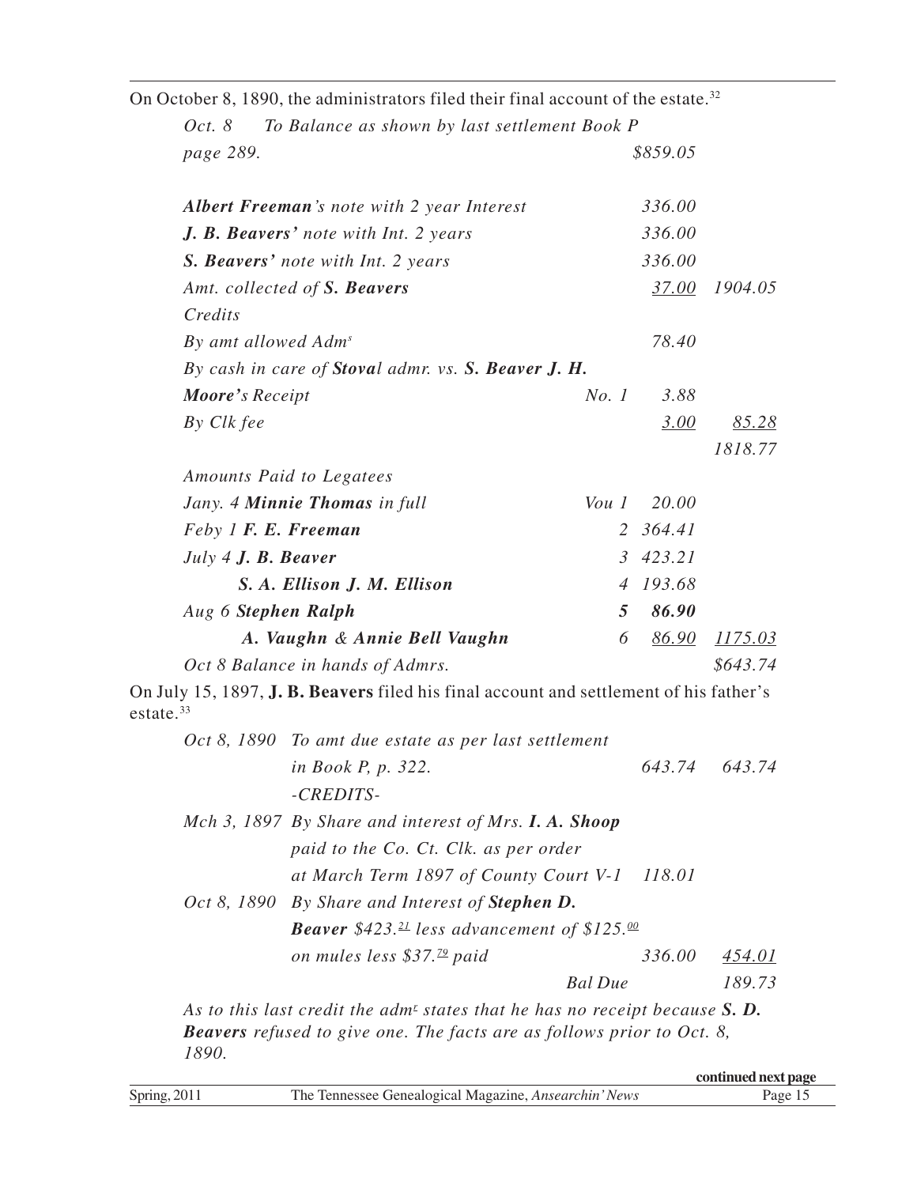On October 8, 1890, the administrators filed their final account of the estate.[32]

| | | | |
|---|---|---|---|
| *Oct. 8 To Balance as shown by last settlement Book P page 289.* | | *$859.05* | |
| ***Albert Freeman**'s note with 2 year Interest* | | *336.00* | |
| ***J. B. Beavers'** note with Int. 2 years* | | *336.00* | |
| ***S. Beavers'** note with Int. 2 years* | | *336.00* | |
| *Amt. collected of **S. Beavers*** | | *<u>37.00</u>* | *1904.05* |
| *Credits* | | | |
| *By amt allowed Adm^s^* | | *78.40* | |
| *By cash in care of **Stoval** admr. vs. **S. Beaver J. H. Moore**'s Receipt* | *No. 1* | *3.88* | |
| *By Clk fee* | | *<u>3.00</u>* | *<u>85.28</u>* |
| | | | *1818.77* |
| *Amounts Paid to Legatees* | | | |
| *Jany. 4 **Minnie Thomas** in full* | *Vou 1* | *20.00* | |
| *Feby 1 **F. E. Freeman*** | *2* | *364.41* | |
| *July 4 **J. B. Beaver*** | *3* | *423.21* | |
| ***S. A. Ellison J. M. Ellison*** | *4* | *193.68* | |
| *Aug 6 **Stephen Ralph*** | ***5*** | ***86.90*** | |
| ***A. Vaughn & Annie Bell Vaughn*** | *6* | *<u>86.90</u>* | *<u>1175.03</u>* |
| *Oct 8 Balance in hands of Admrs.* | | | *$643.74* |

On July 15, 1897, **J. B. Beavers** filed his final account and settlement of his father's estate.[33]

| | | | |
|---|---|---|---|
| *Oct 8, 1890* | *To amt due estate as per last settlement in Book P, p. 322.* | *643.74* | *643.74* |
| | *-CREDITS-* | | |
| *Mch 3, 1897* | *By Share and interest of Mrs. **I. A. Shoop** paid to the Co. Ct. Clk. as per order at March Term 1897 of County Court V-1* | *118.01* | |
| *Oct 8, 1890* | *By Share and Interest of **Stephen D. Beaver** $423.^21^ less advancement of $125.^00^ on mules less $37.^79^ paid* | *336.00* | *<u>454.01</u>* |
| | *Bal Due* | | *189.73* |

*As to this last credit the adm^r^ states that he has no receipt because **S. D. Beavers** refused to give one. The facts are as follows prior to Oct. 8, 1890.*

continued next page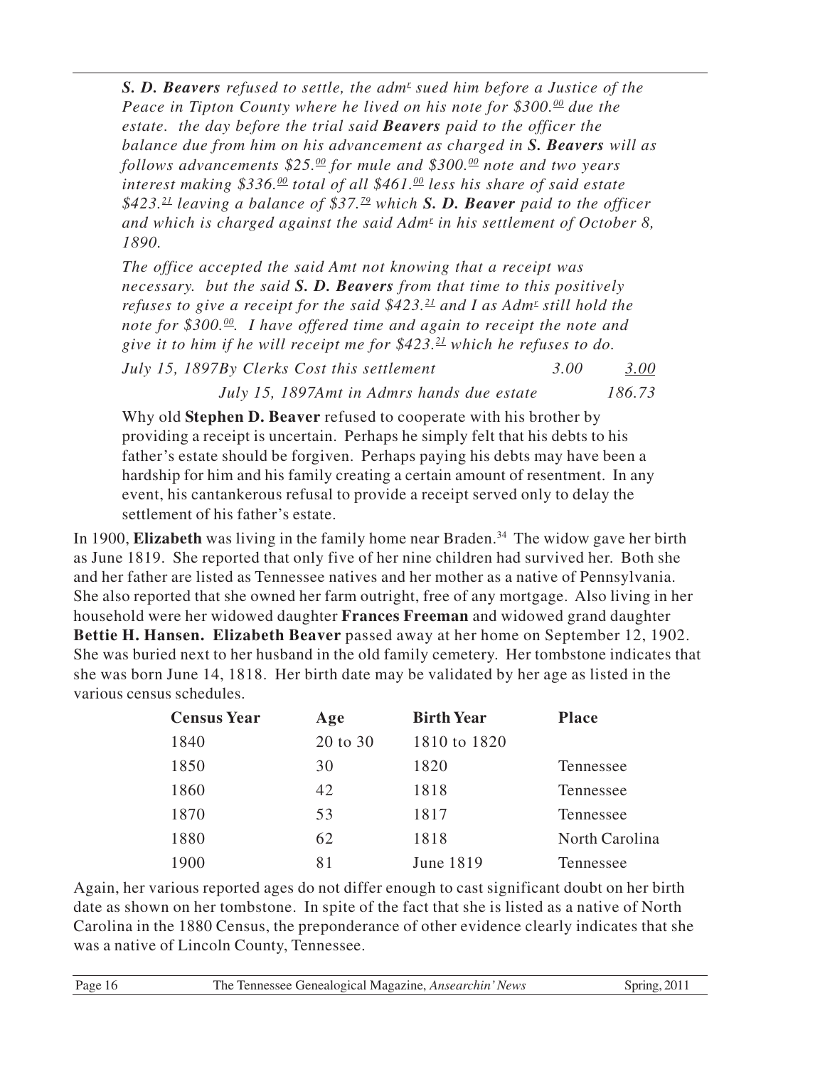*__S. D. Beavers__ refused to settle, the adm^r sued him before a Justice of the Peace in Tipton County where he lived on his note for $300.^00 due the estate. the day before the trial said __Beavers__ paid to the officer the balance due from him on his advancement as charged in __S. Beavers__ will as follows advancements $25.^00 for mule and $300.^00 note and two years interest making $336.^00 total of all $461.^00 less his share of said estate $423.^21 leaving a balance of $37.^79 which __S. D. Beaver__ paid to the officer and which is charged against the said Adm^r in his settlement of October 8, 1890.*

*The office accepted the said Amt not knowing that a receipt was necessary. but the said __S. D. Beavers__ from that time to this positively refuses to give a receipt for the said $423.^21 and I as Adm^r still hold the note for $300.^00. I have offered time and again to receipt the note and give it to him if he will receipt me for $423.^21 which he refuses to do.*

*July 15, 1897By Clerks Cost this settlement 3.00 3.00*

*July 15, 1897Amt in Admrs hands due estate 186.73*

Why old **Stephen D. Beaver** refused to cooperate with his brother by providing a receipt is uncertain. Perhaps he simply felt that his debts to his father's estate should be forgiven. Perhaps paying his debts may have been a hardship for him and his family creating a certain amount of resentment. In any event, his cantankerous refusal to provide a receipt served only to delay the settlement of his father's estate.

In 1900, **Elizabeth** was living in the family home near Braden.[34] The widow gave her birth as June 1819. She reported that only five of her nine children had survived her. Both she and her father are listed as Tennessee natives and her mother as a native of Pennsylvania. She also reported that she owned her farm outright, free of any mortgage. Also living in her household were her widowed daughter **Frances Freeman** and widowed grand daughter **Bettie H. Hansen. Elizabeth Beaver** passed away at her home on September 12, 1902. She was buried next to her husband in the old family cemetery. Her tombstone indicates that she was born June 14, 1818. Her birth date may be validated by her age as listed in the various census schedules.

| Census Year | Age | Birth Year | Place |
|---|---|---|---|
| 1840 | 20 to 30 | 1810 to 1820 | |
| 1850 | 30 | 1820 | Tennessee |
| 1860 | 42 | 1818 | Tennessee |
| 1870 | 53 | 1817 | Tennessee |
| 1880 | 62 | 1818 | North Carolina |
| 1900 | 81 | June 1819 | Tennessee |

Again, her various reported ages do not differ enough to cast significant doubt on her birth date as shown on her tombstone. In spite of the fact that she is listed as a native of North Carolina in the 1880 Census, the preponderance of other evidence clearly indicates that she was a native of Lincoln County, Tennessee.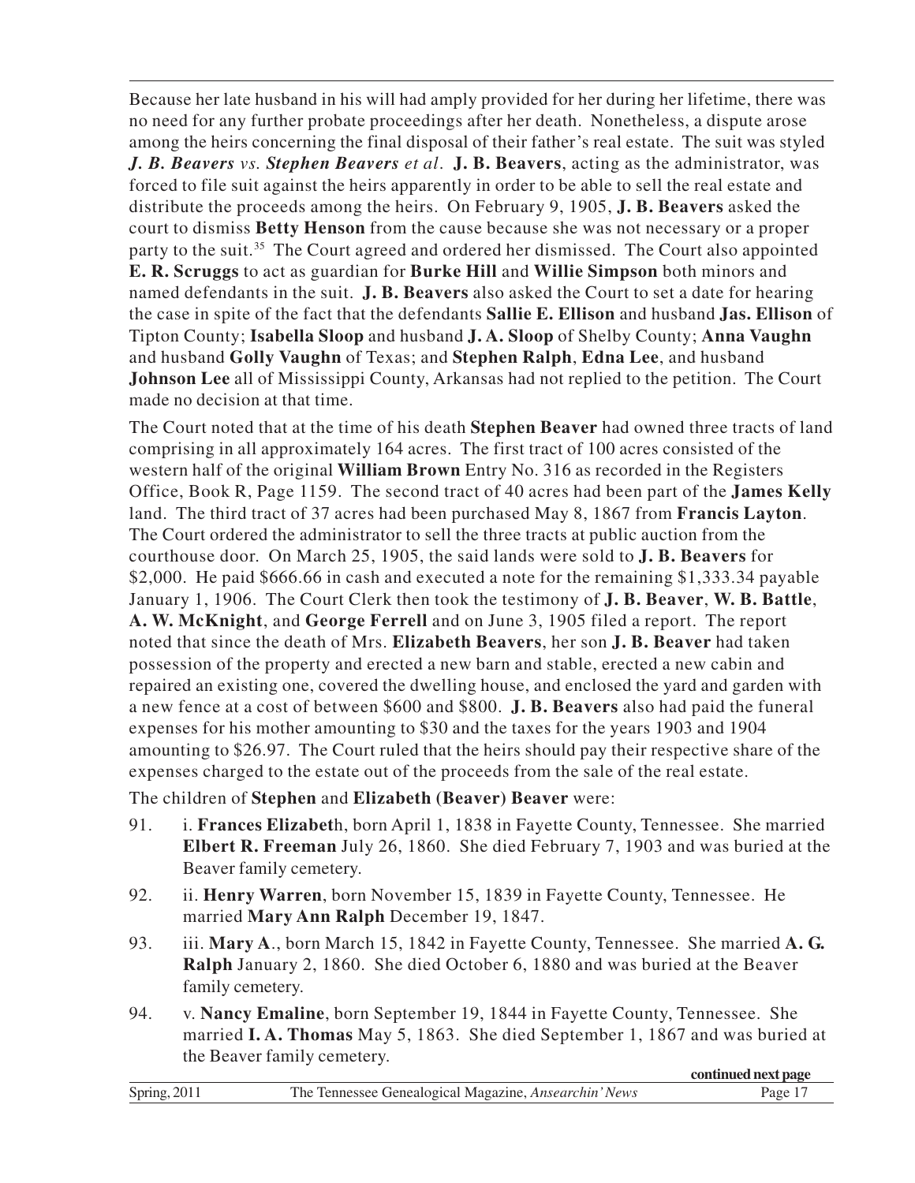Because her late husband in his will had amply provided for her during her lifetime, there was no need for any further probate proceedings after her death. Nonetheless, a dispute arose among the heirs concerning the final disposal of their father's real estate. The suit was styled ***J. B. Beavers vs. Stephen Beavers et al.*** **J. B. Beavers**, acting as the administrator, was forced to file suit against the heirs apparently in order to be able to sell the real estate and distribute the proceeds among the heirs. On February 9, 1905, **J. B. Beavers** asked the court to dismiss **Betty Henson** from the cause because she was not necessary or a proper party to the suit.[35] The Court agreed and ordered her dismissed. The Court also appointed **E. R. Scruggs** to act as guardian for **Burke Hill** and **Willie Simpson** both minors and named defendants in the suit. **J. B. Beavers** also asked the Court to set a date for hearing the case in spite of the fact that the defendants **Sallie E. Ellison** and husband **Jas. Ellison** of Tipton County; **Isabella Sloop** and husband **J. A. Sloop** of Shelby County; **Anna Vaughn** and husband **Golly Vaughn** of Texas; and **Stephen Ralph**, **Edna Lee**, and husband **Johnson Lee** all of Mississippi County, Arkansas had not replied to the petition. The Court made no decision at that time.

The Court noted that at the time of his death **Stephen Beaver** had owned three tracts of land comprising in all approximately 164 acres. The first tract of 100 acres consisted of the western half of the original **William Brown** Entry No. 316 as recorded in the Registers Office, Book R, Page 1159. The second tract of 40 acres had been part of the **James Kelly** land. The third tract of 37 acres had been purchased May 8, 1867 from **Francis Layton**. The Court ordered the administrator to sell the three tracts at public auction from the courthouse door. On March 25, 1905, the said lands were sold to **J. B. Beavers** for $2,000. He paid $666.66 in cash and executed a note for the remaining $1,333.34 payable January 1, 1906. The Court Clerk then took the testimony of **J. B. Beaver**, **W. B. Battle**, **A. W. McKnight**, and **George Ferrell** and on June 3, 1905 filed a report. The report noted that since the death of Mrs. **Elizabeth Beavers**, her son **J. B. Beaver** had taken possession of the property and erected a new barn and stable, erected a new cabin and repaired an existing one, covered the dwelling house, and enclosed the yard and garden with a new fence at a cost of between $600 and $800. **J. B. Beavers** also had paid the funeral expenses for his mother amounting to $30 and the taxes for the years 1903 and 1904 amounting to $26.97. The Court ruled that the heirs should pay their respective share of the expenses charged to the estate out of the proceeds from the sale of the real estate.

The children of **Stephen** and **Elizabeth (Beaver) Beaver** were:

91. i. **Frances Elizabet**h, born April 1, 1838 in Fayette County, Tennessee. She married **Elbert R. Freeman** July 26, 1860. She died February 7, 1903 and was buried at the Beaver family cemetery.

92. ii. **Henry Warren**, born November 15, 1839 in Fayette County, Tennessee. He married **Mary Ann Ralph** December 19, 1847.

93. iii. **Mary A**., born March 15, 1842 in Fayette County, Tennessee. She married **A. G. Ralph** January 2, 1860. She died October 6, 1880 and was buried at the Beaver family cemetery.

94. v. **Nancy Emaline**, born September 19, 1844 in Fayette County, Tennessee. She married **I. A. Thomas** May 5, 1863. She died September 1, 1867 and was buried at the Beaver family cemetery.

**continued next page**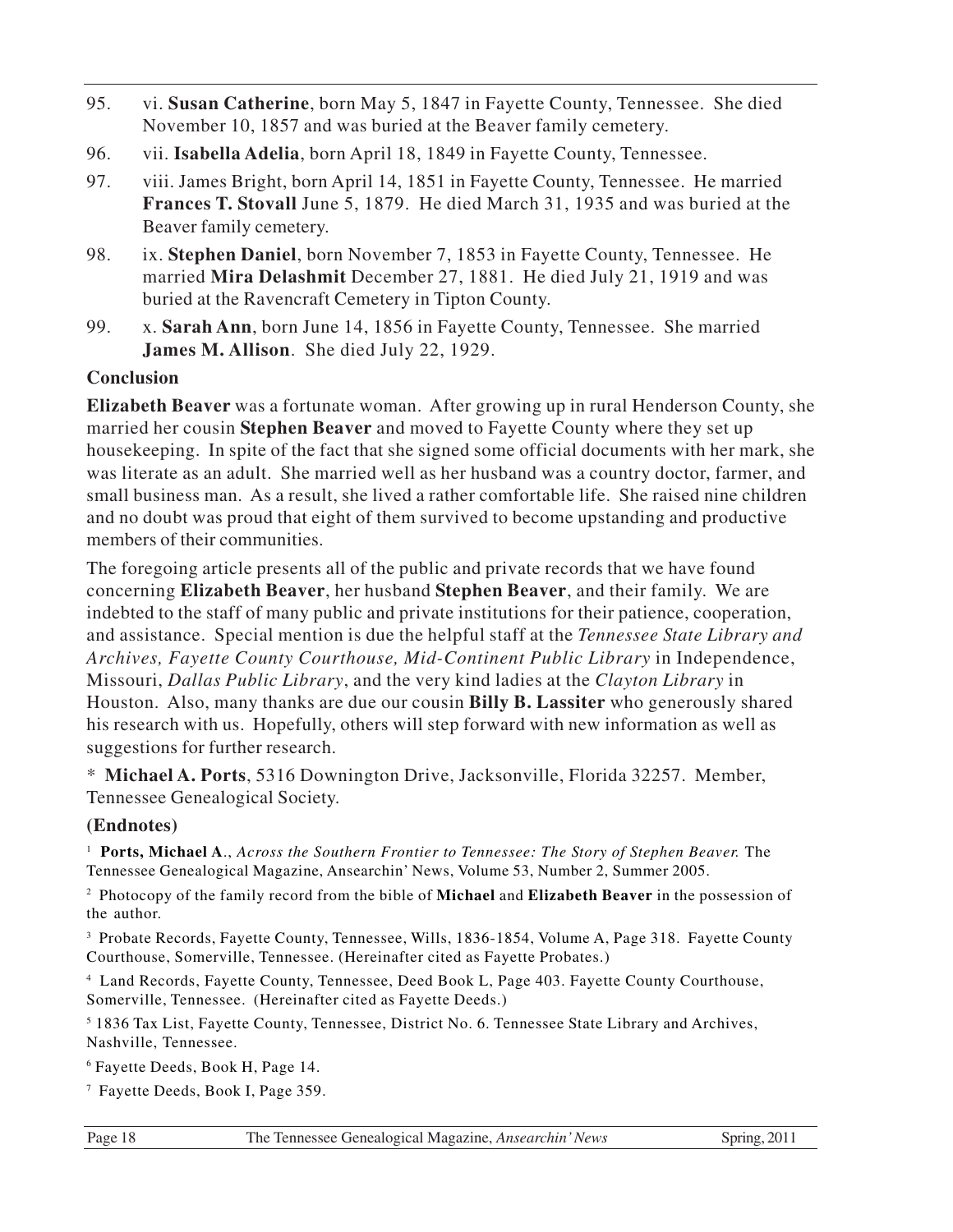95. vi. **Susan Catherine**, born May 5, 1847 in Fayette County, Tennessee. She died November 10, 1857 and was buried at the Beaver family cemetery.

96. vii. **Isabella Adelia**, born April 18, 1849 in Fayette County, Tennessee.

97. viii. James Bright, born April 14, 1851 in Fayette County, Tennessee. He married **Frances T. Stovall** June 5, 1879. He died March 31, 1935 and was buried at the Beaver family cemetery.

98. ix. **Stephen Daniel**, born November 7, 1853 in Fayette County, Tennessee. He married **Mira Delashmit** December 27, 1881. He died July 21, 1919 and was buried at the Ravencraft Cemetery in Tipton County.

99. x. **Sarah Ann**, born June 14, 1856 in Fayette County, Tennessee. She married **James M. Allison**. She died July 22, 1929.

**Conclusion**

**Elizabeth Beaver** was a fortunate woman. After growing up in rural Henderson County, she married her cousin **Stephen Beaver** and moved to Fayette County where they set up housekeeping. In spite of the fact that she signed some official documents with her mark, she was literate as an adult. She married well as her husband was a country doctor, farmer, and small business man. As a result, she lived a rather comfortable life. She raised nine children and no doubt was proud that eight of them survived to become upstanding and productive members of their communities.

The foregoing article presents all of the public and private records that we have found concerning **Elizabeth Beaver**, her husband **Stephen Beaver**, and their family. We are indebted to the staff of many public and private institutions for their patience, cooperation, and assistance. Special mention is due the helpful staff at the *Tennessee State Library and Archives, Fayette County Courthouse, Mid-Continent Public Library* in Independence, Missouri, *Dallas Public Library*, and the very kind ladies at the *Clayton Library* in Houston. Also, many thanks are due our cousin **Billy B. Lassiter** who generously shared his research with us. Hopefully, others will step forward with new information as well as suggestions for further research.

\* **Michael A. Ports**, 5316 Downington Drive, Jacksonville, Florida 32257. Member, Tennessee Genealogical Society.

**(Endnotes)**

[1] **Ports, Michael A**., *Across the Southern Frontier to Tennessee: The Story of Stephen Beaver.* The Tennessee Genealogical Magazine, Ansearchin' News, Volume 53, Number 2, Summer 2005.

[2] Photocopy of the family record from the bible of **Michael** and **Elizabeth Beaver** in the possession of the author.

[3] Probate Records, Fayette County, Tennessee, Wills, 1836-1854, Volume A, Page 318. Fayette County Courthouse, Somerville, Tennessee. (Hereinafter cited as Fayette Probates.)

[4] Land Records, Fayette County, Tennessee, Deed Book L, Page 403. Fayette County Courthouse, Somerville, Tennessee. (Hereinafter cited as Fayette Deeds.)

[5] 1836 Tax List, Fayette County, Tennessee, District No. 6. Tennessee State Library and Archives, Nashville, Tennessee.

[6] Fayette Deeds, Book H, Page 14.

[7] Fayette Deeds, Book I, Page 359.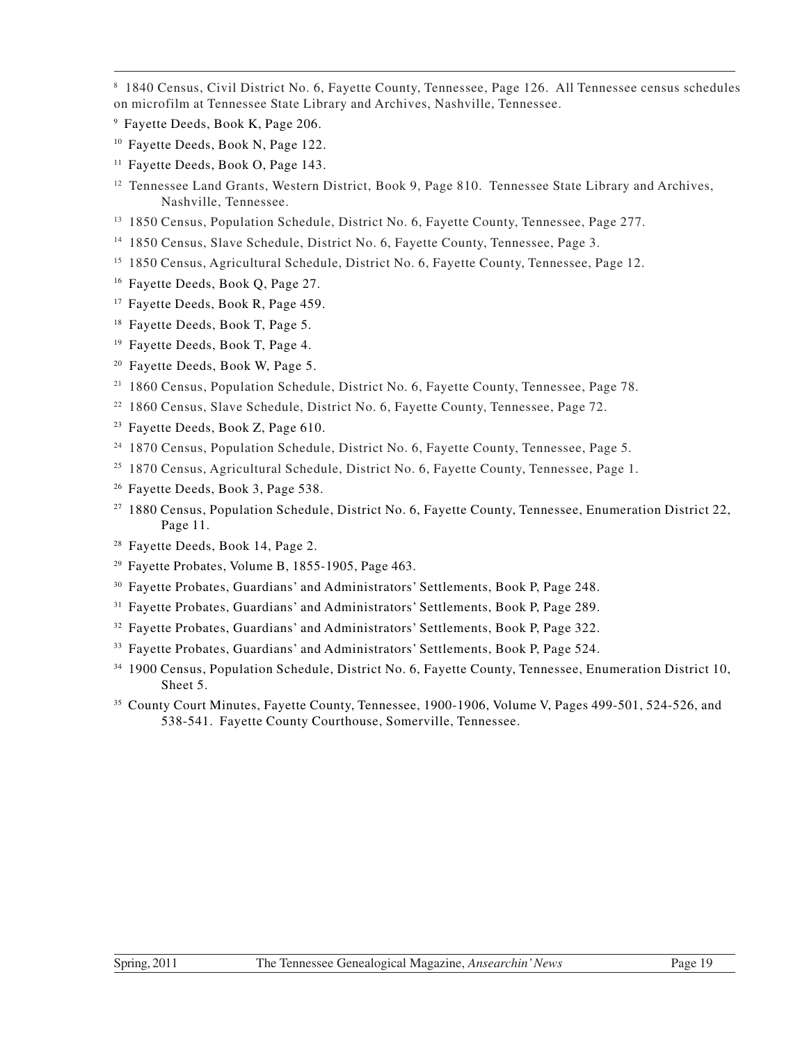[8] 1840 Census, Civil District No. 6, Fayette County, Tennessee, Page 126. All Tennessee census schedules on microfilm at Tennessee State Library and Archives, Nashville, Tennessee.

[9] Fayette Deeds, Book K, Page 206.

[10] Fayette Deeds, Book N, Page 122.

[11] Fayette Deeds, Book O, Page 143.

[12] Tennessee Land Grants, Western District, Book 9, Page 810. Tennessee State Library and Archives, Nashville, Tennessee.

[13] 1850 Census, Population Schedule, District No. 6, Fayette County, Tennessee, Page 277.

[14] 1850 Census, Slave Schedule, District No. 6, Fayette County, Tennessee, Page 3.

[15] 1850 Census, Agricultural Schedule, District No. 6, Fayette County, Tennessee, Page 12.

[16] Fayette Deeds, Book Q, Page 27.

[17] Fayette Deeds, Book R, Page 459.

[18] Fayette Deeds, Book T, Page 5.

[19] Fayette Deeds, Book T, Page 4.

[20] Fayette Deeds, Book W, Page 5.

[21] 1860 Census, Population Schedule, District No. 6, Fayette County, Tennessee, Page 78.

[22] 1860 Census, Slave Schedule, District No. 6, Fayette County, Tennessee, Page 72.

[23] Fayette Deeds, Book Z, Page 610.

[24] 1870 Census, Population Schedule, District No. 6, Fayette County, Tennessee, Page 5.

[25] 1870 Census, Agricultural Schedule, District No. 6, Fayette County, Tennessee, Page 1.

[26] Fayette Deeds, Book 3, Page 538.

[27] 1880 Census, Population Schedule, District No. 6, Fayette County, Tennessee, Enumeration District 22, Page 11.

[28] Fayette Deeds, Book 14, Page 2.

[29] Fayette Probates, Volume B, 1855-1905, Page 463.

[30] Fayette Probates, Guardians' and Administrators' Settlements, Book P, Page 248.

[31] Fayette Probates, Guardians' and Administrators' Settlements, Book P, Page 289.

[32] Fayette Probates, Guardians' and Administrators' Settlements, Book P, Page 322.

[33] Fayette Probates, Guardians' and Administrators' Settlements, Book P, Page 524.

[34] 1900 Census, Population Schedule, District No. 6, Fayette County, Tennessee, Enumeration District 10, Sheet 5.

[35] County Court Minutes, Fayette County, Tennessee, 1900-1906, Volume V, Pages 499-501, 524-526, and 538-541. Fayette County Courthouse, Somerville, Tennessee.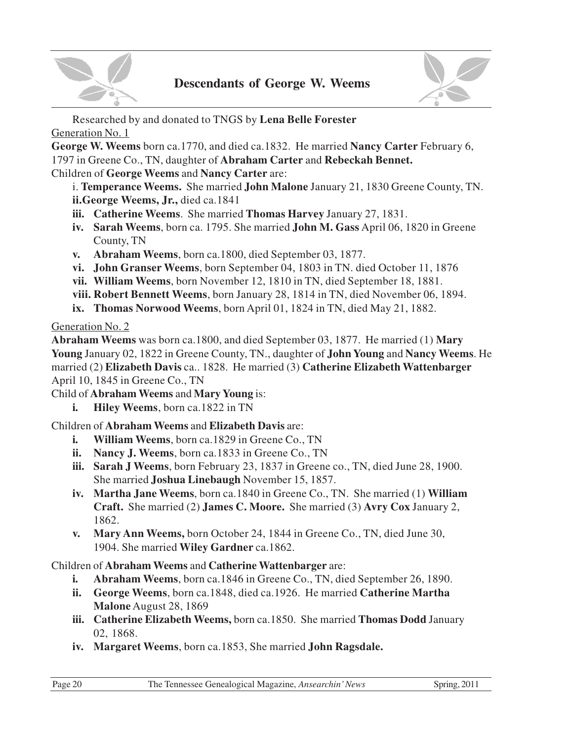## Descendants of George W. Weems

Researched by and donated to TNGS by **Lena Belle Forester**

Generation No. 1

**George W. Weems** born ca.1770, and died ca.1832. He married **Nancy Carter** February 6, 1797 in Greene Co., TN, daughter of **Abraham Carter** and **Rebeckah Bennet.**

Children of **George Weems** and **Nancy Carter** are:

i. **Temperance Weems.** She married **John Malone** January 21, 1830 Greene County, TN.
**ii.George Weems, Jr.,** died ca.1841
**iii. Catherine Weems**. She married **Thomas Harvey** January 27, 1831.
**iv. Sarah Weems**, born ca. 1795. She married **John M. Gass** April 06, 1820 in Greene County, TN
**v. Abraham Weems**, born ca.1800, died September 03, 1877.
**vi. John Granser Weems**, born September 04, 1803 in TN. died October 11, 1876
**vii. William Weems**, born November 12, 1810 in TN, died September 18, 1881.
**viii. Robert Bennett Weems**, born January 28, 1814 in TN, died November 06, 1894.
**ix. Thomas Norwood Weems**, born April 01, 1824 in TN, died May 21, 1882.

Generation No. 2

**Abraham Weems** was born ca.1800, and died September 03, 1877. He married (1) **Mary Young** January 02, 1822 in Greene County, TN., daughter of **John Young** and **Nancy Weems**. He married (2) **Elizabeth Davis** ca.. 1828. He married (3) **Catherine Elizabeth Wattenbarger** April 10, 1845 in Greene Co., TN

Child of **Abraham Weems** and **Mary Young** is:

**i. Hiley Weems**, born ca.1822 in TN

Children of **Abraham Weems** and **Elizabeth Davis** are:

**i. William Weems**, born ca.1829 in Greene Co., TN
**ii. Nancy J. Weems**, born ca.1833 in Greene Co., TN
**iii. Sarah J Weems**, born February 23, 1837 in Greene co., TN, died June 28, 1900. She married **Joshua Linebaugh** November 15, 1857.
**iv. Martha Jane Weems**, born ca.1840 in Greene Co., TN. She married (1) **William Craft.** She married (2) **James C. Moore.** She married (3) **Avry Cox** January 2, 1862.
**v. Mary Ann Weems,** born October 24, 1844 in Greene Co., TN, died June 30, 1904. She married **Wiley Gardner** ca.1862.

Children of **Abraham Weems** and **Catherine Wattenbarger** are:

**i. Abraham Weems**, born ca.1846 in Greene Co., TN, died September 26, 1890.
**ii. George Weems**, born ca.1848, died ca.1926. He married **Catherine Martha Malone** August 28, 1869
**iii. Catherine Elizabeth Weems,** born ca.1850. She married **Thomas Dodd** January 02, 1868.
**iv. Margaret Weems**, born ca.1853, She married **John Ragsdale.**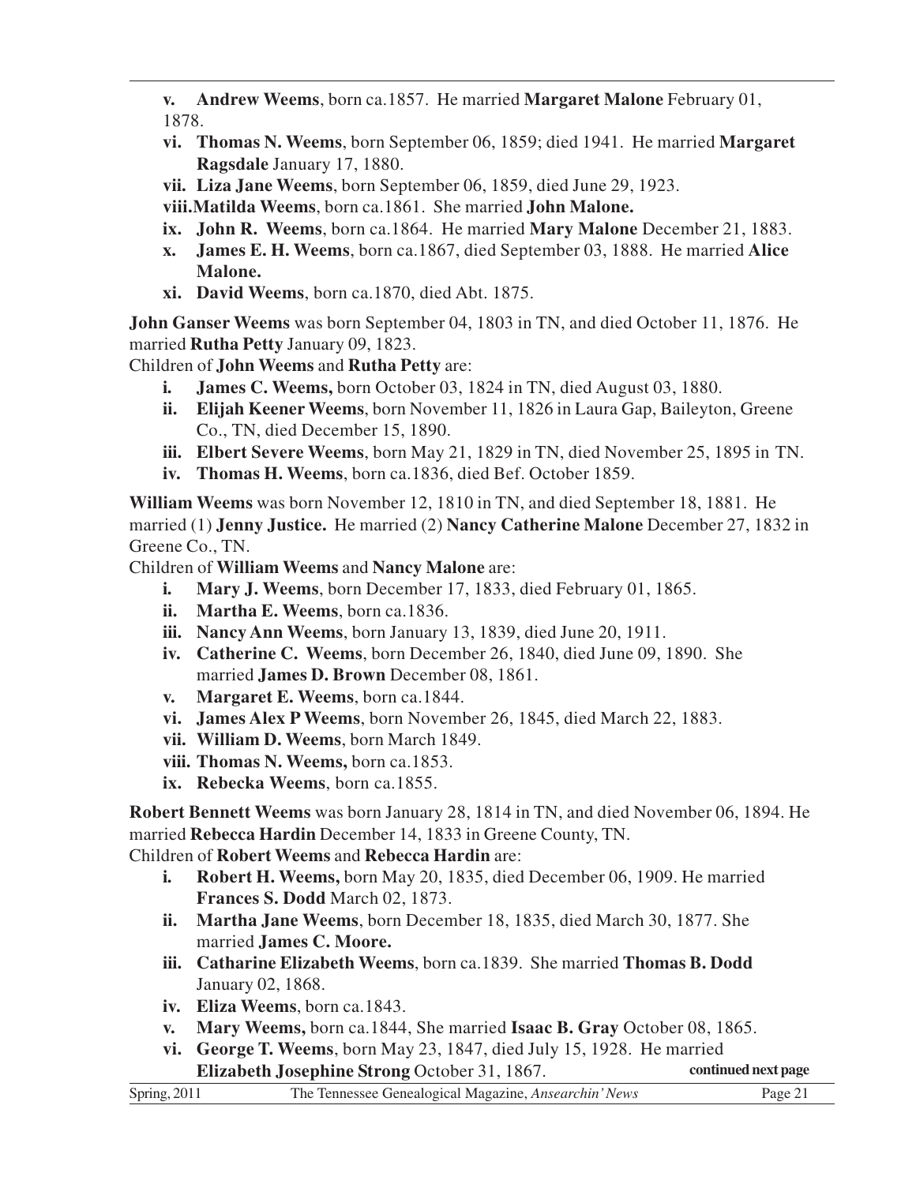- **v. Andrew Weems**, born ca.1857. He married **Margaret Malone** February 01, 1878.
- **vi. Thomas N. Weems**, born September 06, 1859; died 1941. He married **Margaret Ragsdale** January 17, 1880.
- **vii. Liza Jane Weems**, born September 06, 1859, died June 29, 1923.
- **viii.Matilda Weems**, born ca.1861. She married **John Malone.**
- **ix. John R. Weems**, born ca.1864. He married **Mary Malone** December 21, 1883.
- **x. James E. H. Weems**, born ca.1867, died September 03, 1888. He married **Alice Malone.**
- **xi. David Weems**, born ca.1870, died Abt. 1875.

**John Ganser Weems** was born September 04, 1803 in TN, and died October 11, 1876. He married **Rutha Petty** January 09, 1823.

Children of **John Weems** and **Rutha Petty** are:

- **i. James C. Weems,** born October 03, 1824 in TN, died August 03, 1880.
- **ii. Elijah Keener Weems**, born November 11, 1826 in Laura Gap, Baileyton, Greene Co., TN, died December 15, 1890.
- **iii. Elbert Severe Weems**, born May 21, 1829 in TN, died November 25, 1895 in TN.
- **iv. Thomas H. Weems**, born ca.1836, died Bef. October 1859.

**William Weems** was born November 12, 1810 in TN, and died September 18, 1881. He married (1) **Jenny Justice.** He married (2) **Nancy Catherine Malone** December 27, 1832 in Greene Co., TN.

Children of **William Weems** and **Nancy Malone** are:

- **i. Mary J. Weems**, born December 17, 1833, died February 01, 1865.
- **ii. Martha E. Weems**, born ca.1836.
- **iii. Nancy Ann Weems**, born January 13, 1839, died June 20, 1911.
- **iv. Catherine C. Weems**, born December 26, 1840, died June 09, 1890. She married **James D. Brown** December 08, 1861.
- **v. Margaret E. Weems**, born ca.1844.
- **vi. James Alex P Weems**, born November 26, 1845, died March 22, 1883.
- **vii. William D. Weems**, born March 1849.
- **viii. Thomas N. Weems,** born ca.1853.
- **ix. Rebecka Weems**, born ca.1855.

**Robert Bennett Weems** was born January 28, 1814 in TN, and died November 06, 1894. He married **Rebecca Hardin** December 14, 1833 in Greene County, TN.

Children of **Robert Weems** and **Rebecca Hardin** are:

- **i. Robert H. Weems,** born May 20, 1835, died December 06, 1909. He married **Frances S. Dodd** March 02, 1873.
- **ii. Martha Jane Weems**, born December 18, 1835, died March 30, 1877. She married **James C. Moore.**
- **iii. Catharine Elizabeth Weems**, born ca.1839. She married **Thomas B. Dodd** January 02, 1868.
- **iv. Eliza Weems**, born ca.1843.
- **v. Mary Weems,** born ca.1844, She married **Isaac B. Gray** October 08, 1865.
- **vi. George T. Weems**, born May 23, 1847, died July 15, 1928. He married **Elizabeth Josephine Strong** October 31, 1867.

**continued next page**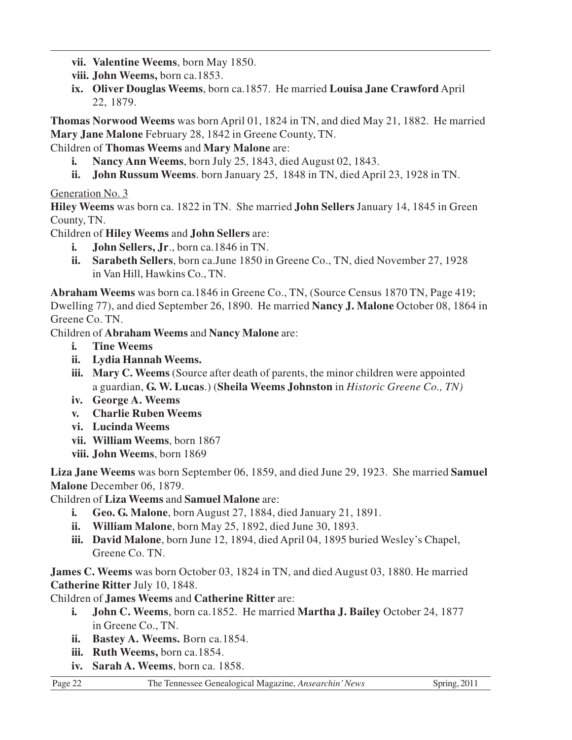- **vii. Valentine Weems**, born May 1850.
- **viii. John Weems,** born ca.1853.
- **ix. Oliver Douglas Weems**, born ca.1857. He married **Louisa Jane Crawford** April 22, 1879.

**Thomas Norwood Weems** was born April 01, 1824 in TN, and died May 21, 1882. He married **Mary Jane Malone** February 28, 1842 in Greene County, TN.

Children of **Thomas Weems** and **Mary Malone** are:

- **i. Nancy Ann Weems**, born July 25, 1843, died August 02, 1843.
- **ii. John Russum Weems**. born January 25, 1848 in TN, died April 23, 1928 in TN.

Generation No. 3

**Hiley Weems** was born ca. 1822 in TN. She married **John Sellers** January 14, 1845 in Green County, TN.

Children of **Hiley Weems** and **John Sellers** are:

- **i. John Sellers, Jr**., born ca.1846 in TN.
- **ii. Sarabeth Sellers**, born ca.June 1850 in Greene Co., TN, died November 27, 1928 in Van Hill, Hawkins Co., TN.

**Abraham Weems** was born ca.1846 in Greene Co., TN, (Source Census 1870 TN, Page 419; Dwelling 77), and died September 26, 1890. He married **Nancy J. Malone** October 08, 1864 in Greene Co. TN.

Children of **Abraham Weems** and **Nancy Malone** are:

- **i. Tine Weems**
- **ii. Lydia Hannah Weems.**
- **iii. Mary C. Weems** (Source after death of parents, the minor children were appointed a guardian, **G. W. Lucas**.) (**Sheila Weems Johnston** in *Historic Greene Co., TN)*
- **iv. George A. Weems**
- **v. Charlie Ruben Weems**
- **vi. Lucinda Weems**
- **vii. William Weems**, born 1867
- **viii. John Weems**, born 1869

**Liza Jane Weems** was born September 06, 1859, and died June 29, 1923. She married **Samuel Malone** December 06, 1879.

Children of **Liza Weems** and **Samuel Malone** are:

- **i. Geo. G. Malone**, born August 27, 1884, died January 21, 1891.
- **ii. William Malone**, born May 25, 1892, died June 30, 1893.
- **iii. David Malone**, born June 12, 1894, died April 04, 1895 buried Wesley's Chapel, Greene Co. TN.

**James C. Weems** was born October 03, 1824 in TN, and died August 03, 1880. He married **Catherine Ritter** July 10, 1848.

Children of **James Weems** and **Catherine Ritter** are:

- **i. John C. Weems**, born ca.1852. He married **Martha J. Bailey** October 24, 1877 in Greene Co., TN.
- **ii. Bastey A. Weems.** Born ca.1854.
- **iii. Ruth Weems,** born ca.1854.
- **iv. Sarah A. Weems**, born ca. 1858.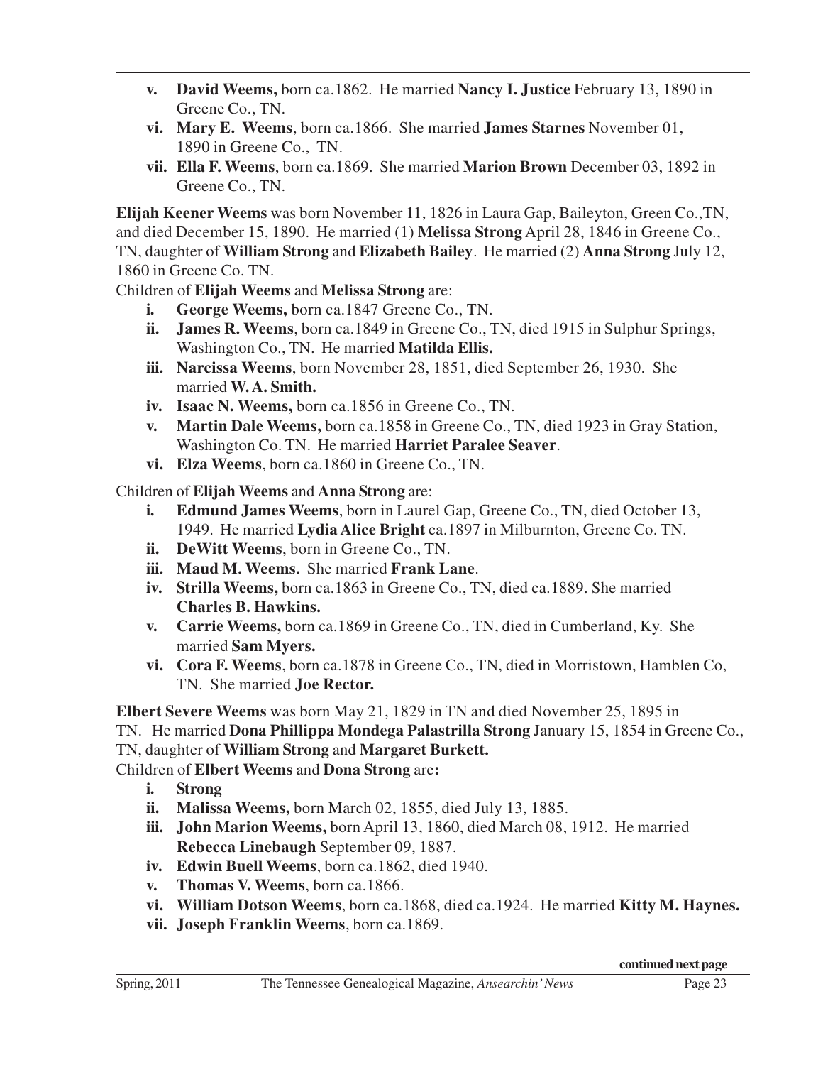- **v. David Weems,** born ca.1862. He married **Nancy I. Justice** February 13, 1890 in Greene Co., TN.
- **vi. Mary E. Weems**, born ca.1866. She married **James Starnes** November 01, 1890 in Greene Co., TN.
- **vii. Ella F. Weems**, born ca.1869. She married **Marion Brown** December 03, 1892 in Greene Co., TN.

**Elijah Keener Weems** was born November 11, 1826 in Laura Gap, Baileyton, Green Co.,TN, and died December 15, 1890. He married (1) **Melissa Strong** April 28, 1846 in Greene Co., TN, daughter of **William Strong** and **Elizabeth Bailey**. He married (2) **Anna Strong** July 12, 1860 in Greene Co. TN.

Children of **Elijah Weems** and **Melissa Strong** are:

- **i. George Weems,** born ca.1847 Greene Co., TN.
- **ii. James R. Weems**, born ca.1849 in Greene Co., TN, died 1915 in Sulphur Springs, Washington Co., TN. He married **Matilda Ellis.**
- **iii. Narcissa Weems**, born November 28, 1851, died September 26, 1930. She married **W. A. Smith.**
- **iv. Isaac N. Weems,** born ca.1856 in Greene Co., TN.
- **v. Martin Dale Weems,** born ca.1858 in Greene Co., TN, died 1923 in Gray Station, Washington Co. TN. He married **Harriet Paralee Seaver**.
- **vi. Elza Weems**, born ca.1860 in Greene Co., TN.

Children of **Elijah Weems** and **Anna Strong** are:

- **i. Edmund James Weems**, born in Laurel Gap, Greene Co., TN, died October 13, 1949. He married **Lydia Alice Bright** ca.1897 in Milburnton, Greene Co. TN.
- **ii. DeWitt Weems**, born in Greene Co., TN.
- **iii. Maud M. Weems.** She married **Frank Lane**.
- **iv. Strilla Weems,** born ca.1863 in Greene Co., TN, died ca.1889. She married **Charles B. Hawkins.**
- **v. Carrie Weems,** born ca.1869 in Greene Co., TN, died in Cumberland, Ky. She married **Sam Myers.**
- **vi. Cora F. Weems**, born ca.1878 in Greene Co., TN, died in Morristown, Hamblen Co, TN. She married **Joe Rector.**

**Elbert Severe Weems** was born May 21, 1829 in TN and died November 25, 1895 in TN. He married **Dona Phillippa Mondega Palastrilla Strong** January 15, 1854 in Greene Co., TN, daughter of **William Strong** and **Margaret Burkett.**

Children of **Elbert Weems** and **Dona Strong** are**:**

- **i. Strong**
- **ii. Malissa Weems,** born March 02, 1855, died July 13, 1885.
- **iii. John Marion Weems,** born April 13, 1860, died March 08, 1912. He married **Rebecca Linebaugh** September 09, 1887.
- **iv. Edwin Buell Weems**, born ca.1862, died 1940.
- **v. Thomas V. Weems**, born ca.1866.
- **vi. William Dotson Weems**, born ca.1868, died ca.1924. He married **Kitty M. Haynes.**
- **vii. Joseph Franklin Weems**, born ca.1869.

**continued next page**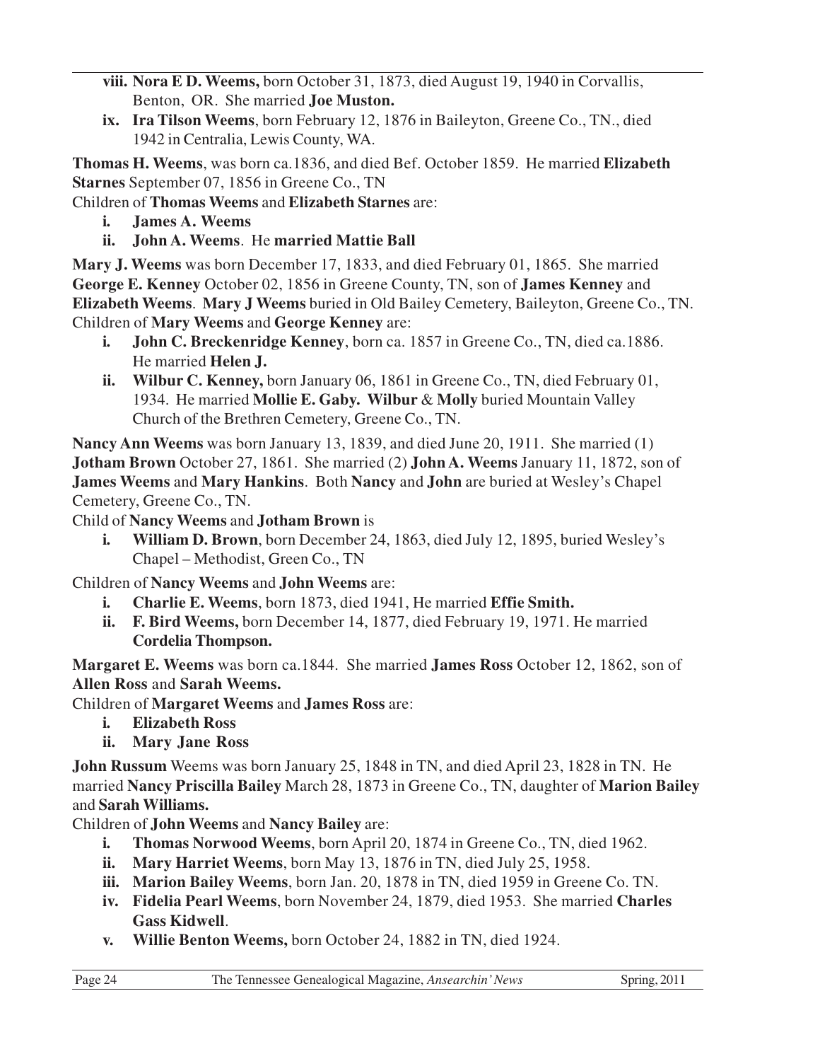- **viii. Nora E D. Weems,** born October 31, 1873, died August 19, 1940 in Corvallis, Benton, OR. She married **Joe Muston.**
- **ix. Ira Tilson Weems**, born February 12, 1876 in Baileyton, Greene Co., TN., died 1942 in Centralia, Lewis County, WA.

**Thomas H. Weems**, was born ca.1836, and died Bef. October 1859. He married **Elizabeth Starnes** September 07, 1856 in Greene Co., TN

Children of **Thomas Weems** and **Elizabeth Starnes** are:

- **i. James A. Weems**
- **ii. John A. Weems**. He **married Mattie Ball**

**Mary J. Weems** was born December 17, 1833, and died February 01, 1865. She married **George E. Kenney** October 02, 1856 in Greene County, TN, son of **James Kenney** and **Elizabeth Weems**. **Mary J Weems** buried in Old Bailey Cemetery, Baileyton, Greene Co., TN.

Children of **Mary Weems** and **George Kenney** are:

- **i. John C. Breckenridge Kenney**, born ca. 1857 in Greene Co., TN, died ca.1886. He married **Helen J.**
- **ii. Wilbur C. Kenney,** born January 06, 1861 in Greene Co., TN, died February 01, 1934. He married **Mollie E. Gaby. Wilbur** & **Molly** buried Mountain Valley Church of the Brethren Cemetery, Greene Co., TN.

**Nancy Ann Weems** was born January 13, 1839, and died June 20, 1911. She married (1) **Jotham Brown** October 27, 1861. She married (2) **John A. Weems** January 11, 1872, son of **James Weems** and **Mary Hankins**. Both **Nancy** and **John** are buried at Wesley's Chapel Cemetery, Greene Co., TN.

Child of **Nancy Weems** and **Jotham Brown** is

- **i. William D. Brown**, born December 24, 1863, died July 12, 1895, buried Wesley's Chapel – Methodist, Green Co., TN

Children of **Nancy Weems** and **John Weems** are:

- **i. Charlie E. Weems**, born 1873, died 1941, He married **Effie Smith.**
- **ii. F. Bird Weems,** born December 14, 1877, died February 19, 1971. He married **Cordelia Thompson.**

**Margaret E. Weems** was born ca.1844. She married **James Ross** October 12, 1862, son of **Allen Ross** and **Sarah Weems.**

Children of **Margaret Weems** and **James Ross** are:

- **i. Elizabeth Ross**
- **ii. Mary Jane Ross**

**John Russum** Weems was born January 25, 1848 in TN, and died April 23, 1828 in TN. He married **Nancy Priscilla Bailey** March 28, 1873 in Greene Co., TN, daughter of **Marion Bailey** and **Sarah Williams.**

Children of **John Weems** and **Nancy Bailey** are:

- **i. Thomas Norwood Weems**, born April 20, 1874 in Greene Co., TN, died 1962.
- **ii. Mary Harriet Weems**, born May 13, 1876 in TN, died July 25, 1958.
- **iii. Marion Bailey Weems**, born Jan. 20, 1878 in TN, died 1959 in Greene Co. TN.
- **iv. Fidelia Pearl Weems**, born November 24, 1879, died 1953. She married **Charles Gass Kidwell**.
- **v. Willie Benton Weems,** born October 24, 1882 in TN, died 1924.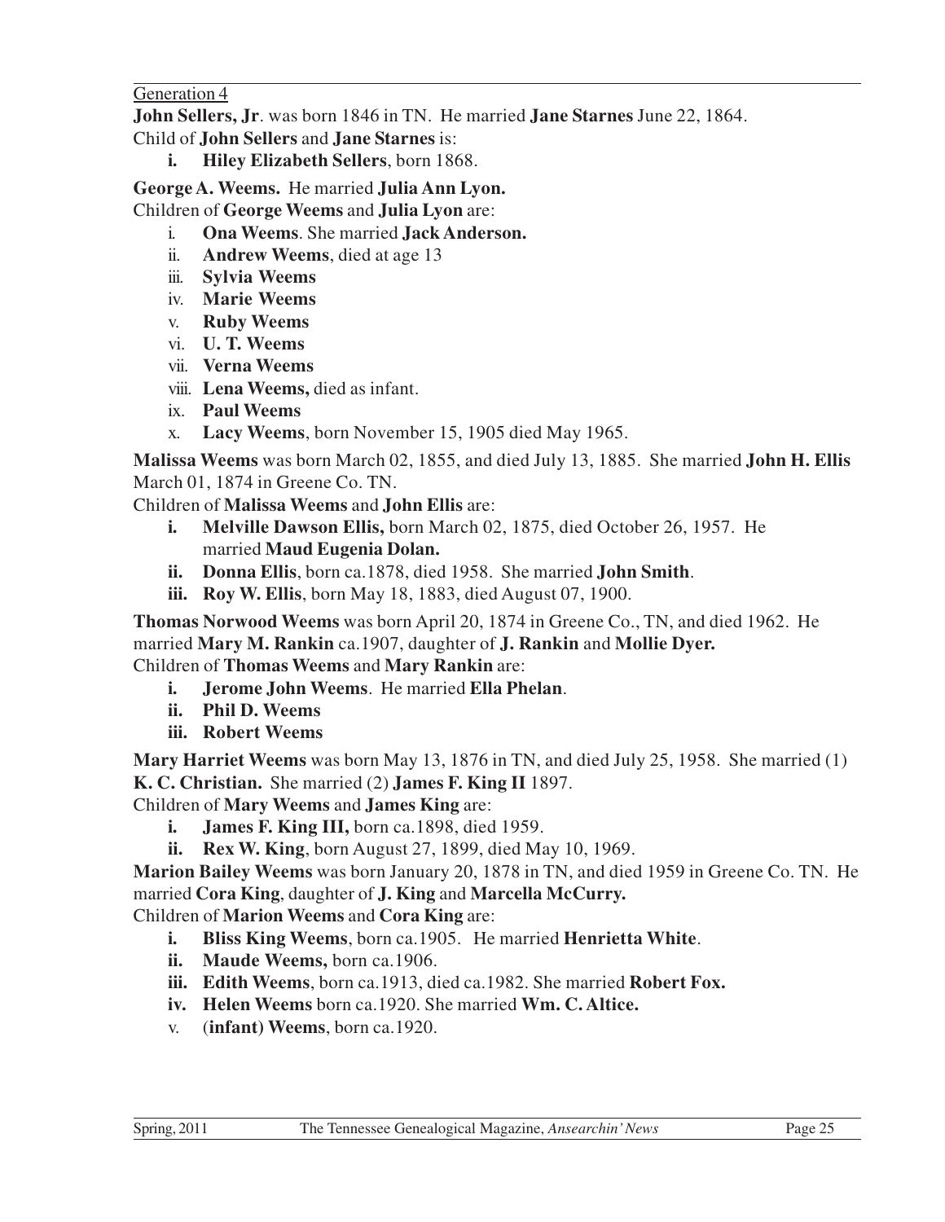Generation 4

**John Sellers, Jr**. was born 1846 in TN. He married **Jane Starnes** June 22, 1864.
Child of **John Sellers** and **Jane Starnes** is:

- **i. Hiley Elizabeth Sellers**, born 1868.

**George A. Weems.** He married **Julia Ann Lyon.**
Children of **George Weems** and **Julia Lyon** are:

- i. **Ona Weems**. She married **Jack Anderson.**
- ii. **Andrew Weems**, died at age 13
- iii. **Sylvia Weems**
- iv. **Marie Weems**
- v. **Ruby Weems**
- vi. **U. T. Weems**
- vii. **Verna Weems**
- viii. **Lena Weems,** died as infant.
- ix. **Paul Weems**
- x. **Lacy Weems**, born November 15, 1905 died May 1965.

**Malissa Weems** was born March 02, 1855, and died July 13, 1885. She married **John H. Ellis** March 01, 1874 in Greene Co. TN.
Children of **Malissa Weems** and **John Ellis** are:

- **i. Melville Dawson Ellis,** born March 02, 1875, died October 26, 1957. He married **Maud Eugenia Dolan.**
- **ii. Donna Ellis**, born ca.1878, died 1958. She married **John Smith**.
- **iii. Roy W. Ellis**, born May 18, 1883, died August 07, 1900.

**Thomas Norwood Weems** was born April 20, 1874 in Greene Co., TN, and died 1962. He married **Mary M. Rankin** ca.1907, daughter of **J. Rankin** and **Mollie Dyer.**
Children of **Thomas Weems** and **Mary Rankin** are:

- **i. Jerome John Weems**. He married **Ella Phelan**.
- **ii. Phil D. Weems**
- **iii. Robert Weems**

**Mary Harriet Weems** was born May 13, 1876 in TN, and died July 25, 1958. She married (1) **K. C. Christian.** She married (2) **James F. King II** 1897.
Children of **Mary Weems** and **James King** are:

- **i. James F. King III,** born ca.1898, died 1959.
- **ii. Rex W. King**, born August 27, 1899, died May 10, 1969.

**Marion Bailey Weems** was born January 20, 1878 in TN, and died 1959 in Greene Co. TN. He married **Cora King**, daughter of **J. King** and **Marcella McCurry.**
Children of **Marion Weems** and **Cora King** are:

- **i. Bliss King Weems**, born ca.1905. He married **Henrietta White**.
- **ii. Maude Weems,** born ca.1906.
- **iii. Edith Weems**, born ca.1913, died ca.1982. She married **Robert Fox.**
- **iv. Helen Weems** born ca.1920. She married **Wm. C. Altice.**
- v. (**infant) Weems**, born ca.1920.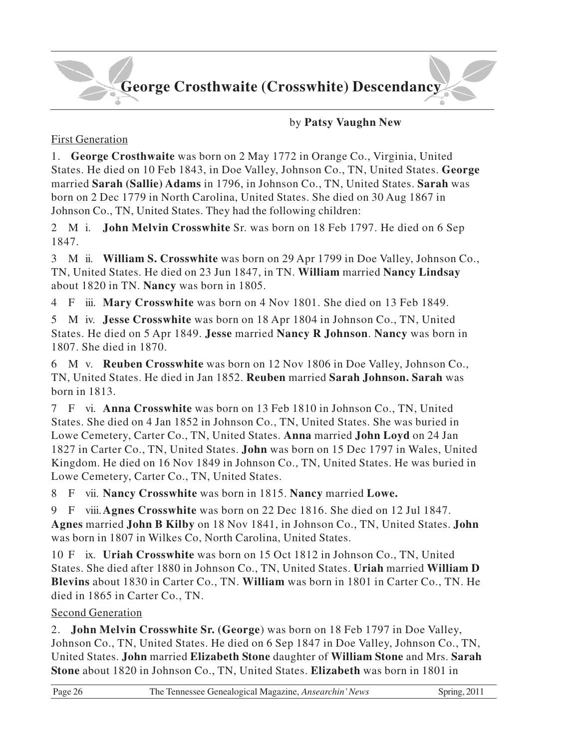# George Crosthwaite (Crosswhite) Descendancy

by **Patsy Vaughn New**

First Generation

1. **George Crosthwaite** was born on 2 May 1772 in Orange Co., Virginia, United States. He died on 10 Feb 1843, in Doe Valley, Johnson Co., TN, United States. **George** married **Sarah (Sallie) Adams** in 1796, in Johnson Co., TN, United States. **Sarah** was born on 2 Dec 1779 in North Carolina, United States. She died on 30 Aug 1867 in Johnson Co., TN, United States. They had the following children:

2 M i. **John Melvin Crosswhite** Sr. was born on 18 Feb 1797. He died on 6 Sep 1847.

3 M ii. **William S. Crosswhite** was born on 29 Apr 1799 in Doe Valley, Johnson Co., TN, United States. He died on 23 Jun 1847, in TN. **William** married **Nancy Lindsay** about 1820 in TN. **Nancy** was born in 1805.

4 F iii. **Mary Crosswhite** was born on 4 Nov 1801. She died on 13 Feb 1849.

5 M iv. **Jesse Crosswhite** was born on 18 Apr 1804 in Johnson Co., TN, United States. He died on 5 Apr 1849. **Jesse** married **Nancy R Johnson**. **Nancy** was born in 1807. She died in 1870.

6 M v. **Reuben Crosswhite** was born on 12 Nov 1806 in Doe Valley, Johnson Co., TN, United States. He died in Jan 1852. **Reuben** married **Sarah Johnson. Sarah** was born in 1813.

7 F vi. **Anna Crosswhite** was born on 13 Feb 1810 in Johnson Co., TN, United States. She died on 4 Jan 1852 in Johnson Co., TN, United States. She was buried in Lowe Cemetery, Carter Co., TN, United States. **Anna** married **John Loyd** on 24 Jan 1827 in Carter Co., TN, United States. **John** was born on 15 Dec 1797 in Wales, United Kingdom. He died on 16 Nov 1849 in Johnson Co., TN, United States. He was buried in Lowe Cemetery, Carter Co., TN, United States.

8 F vii. **Nancy Crosswhite** was born in 1815. **Nancy** married **Lowe.**

9 F viii. **Agnes Crosswhite** was born on 22 Dec 1816. She died on 12 Jul 1847. **Agnes** married **John B Kilby** on 18 Nov 1841, in Johnson Co., TN, United States. **John** was born in 1807 in Wilkes Co, North Carolina, United States.

10 F ix. **Uriah Crosswhite** was born on 15 Oct 1812 in Johnson Co., TN, United States. She died after 1880 in Johnson Co., TN, United States. **Uriah** married **William D Blevins** about 1830 in Carter Co., TN. **William** was born in 1801 in Carter Co., TN. He died in 1865 in Carter Co., TN.

Second Generation

2. **John Melvin Crosswhite Sr. (George**) was born on 18 Feb 1797 in Doe Valley, Johnson Co., TN, United States. He died on 6 Sep 1847 in Doe Valley, Johnson Co., TN, United States. **John** married **Elizabeth Stone** daughter of **William Stone** and Mrs. **Sarah Stone** about 1820 in Johnson Co., TN, United States. **Elizabeth** was born in 1801 in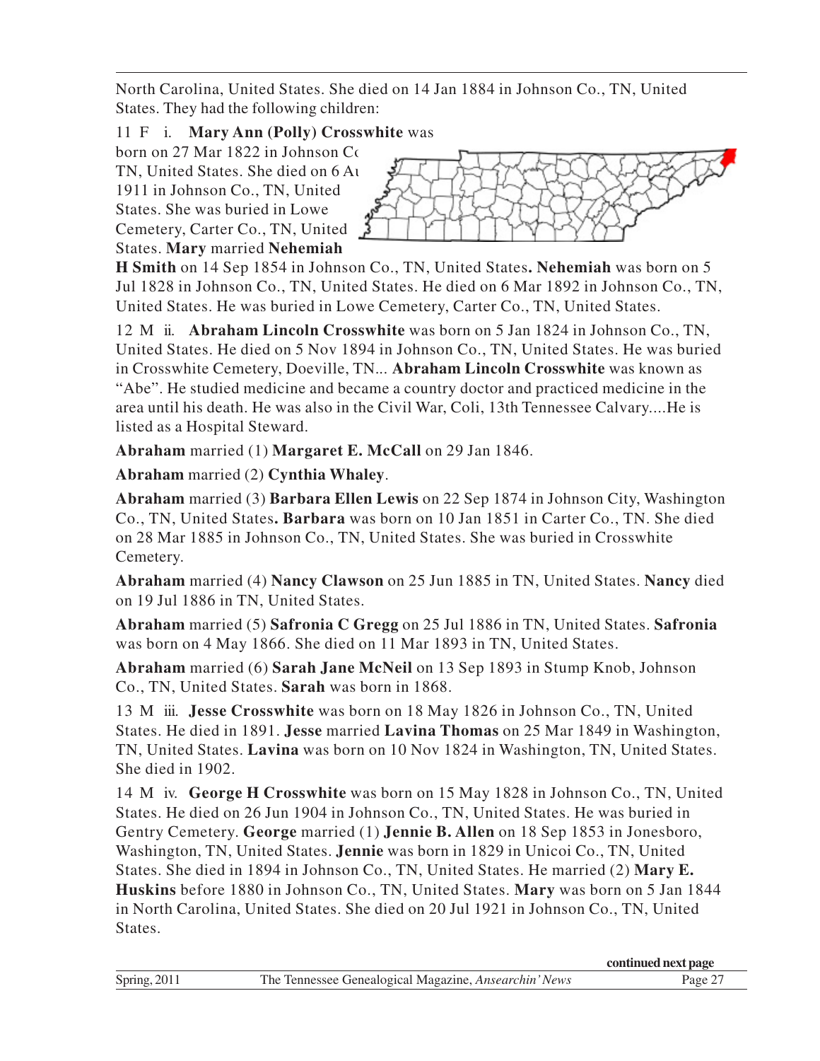North Carolina, United States. She died on 14 Jan 1884 in Johnson Co., TN, United States. They had the following children:

11 F i. **Mary Ann (Polly) Crosswhite** was born on 27 Mar 1822 in Johnson Co TN, United States. She died on 6 Au 1911 in Johnson Co., TN, United States. She was buried in Lowe Cemetery, Carter Co., TN, United States. **Mary** married **Nehemiah H Smith** on 14 Sep 1854 in Johnson Co., TN, United States**. Nehemiah** was born on 5 Jul 1828 in Johnson Co., TN, United States. He died on 6 Mar 1892 in Johnson Co., TN, United States. He was buried in Lowe Cemetery, Carter Co., TN, United States.

12 M ii. **Abraham Lincoln Crosswhite** was born on 5 Jan 1824 in Johnson Co., TN, United States. He died on 5 Nov 1894 in Johnson Co., TN, United States. He was buried in Crosswhite Cemetery, Doeville, TN... **Abraham Lincoln Crosswhite** was known as "Abe". He studied medicine and became a country doctor and practiced medicine in the area until his death. He was also in the Civil War, Coli, 13th Tennessee Calvary....He is listed as a Hospital Steward.

**Abraham** married (1) **Margaret E. McCall** on 29 Jan 1846.

**Abraham** married (2) **Cynthia Whaley**.

**Abraham** married (3) **Barbara Ellen Lewis** on 22 Sep 1874 in Johnson City, Washington Co., TN, United States**. Barbara** was born on 10 Jan 1851 in Carter Co., TN. She died on 28 Mar 1885 in Johnson Co., TN, United States. She was buried in Crosswhite Cemetery.

**Abraham** married (4) **Nancy Clawson** on 25 Jun 1885 in TN, United States. **Nancy** died on 19 Jul 1886 in TN, United States.

**Abraham** married (5) **Safronia C Gregg** on 25 Jul 1886 in TN, United States. **Safronia** was born on 4 May 1866. She died on 11 Mar 1893 in TN, United States.

**Abraham** married (6) **Sarah Jane McNeil** on 13 Sep 1893 in Stump Knob, Johnson Co., TN, United States. **Sarah** was born in 1868.

13 M iii. **Jesse Crosswhite** was born on 18 May 1826 in Johnson Co., TN, United States. He died in 1891. **Jesse** married **Lavina Thomas** on 25 Mar 1849 in Washington, TN, United States. **Lavina** was born on 10 Nov 1824 in Washington, TN, United States. She died in 1902.

14 M iv. **George H Crosswhite** was born on 15 May 1828 in Johnson Co., TN, United States. He died on 26 Jun 1904 in Johnson Co., TN, United States. He was buried in Gentry Cemetery. **George** married (1) **Jennie B. Allen** on 18 Sep 1853 in Jonesboro, Washington, TN, United States. **Jennie** was born in 1829 in Unicoi Co., TN, United States. She died in 1894 in Johnson Co., TN, United States. He married (2) **Mary E. Huskins** before 1880 in Johnson Co., TN, United States. **Mary** was born on 5 Jan 1844 in North Carolina, United States. She died on 20 Jul 1921 in Johnson Co., TN, United States.

**continued next page**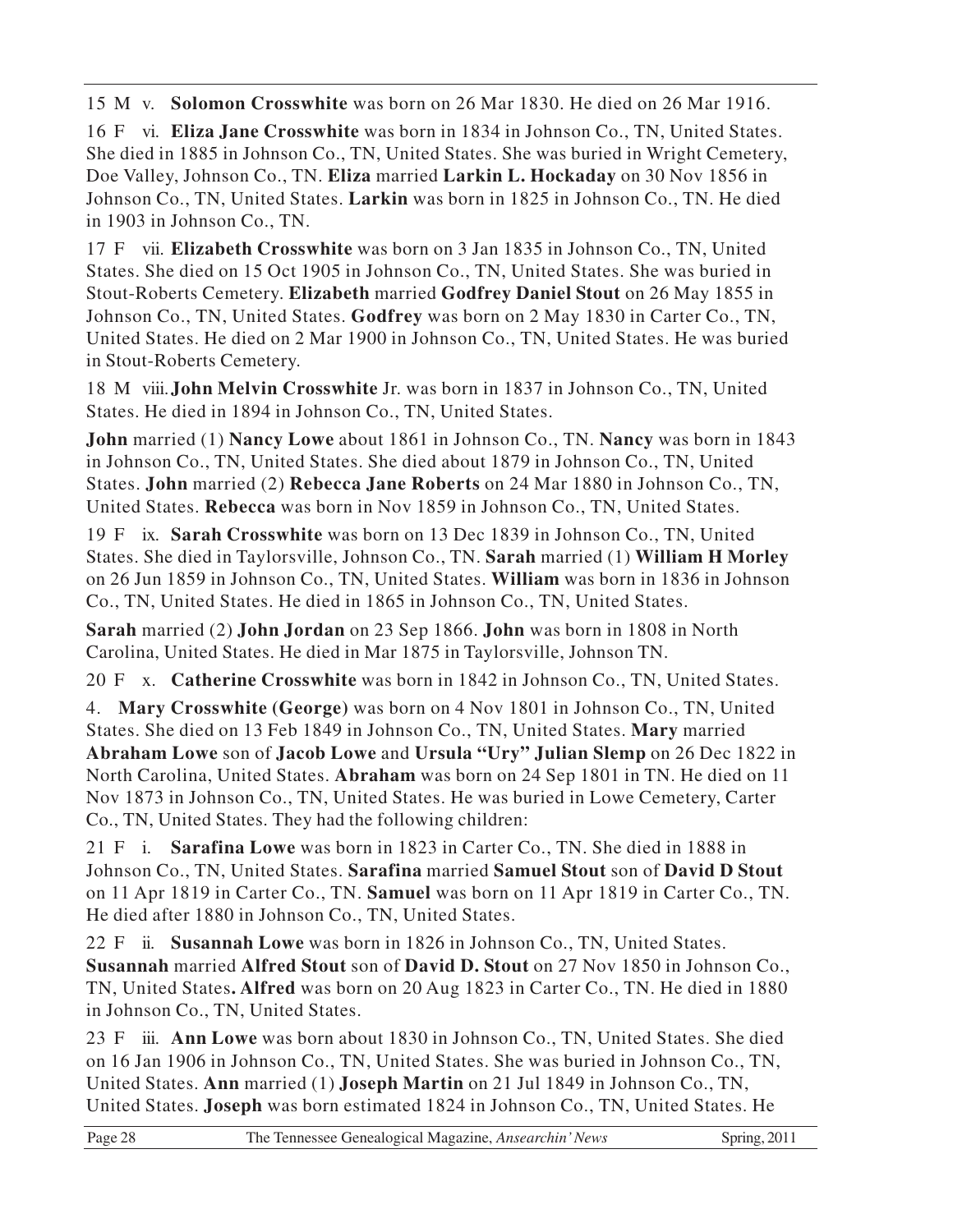15 M v. **Solomon Crosswhite** was born on 26 Mar 1830. He died on 26 Mar 1916.

16 F vi. **Eliza Jane Crosswhite** was born in 1834 in Johnson Co., TN, United States. She died in 1885 in Johnson Co., TN, United States. She was buried in Wright Cemetery, Doe Valley, Johnson Co., TN. **Eliza** married **Larkin L. Hockaday** on 30 Nov 1856 in Johnson Co., TN, United States. **Larkin** was born in 1825 in Johnson Co., TN. He died in 1903 in Johnson Co., TN.

17 F vii. **Elizabeth Crosswhite** was born on 3 Jan 1835 in Johnson Co., TN, United States. She died on 15 Oct 1905 in Johnson Co., TN, United States. She was buried in Stout-Roberts Cemetery. **Elizabeth** married **Godfrey Daniel Stout** on 26 May 1855 in Johnson Co., TN, United States. **Godfrey** was born on 2 May 1830 in Carter Co., TN, United States. He died on 2 Mar 1900 in Johnson Co., TN, United States. He was buried in Stout-Roberts Cemetery.

18 M viii. **John Melvin Crosswhite** Jr. was born in 1837 in Johnson Co., TN, United States. He died in 1894 in Johnson Co., TN, United States.

**John** married (1) **Nancy Lowe** about 1861 in Johnson Co., TN. **Nancy** was born in 1843 in Johnson Co., TN, United States. She died about 1879 in Johnson Co., TN, United States. **John** married (2) **Rebecca Jane Roberts** on 24 Mar 1880 in Johnson Co., TN, United States. **Rebecca** was born in Nov 1859 in Johnson Co., TN, United States.

19 F ix. **Sarah Crosswhite** was born on 13 Dec 1839 in Johnson Co., TN, United States. She died in Taylorsville, Johnson Co., TN. **Sarah** married (1) **William H Morley** on 26 Jun 1859 in Johnson Co., TN, United States. **William** was born in 1836 in Johnson Co., TN, United States. He died in 1865 in Johnson Co., TN, United States.

**Sarah** married (2) **John Jordan** on 23 Sep 1866. **John** was born in 1808 in North Carolina, United States. He died in Mar 1875 in Taylorsville, Johnson TN.

20 F x. **Catherine Crosswhite** was born in 1842 in Johnson Co., TN, United States.

4. **Mary Crosswhite (George)** was born on 4 Nov 1801 in Johnson Co., TN, United States. She died on 13 Feb 1849 in Johnson Co., TN, United States. **Mary** married **Abraham Lowe** son of **Jacob Lowe** and **Ursula "Ury" Julian Slemp** on 26 Dec 1822 in North Carolina, United States. **Abraham** was born on 24 Sep 1801 in TN. He died on 11 Nov 1873 in Johnson Co., TN, United States. He was buried in Lowe Cemetery, Carter Co., TN, United States. They had the following children:

21 F i. **Sarafina Lowe** was born in 1823 in Carter Co., TN. She died in 1888 in Johnson Co., TN, United States. **Sarafina** married **Samuel Stout** son of **David D Stout** on 11 Apr 1819 in Carter Co., TN. **Samuel** was born on 11 Apr 1819 in Carter Co., TN. He died after 1880 in Johnson Co., TN, United States.

22 F ii. **Susannah Lowe** was born in 1826 in Johnson Co., TN, United States. **Susannah** married **Alfred Stout** son of **David D. Stout** on 27 Nov 1850 in Johnson Co., TN, United States**.** **Alfred** was born on 20 Aug 1823 in Carter Co., TN. He died in 1880 in Johnson Co., TN, United States.

23 F iii. **Ann Lowe** was born about 1830 in Johnson Co., TN, United States. She died on 16 Jan 1906 in Johnson Co., TN, United States. She was buried in Johnson Co., TN, United States. **Ann** married (1) **Joseph Martin** on 21 Jul 1849 in Johnson Co., TN, United States. **Joseph** was born estimated 1824 in Johnson Co., TN, United States. He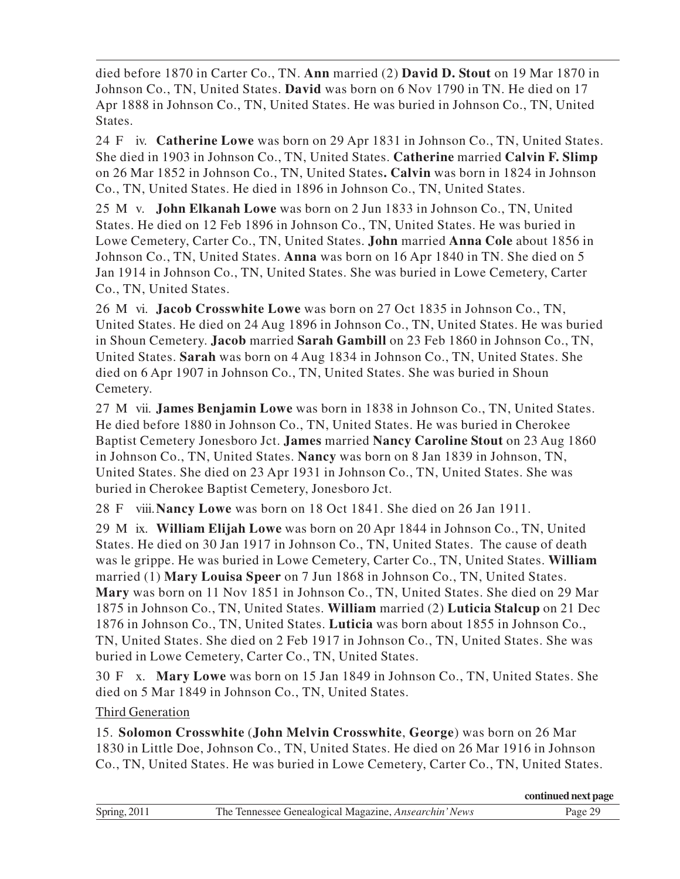died before 1870 in Carter Co., TN. **Ann** married (2) **David D. Stout** on 19 Mar 1870 in Johnson Co., TN, United States. **David** was born on 6 Nov 1790 in TN. He died on 17 Apr 1888 in Johnson Co., TN, United States. He was buried in Johnson Co., TN, United States.

24 F iv. **Catherine Lowe** was born on 29 Apr 1831 in Johnson Co., TN, United States. She died in 1903 in Johnson Co., TN, United States. **Catherine** married **Calvin F. Slimp** on 26 Mar 1852 in Johnson Co., TN, United States**.** **Calvin** was born in 1824 in Johnson Co., TN, United States. He died in 1896 in Johnson Co., TN, United States.

25 M v. **John Elkanah Lowe** was born on 2 Jun 1833 in Johnson Co., TN, United States. He died on 12 Feb 1896 in Johnson Co., TN, United States. He was buried in Lowe Cemetery, Carter Co., TN, United States. **John** married **Anna Cole** about 1856 in Johnson Co., TN, United States. **Anna** was born on 16 Apr 1840 in TN. She died on 5 Jan 1914 in Johnson Co., TN, United States. She was buried in Lowe Cemetery, Carter Co., TN, United States.

26 M vi. **Jacob Crosswhite Lowe** was born on 27 Oct 1835 in Johnson Co., TN, United States. He died on 24 Aug 1896 in Johnson Co., TN, United States. He was buried in Shoun Cemetery. **Jacob** married **Sarah Gambill** on 23 Feb 1860 in Johnson Co., TN, United States. **Sarah** was born on 4 Aug 1834 in Johnson Co., TN, United States. She died on 6 Apr 1907 in Johnson Co., TN, United States. She was buried in Shoun Cemetery.

27 M vii. **James Benjamin Lowe** was born in 1838 in Johnson Co., TN, United States. He died before 1880 in Johnson Co., TN, United States. He was buried in Cherokee Baptist Cemetery Jonesboro Jct. **James** married **Nancy Caroline Stout** on 23 Aug 1860 in Johnson Co., TN, United States. **Nancy** was born on 8 Jan 1839 in Johnson, TN, United States. She died on 23 Apr 1931 in Johnson Co., TN, United States. She was buried in Cherokee Baptist Cemetery, Jonesboro Jct.

28 F viii. **Nancy Lowe** was born on 18 Oct 1841. She died on 26 Jan 1911.

29 M ix. **William Elijah Lowe** was born on 20 Apr 1844 in Johnson Co., TN, United States. He died on 30 Jan 1917 in Johnson Co., TN, United States. The cause of death was le grippe. He was buried in Lowe Cemetery, Carter Co., TN, United States. **William** married (1) **Mary Louisa Speer** on 7 Jun 1868 in Johnson Co., TN, United States. **Mary** was born on 11 Nov 1851 in Johnson Co., TN, United States. She died on 29 Mar 1875 in Johnson Co., TN, United States. **William** married (2) **Luticia Stalcup** on 21 Dec 1876 in Johnson Co., TN, United States. **Luticia** was born about 1855 in Johnson Co., TN, United States. She died on 2 Feb 1917 in Johnson Co., TN, United States. She was buried in Lowe Cemetery, Carter Co., TN, United States.

30 F x. **Mary Lowe** was born on 15 Jan 1849 in Johnson Co., TN, United States. She died on 5 Mar 1849 in Johnson Co., TN, United States.

Third Generation

15. **Solomon Crosswhite** (**John Melvin Crosswhite**, **George**) was born on 26 Mar 1830 in Little Doe, Johnson Co., TN, United States. He died on 26 Mar 1916 in Johnson Co., TN, United States. He was buried in Lowe Cemetery, Carter Co., TN, United States.

**continued next page**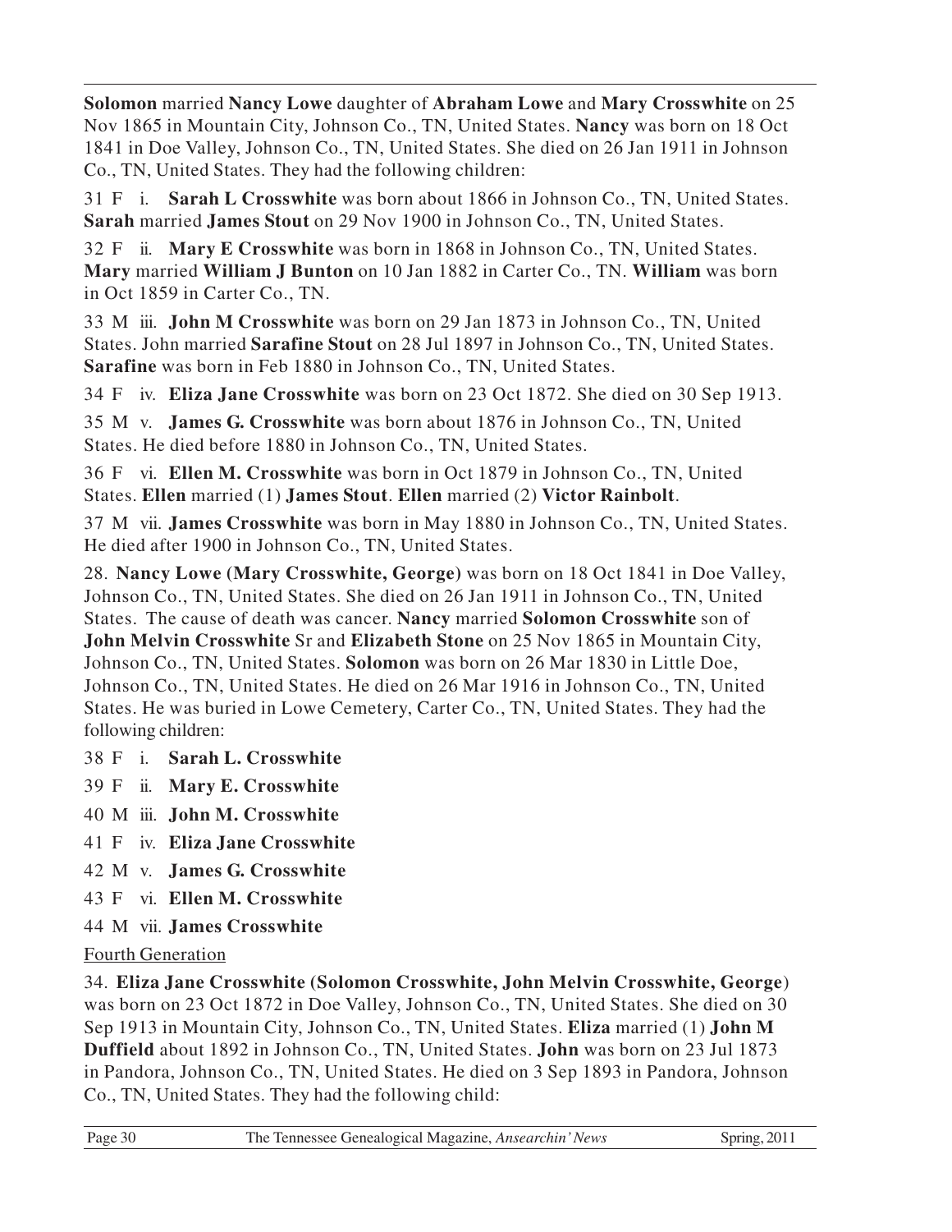**Solomon** married **Nancy Lowe** daughter of **Abraham Lowe** and **Mary Crosswhite** on 25 Nov 1865 in Mountain City, Johnson Co., TN, United States. **Nancy** was born on 18 Oct 1841 in Doe Valley, Johnson Co., TN, United States. She died on 26 Jan 1911 in Johnson Co., TN, United States. They had the following children:

31 F i. **Sarah L Crosswhite** was born about 1866 in Johnson Co., TN, United States. **Sarah** married **James Stout** on 29 Nov 1900 in Johnson Co., TN, United States.

32 F ii. **Mary E Crosswhite** was born in 1868 in Johnson Co., TN, United States. **Mary** married **William J Bunton** on 10 Jan 1882 in Carter Co., TN. **William** was born in Oct 1859 in Carter Co., TN.

33 M iii. **John M Crosswhite** was born on 29 Jan 1873 in Johnson Co., TN, United States. John married **Sarafine Stout** on 28 Jul 1897 in Johnson Co., TN, United States. **Sarafine** was born in Feb 1880 in Johnson Co., TN, United States.

34 F iv. **Eliza Jane Crosswhite** was born on 23 Oct 1872. She died on 30 Sep 1913.

35 M v. **James G. Crosswhite** was born about 1876 in Johnson Co., TN, United States. He died before 1880 in Johnson Co., TN, United States.

36 F vi. **Ellen M. Crosswhite** was born in Oct 1879 in Johnson Co., TN, United States. **Ellen** married (1) **James Stout**. **Ellen** married (2) **Victor Rainbolt**.

37 M vii. **James Crosswhite** was born in May 1880 in Johnson Co., TN, United States. He died after 1900 in Johnson Co., TN, United States.

28. **Nancy Lowe (Mary Crosswhite, George)** was born on 18 Oct 1841 in Doe Valley, Johnson Co., TN, United States. She died on 26 Jan 1911 in Johnson Co., TN, United States. The cause of death was cancer. **Nancy** married **Solomon Crosswhite** son of **John Melvin Crosswhite** Sr and **Elizabeth Stone** on 25 Nov 1865 in Mountain City, Johnson Co., TN, United States. **Solomon** was born on 26 Mar 1830 in Little Doe, Johnson Co., TN, United States. He died on 26 Mar 1916 in Johnson Co., TN, United States. He was buried in Lowe Cemetery, Carter Co., TN, United States. They had the following children:

38 F i. **Sarah L. Crosswhite**

39 F ii. **Mary E. Crosswhite**

40 M iii. **John M. Crosswhite**

41 F iv. **Eliza Jane Crosswhite**

42 M v. **James G. Crosswhite**

43 F vi. **Ellen M. Crosswhite**

44 M vii. **James Crosswhite**

Fourth Generation

34. **Eliza Jane Crosswhite** (**Solomon Crosswhite, John Melvin Crosswhite, George**) was born on 23 Oct 1872 in Doe Valley, Johnson Co., TN, United States. She died on 30 Sep 1913 in Mountain City, Johnson Co., TN, United States. **Eliza** married (1) **John M Duffield** about 1892 in Johnson Co., TN, United States. **John** was born on 23 Jul 1873 in Pandora, Johnson Co., TN, United States. He died on 3 Sep 1893 in Pandora, Johnson Co., TN, United States. They had the following child: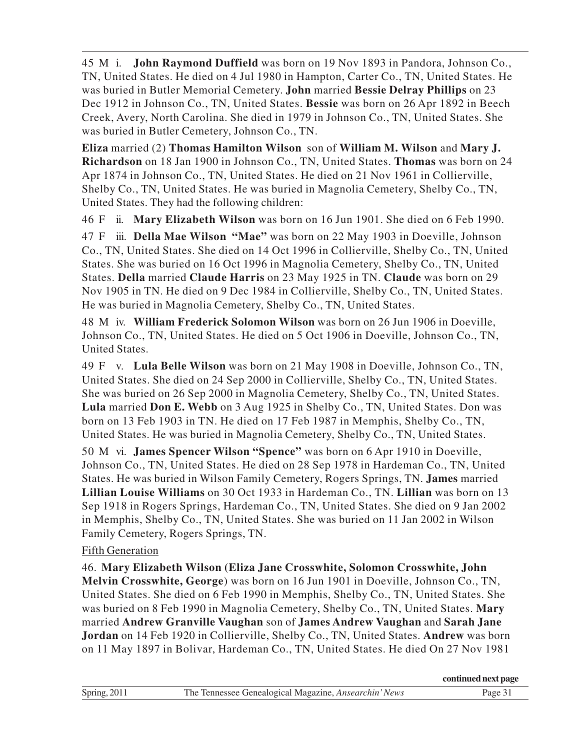45 M i. **John Raymond Duffield** was born on 19 Nov 1893 in Pandora, Johnson Co., TN, United States. He died on 4 Jul 1980 in Hampton, Carter Co., TN, United States. He was buried in Butler Memorial Cemetery. **John** married **Bessie Delray Phillips** on 23 Dec 1912 in Johnson Co., TN, United States. **Bessie** was born on 26 Apr 1892 in Beech Creek, Avery, North Carolina. She died in 1979 in Johnson Co., TN, United States. She was buried in Butler Cemetery, Johnson Co., TN.

**Eliza** married (2) **Thomas Hamilton Wilson** son of **William M. Wilson** and **Mary J. Richardson** on 18 Jan 1900 in Johnson Co., TN, United States. **Thomas** was born on 24 Apr 1874 in Johnson Co., TN, United States. He died on 21 Nov 1961 in Collierville, Shelby Co., TN, United States. He was buried in Magnolia Cemetery, Shelby Co., TN, United States. They had the following children:

46 F ii. **Mary Elizabeth Wilson** was born on 16 Jun 1901. She died on 6 Feb 1990.

47 F iii. **Della Mae Wilson "Mae"** was born on 22 May 1903 in Doeville, Johnson Co., TN, United States. She died on 14 Oct 1996 in Collierville, Shelby Co., TN, United States. She was buried on 16 Oct 1996 in Magnolia Cemetery, Shelby Co., TN, United States. **Della** married **Claude Harris** on 23 May 1925 in TN. **Claude** was born on 29 Nov 1905 in TN. He died on 9 Dec 1984 in Collierville, Shelby Co., TN, United States. He was buried in Magnolia Cemetery, Shelby Co., TN, United States.

48 M iv. **William Frederick Solomon Wilson** was born on 26 Jun 1906 in Doeville, Johnson Co., TN, United States. He died on 5 Oct 1906 in Doeville, Johnson Co., TN, United States.

49 F v. **Lula Belle Wilson** was born on 21 May 1908 in Doeville, Johnson Co., TN, United States. She died on 24 Sep 2000 in Collierville, Shelby Co., TN, United States. She was buried on 26 Sep 2000 in Magnolia Cemetery, Shelby Co., TN, United States. **Lula** married **Don E. Webb** on 3 Aug 1925 in Shelby Co., TN, United States. Don was born on 13 Feb 1903 in TN. He died on 17 Feb 1987 in Memphis, Shelby Co., TN, United States. He was buried in Magnolia Cemetery, Shelby Co., TN, United States.

50 M vi. **James Spencer Wilson "Spence"** was born on 6 Apr 1910 in Doeville, Johnson Co., TN, United States. He died on 28 Sep 1978 in Hardeman Co., TN, United States. He was buried in Wilson Family Cemetery, Rogers Springs, TN. **James** married **Lillian Louise Williams** on 30 Oct 1933 in Hardeman Co., TN. **Lillian** was born on 13 Sep 1918 in Rogers Springs, Hardeman Co., TN, United States. She died on 9 Jan 2002 in Memphis, Shelby Co., TN, United States. She was buried on 11 Jan 2002 in Wilson Family Cemetery, Rogers Springs, TN.

Fifth Generation

46. **Mary Elizabeth Wilson (Eliza Jane Crosswhite, Solomon Crosswhite, John Melvin Crosswhite, George**) was born on 16 Jun 1901 in Doeville, Johnson Co., TN, United States. She died on 6 Feb 1990 in Memphis, Shelby Co., TN, United States. She was buried on 8 Feb 1990 in Magnolia Cemetery, Shelby Co., TN, United States. **Mary** married **Andrew Granville Vaughan** son of **James Andrew Vaughan** and **Sarah Jane Jordan** on 14 Feb 1920 in Collierville, Shelby Co., TN, United States. **Andrew** was born on 11 May 1897 in Bolivar, Hardeman Co., TN, United States. He died On 27 Nov 1981

**continued next page**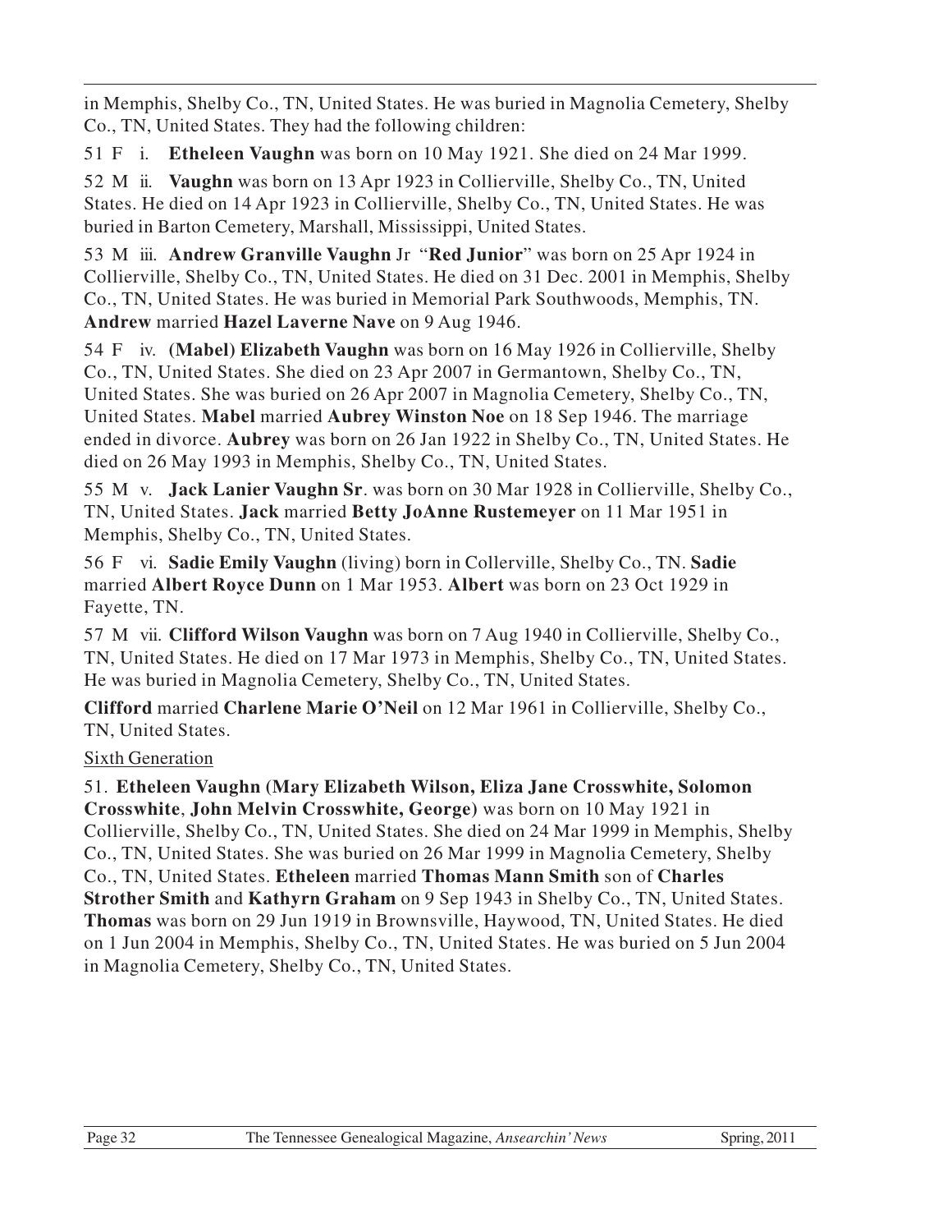in Memphis, Shelby Co., TN, United States. He was buried in Magnolia Cemetery, Shelby Co., TN, United States. They had the following children:

51 F i. **Etheleen Vaughn** was born on 10 May 1921. She died on 24 Mar 1999.

52 M ii. **Vaughn** was born on 13 Apr 1923 in Collierville, Shelby Co., TN, United States. He died on 14 Apr 1923 in Collierville, Shelby Co., TN, United States. He was buried in Barton Cemetery, Marshall, Mississippi, United States.

53 M iii. **Andrew Granville Vaughn** Jr "**Red Junior**" was born on 25 Apr 1924 in Collierville, Shelby Co., TN, United States. He died on 31 Dec. 2001 in Memphis, Shelby Co., TN, United States. He was buried in Memorial Park Southwoods, Memphis, TN. **Andrew** married **Hazel Laverne Nave** on 9 Aug 1946.

54 F iv. **(Mabel) Elizabeth Vaughn** was born on 16 May 1926 in Collierville, Shelby Co., TN, United States. She died on 23 Apr 2007 in Germantown, Shelby Co., TN, United States. She was buried on 26 Apr 2007 in Magnolia Cemetery, Shelby Co., TN, United States. **Mabel** married **Aubrey Winston Noe** on 18 Sep 1946. The marriage ended in divorce. **Aubrey** was born on 26 Jan 1922 in Shelby Co., TN, United States. He died on 26 May 1993 in Memphis, Shelby Co., TN, United States.

55 M v. **Jack Lanier Vaughn Sr**. was born on 30 Mar 1928 in Collierville, Shelby Co., TN, United States. **Jack** married **Betty JoAnne Rustemeyer** on 11 Mar 1951 in Memphis, Shelby Co., TN, United States.

56 F vi. **Sadie Emily Vaughn** (living) born in Collerville, Shelby Co., TN. **Sadie** married **Albert Royce Dunn** on 1 Mar 1953. **Albert** was born on 23 Oct 1929 in Fayette, TN.

57 M vii. **Clifford Wilson Vaughn** was born on 7 Aug 1940 in Collierville, Shelby Co., TN, United States. He died on 17 Mar 1973 in Memphis, Shelby Co., TN, United States. He was buried in Magnolia Cemetery, Shelby Co., TN, United States.

**Clifford** married **Charlene Marie O'Neil** on 12 Mar 1961 in Collierville, Shelby Co., TN, United States.

Sixth Generation

51. **Etheleen Vaughn (Mary Elizabeth Wilson, Eliza Jane Crosswhite, Solomon Crosswhite**, **John Melvin Crosswhite, George)** was born on 10 May 1921 in Collierville, Shelby Co., TN, United States. She died on 24 Mar 1999 in Memphis, Shelby Co., TN, United States. She was buried on 26 Mar 1999 in Magnolia Cemetery, Shelby Co., TN, United States. **Etheleen** married **Thomas Mann Smith** son of **Charles Strother Smith** and **Kathyrn Graham** on 9 Sep 1943 in Shelby Co., TN, United States. **Thomas** was born on 29 Jun 1919 in Brownsville, Haywood, TN, United States. He died on 1 Jun 2004 in Memphis, Shelby Co., TN, United States. He was buried on 5 Jun 2004 in Magnolia Cemetery, Shelby Co., TN, United States.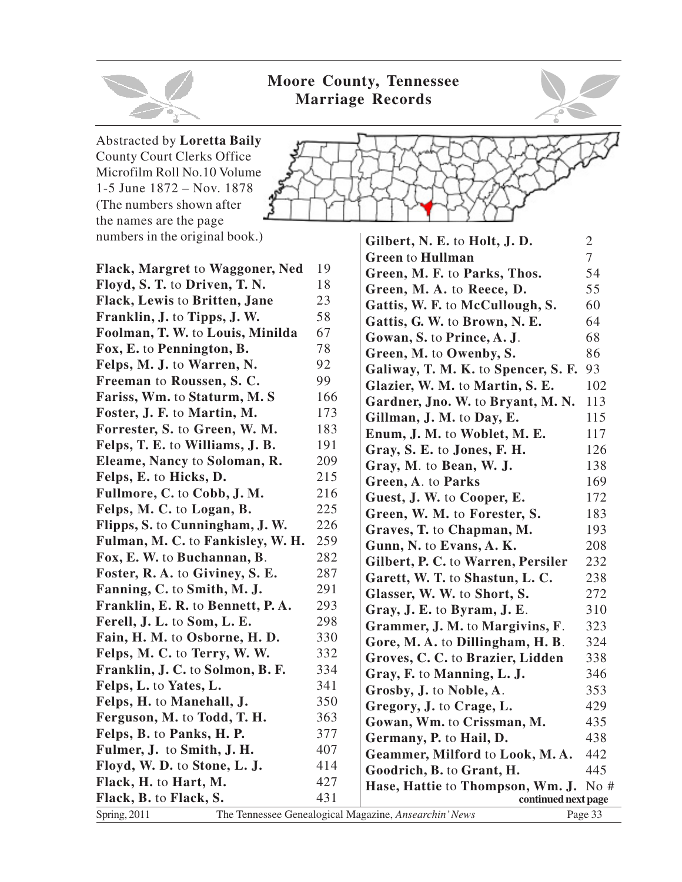# Moore County, Tennessee Marriage Records

Abstracted by **Loretta Baily**
County Court Clerks Office
Microfilm Roll No.10 Volume
1-5 June 1872 – Nov. 1878
(The numbers shown after the names are the page numbers in the original book.)

| Names | Page |
|---|---|
| **Flack, Margret** to **Waggoner, Ned** | 19 |
| **Floyd, S. T.** to **Driven, T. N.** | 18 |
| **Flack, Lewis** to **Britten, Jane** | 23 |
| **Franklin, J.** to **Tipps, J. W.** | 58 |
| **Foolman, T. W.** to **Louis, Minilda** | 67 |
| **Fox, E.** to **Pennington, B.** | 78 |
| **Felps, M. J.** to **Warren, N.** | 92 |
| **Freeman** to **Roussen, S. C.** | 99 |
| **Fariss, Wm.** to **Staturm, M. S** | 166 |
| **Foster, J. F.** to **Martin, M.** | 173 |
| **Forrester, S.** to **Green, W. M.** | 183 |
| **Felps, T. E.** to **Williams, J. B.** | 191 |
| **Eleame, Nancy** to **Soloman, R.** | 209 |
| **Felps, E.** to **Hicks, D.** | 215 |
| **Fullmore, C.** to **Cobb, J. M.** | 216 |
| **Felps, M. C.** to **Logan, B.** | 225 |
| **Flipps, S.** to **Cunningham, J. W.** | 226 |
| **Fulman, M. C.** to **Fankisley, W. H.** | 259 |
| **Fox, E. W.** to **Buchannan, B**. | 282 |
| **Foster, R. A.** to **Giviney, S. E.** | 287 |
| **Fanning, C.** to **Smith, M. J.** | 291 |
| **Franklin, E. R.** to **Bennett, P. A.** | 293 |
| **Ferell, J. L.** to **Som, L. E.** | 298 |
| **Fain, H. M.** to **Osborne, H. D.** | 330 |
| **Felps, M. C.** to **Terry, W. W.** | 332 |
| **Franklin, J. C.** to **Solmon, B. F.** | 334 |
| **Felps, L.** to **Yates, L.** | 341 |
| **Felps, H.** to **Manehall, J.** | 350 |
| **Ferguson, M.** to **Todd, T. H.** | 363 |
| **Felps, B.** to **Panks, H. P.** | 377 |
| **Fulmer, J.** to **Smith, J. H.** | 407 |
| **Floyd, W. D.** to **Stone, L. J.** | 414 |
| **Flack, H.** to **Hart, M.** | 427 |
| **Flack, B.** to **Flack, S.** | 431 |
| **Gilbert, N. E.** to **Holt, J. D.** | 2 |
| **Green** to **Hullman** | 7 |
| **Green, M. F.** to **Parks, Thos.** | 54 |
| **Green, M. A.** to **Reece, D.** | 55 |
| **Gattis, W. F.** to **McCullough, S.** | 60 |
| **Gattis, G. W.** to **Brown, N. E.** | 64 |
| **Gowan, S.** to **Prince, A. J**. | 68 |
| **Green, M.** to **Owenby, S.** | 86 |
| **Galiway, T. M. K.** to **Spencer, S. F.** | 93 |
| **Glazier, W. M.** to **Martin, S. E.** | 102 |
| **Gardner, Jno. W.** to **Bryant, M. N.** | 113 |
| **Gillman, J. M.** to **Day, E.** | 115 |
| **Enum, J. M.** to **Woblet, M. E.** | 117 |
| **Gray, S. E.** to **Jones, F. H.** | 126 |
| **Gray, M**. to **Bean, W. J.** | 138 |
| **Green, A**. to **Parks** | 169 |
| **Guest, J. W.** to **Cooper, E.** | 172 |
| **Green, W. M.** to **Forester, S.** | 183 |
| **Graves, T.** to **Chapman, M.** | 193 |
| **Gunn, N.** to **Evans, A. K.** | 208 |
| **Gilbert, P. C.** to **Warren, Persiler** | 232 |
| **Garett, W. T.** to **Shastun, L. C.** | 238 |
| **Glasser, W. W.** to **Short, S.** | 272 |
| **Gray, J. E.** to **Byram, J. E**. | 310 |
| **Grammer, J. M.** to **Margivins, F**. | 323 |
| **Gore, M. A.** to **Dillingham, H. B**. | 324 |
| **Groves, C. C.** to **Brazier, Lidden** | 338 |
| **Gray, F.** to **Manning, L. J.** | 346 |
| **Grosby, J.** to **Noble, A**. | 353 |
| **Gregory, J.** to **Crage, L.** | 429 |
| **Gowan, Wm.** to **Crissman, M.** | 435 |
| **Germany, P.** to **Hail, D.** | 438 |
| **Geammer, Milford** to **Look, M. A.** | 442 |
| **Goodrich, B.** to **Grant, H.** | 445 |
| **Hase, Hattie** to **Thompson, Wm. J.** | No # |

**continued next page**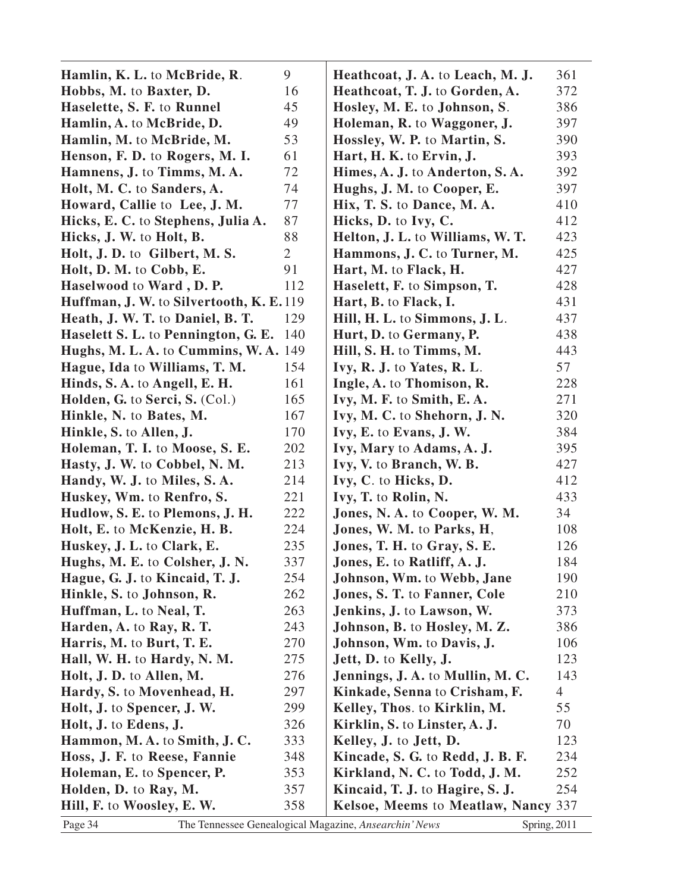**Hamlin, K. L.** to **McBride, R**. 9
**Hobbs, M.** to **Baxter, D.** 16
**Haselette, S. F.** to **Runnel** 45
**Hamlin, A.** to **McBride, D.** 49
**Hamlin, M.** to **McBride, M.** 53
**Henson, F. D.** to **Rogers, M. I.** 61
**Hamnens, J.** to **Timms, M. A.** 72
**Holt, M. C.** to **Sanders, A.** 74
**Howard, Callie** to **Lee, J. M.** 77
**Hicks, E. C.** to **Stephens, Julia A.** 87
**Hicks, J. W.** to **Holt, B.** 88
**Holt, J. D.** to **Gilbert, M. S.** 2
**Holt, D. M.** to **Cobb, E.** 91
**Haselwood** to **Ward , D. P.** 112
**Huffman, J. W.** to **Silvertooth, K. E.** 119
**Heath, J. W. T.** to **Daniel, B. T.** 129
**Haselett S. L.** to **Pennington, G. E.** 140
**Hughs, M. L. A.** to **Cummins, W. A.** 149
**Hague, Ida** to **Williams, T. M.** 154
**Hinds, S. A.** to **Angell, E. H.** 161
**Holden, G.** to **Serci, S.** (Col.) 165
**Hinkle, N.** to **Bates, M.** 167
**Hinkle, S.** to **Allen, J.** 170
**Holeman, T. I.** to **Moose, S. E.** 202
**Hasty, J. W.** to **Cobbel, N. M.** 213
**Handy, W. J.** to **Miles, S. A.** 214
**Huskey, Wm.** to **Renfro, S.** 221
**Hudlow, S. E.** to **Plemons, J. H.** 222
**Holt, E.** to **McKenzie, H. B.** 224
**Huskey, J. L.** to **Clark, E.** 235
**Hughs, M. E.** to **Colsher, J. N.** 337
**Hague, G. J.** to **Kincaid, T. J.** 254
**Hinkle, S.** to **Johnson, R.** 262
**Huffman, L.** to **Neal, T.** 263
**Harden, A.** to **Ray, R. T.** 243
**Harris, M.** to **Burt, T. E.** 270
**Hall, W. H.** to **Hardy, N. M.** 275
**Holt, J. D.** to **Allen, M.** 276
**Hardy, S.** to **Movenhead, H.** 297
**Holt, J.** to **Spencer, J. W.** 299
**Holt, J.** to **Edens, J.** 326
**Hammon, M. A.** to **Smith, J. C.** 333
**Hoss, J. F.** to **Reese, Fannie** 348
**Holeman, E.** to **Spencer, P.** 353
**Holden, D.** to **Ray, M.** 357
**Hill, F.** to **Woosley, E. W.** 358
**Heathcoat, J. A.** to **Leach, M. J.** 361
**Heathcoat, T. J.** to **Gorden, A.** 372
**Hosley, M. E.** to **Johnson, S**. 386
**Holeman, R.** to **Waggoner, J.** 397
**Hossley, W. P.** to **Martin, S.** 390
**Hart, H. K.** to **Ervin, J.** 393
**Himes, A. J.** to **Anderton, S. A.** 392
**Hughs, J. M.** to **Cooper, E.** 397
**Hix, T. S.** to **Dance, M. A.** 410
**Hicks, D.** to **Ivy, C.** 412
**Helton, J. L.** to **Williams, W. T.** 423
**Hammons, J. C.** to **Turner, M.** 425
**Hart, M.** to **Flack, H.** 427
**Haselett, F.** to **Simpson, T.** 428
**Hart, B.** to **Flack, I.** 431
**Hill, H. L.** to **Simmons, J. L**. 437
**Hurt, D.** to **Germany, P.** 438
**Hill, S. H.** to **Timms, M.** 443
**Ivy, R. J.** to **Yates, R. L**. 57
**Ingle, A.** to **Thomison, R.** 228
**Ivy, M. F.** to **Smith, E. A.** 271
**Ivy, M. C.** to **Shehorn, J. N.** 320
**Ivy, E.** to **Evans, J. W.** 384
**Ivy, Mary** to **Adams, A. J.** 395
**Ivy, V.** to **Branch, W. B.** 427
**Ivy, C**. to **Hicks, D.** 412
**Ivy, T.** to **Rolin, N.** 433
**Jones, N. A.** to **Cooper, W. M.** 34
**Jones, W. M.** to **Parks, H**, 108
**Jones, T. H.** to **Gray, S. E.** 126
**Jones, E.** to **Ratliff, A. J.** 184
**Johnson, Wm.** to **Webb, Jane** 190
**Jones, S. T.** to **Fanner, Cole** 210
**Jenkins, J.** to **Lawson, W.** 373
**Johnson, B.** to **Hosley, M. Z.** 386
**Johnson, Wm.** to **Davis, J.** 106
**Jett, D.** to **Kelly, J.** 123
**Jennings, J. A.** to **Mullin, M. C.** 143
**Kinkade, Senna** to **Crisham, F.** 4
**Kelley, Thos**. to **Kirklin, M.** 55
**Kirklin, S.** to **Linster, A. J.** 70
**Kelley, J.** to **Jett, D.** 123
**Kincade, S. G.** to **Redd, J. B. F.** 234
**Kirkland, N. C.** to **Todd, J. M.** 252
**Kincaid, T. J.** to **Hagire, S. J.** 254
**Kelsoe, Meems** to **Meatlaw, Nancy** 337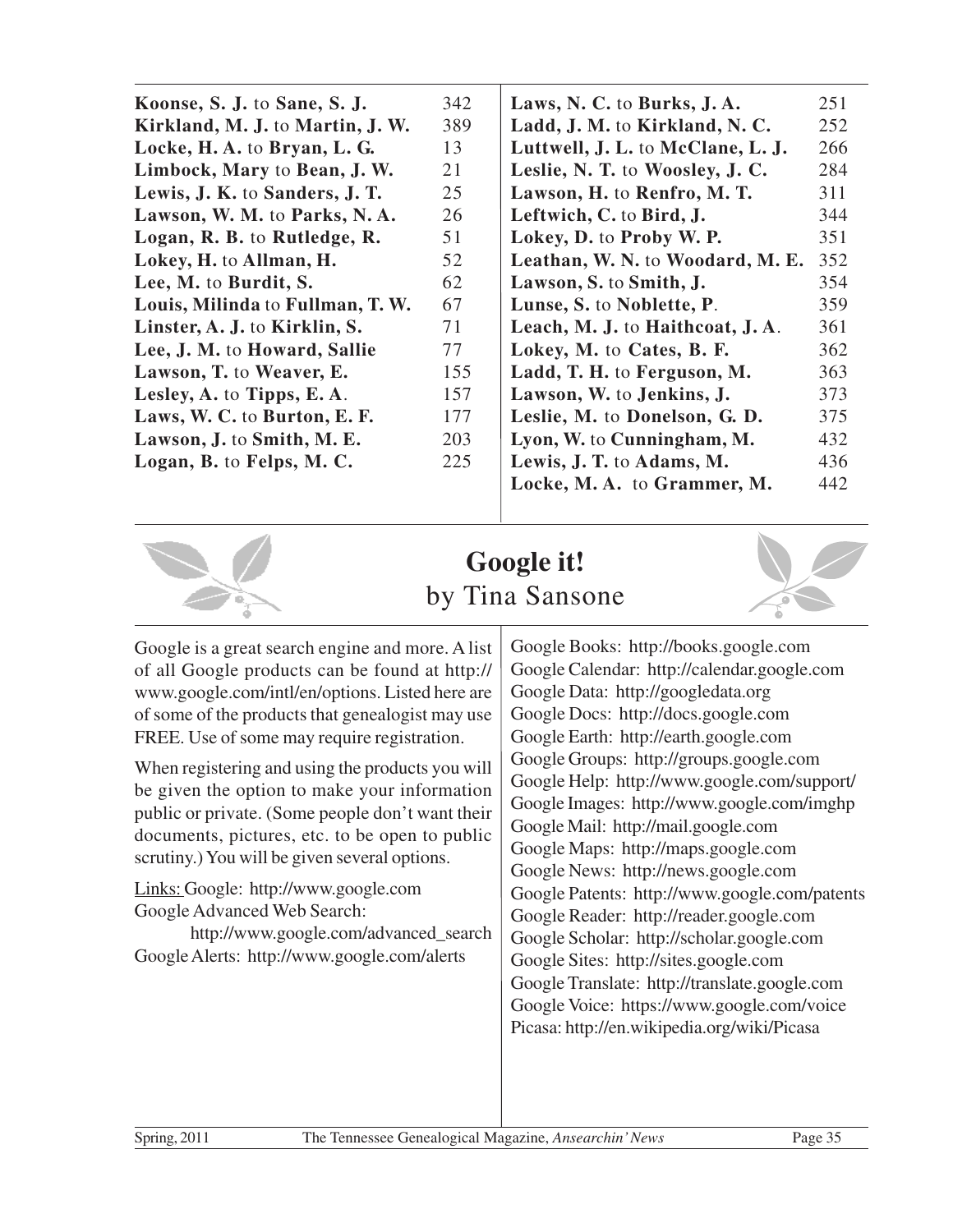| | |
|---|---|
| **Koonse, S. J.** to **Sane, S. J.** | 342 |
| **Kirkland, M. J.** to **Martin, J. W.** | 389 |
| **Locke, H. A.** to **Bryan, L. G.** | 13 |
| **Limbock, Mary** to **Bean, J. W.** | 21 |
| **Lewis, J. K.** to **Sanders, J. T.** | 25 |
| **Lawson, W. M.** to **Parks, N. A.** | 26 |
| **Logan, R. B.** to **Rutledge, R.** | 51 |
| **Lokey, H.** to **Allman, H.** | 52 |
| **Lee, M.** to **Burdit, S.** | 62 |
| **Louis, Milinda** to **Fullman, T. W.** | 67 |
| **Linster, A. J.** to **Kirklin, S.** | 71 |
| **Lee, J. M.** to **Howard, Sallie** | 77 |
| **Lawson, T.** to **Weaver, E.** | 155 |
| **Lesley, A.** to **Tipps, E. A**. | 157 |
| **Laws, W. C.** to **Burton, E. F.** | 177 |
| **Lawson, J.** to **Smith, M. E.** | 203 |
| **Logan, B.** to **Felps, M. C.** | 225 |
| **Laws, N. C.** to **Burks, J. A.** | 251 |
| **Ladd, J. M.** to **Kirkland, N. C.** | 252 |
| **Luttwell, J. L.** to **McClane, L. J.** | 266 |
| **Leslie, N. T.** to **Woosley, J. C.** | 284 |
| **Lawson, H.** to **Renfro, M. T.** | 311 |
| **Leftwich, C.** to **Bird, J.** | 344 |
| **Lokey, D.** to **Proby W. P.** | 351 |
| **Leathan, W. N.** to **Woodard, M. E.** | 352 |
| **Lawson, S.** to **Smith, J.** | 354 |
| **Lunse, S.** to **Noblette, P**. | 359 |
| **Leach, M. J.** to **Haithcoat, J. A**. | 361 |
| **Lokey, M.** to **Cates, B. F.** | 362 |
| **Ladd, T. H.** to **Ferguson, M.** | 363 |
| **Lawson, W.** to **Jenkins, J.** | 373 |
| **Leslie, M.** to **Donelson, G. D.** | 375 |
| **Lyon, W.** to **Cunningham, M.** | 432 |
| **Lewis, J. T.** to **Adams, M.** | 436 |
| **Locke, M. A.** to **Grammer, M.** | 442 |

# Google it!

by Tina Sansone

Google is a great search engine and more. A list of all Google products can be found at http://www.google.com/intl/en/options. Listed here are of some of the products that genealogist may use FREE. Use of some may require registration.

When registering and using the products you will be given the option to make your information public or private. (Some people don't want their documents, pictures, etc. to be open to public scrutiny.) You will be given several options.

Links: Google: http://www.google.com
Google Advanced Web Search:
http://www.google.com/advanced_search
Google Alerts: http://www.google.com/alerts

Google Books: http://books.google.com
Google Calendar: http://calendar.google.com
Google Data: http://googledata.org
Google Docs: http://docs.google.com
Google Earth: http://earth.google.com
Google Groups: http://groups.google.com
Google Help: http://www.google.com/support/
Google Images: http://www.google.com/imghp
Google Mail: http://mail.google.com
Google Maps: http://maps.google.com
Google News: http://news.google.com
Google Patents: http://www.google.com/patents
Google Reader: http://reader.google.com
Google Scholar: http://scholar.google.com
Google Sites: http://sites.google.com
Google Translate: http://translate.google.com
Google Voice: https://www.google.com/voice
Picasa: http://en.wikipedia.org/wiki/Picasa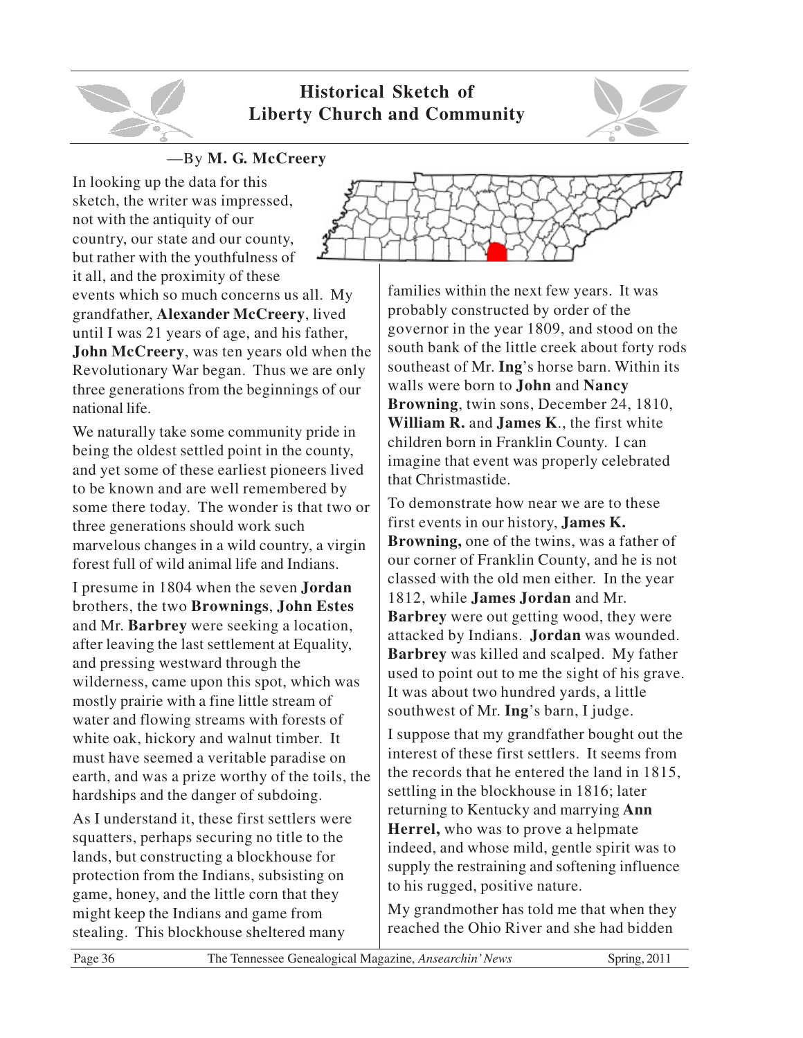# Historical Sketch of Liberty Church and Community

—By **M. G. McCreery**

In looking up the data for this sketch, the writer was impressed, not with the antiquity of our country, our state and our county, but rather with the youthfulness of it all, and the proximity of these events which so much concerns us all. My grandfather, **Alexander McCreery**, lived until I was 21 years of age, and his father, **John McCreery**, was ten years old when the Revolutionary War began. Thus we are only three generations from the beginnings of our national life.

We naturally take some community pride in being the oldest settled point in the county, and yet some of these earliest pioneers lived to be known and are well remembered by some there today. The wonder is that two or three generations should work such marvelous changes in a wild country, a virgin forest full of wild animal life and Indians.

I presume in 1804 when the seven **Jordan** brothers, the two **Brownings**, **John Estes** and Mr. **Barbrey** were seeking a location, after leaving the last settlement at Equality, and pressing westward through the wilderness, came upon this spot, which was mostly prairie with a fine little stream of water and flowing streams with forests of white oak, hickory and walnut timber. It must have seemed a veritable paradise on earth, and was a prize worthy of the toils, the hardships and the danger of subdoing.

As I understand it, these first settlers were squatters, perhaps securing no title to the lands, but constructing a blockhouse for protection from the Indians, subsisting on game, honey, and the little corn that they might keep the Indians and game from stealing. This blockhouse sheltered many families within the next few years. It was probably constructed by order of the governor in the year 1809, and stood on the south bank of the little creek about forty rods southeast of Mr. **Ing**'s horse barn. Within its walls were born to **John** and **Nancy Browning**, twin sons, December 24, 1810, **William R.** and **James K**., the first white children born in Franklin County. I can imagine that event was properly celebrated that Christmastide.

To demonstrate how near we are to these first events in our history, **James K. Browning,** one of the twins, was a father of our corner of Franklin County, and he is not classed with the old men either. In the year 1812, while **James Jordan** and Mr. **Barbrey** were out getting wood, they were attacked by Indians. **Jordan** was wounded. **Barbrey** was killed and scalped. My father used to point out to me the sight of his grave. It was about two hundred yards, a little southwest of Mr. **Ing**'s barn, I judge.

I suppose that my grandfather bought out the interest of these first settlers. It seems from the records that he entered the land in 1815, settling in the blockhouse in 1816; later returning to Kentucky and marrying **Ann Herrel,** who was to prove a helpmate indeed, and whose mild, gentle spirit was to supply the restraining and softening influence to his rugged, positive nature.

My grandmother has told me that when they reached the Ohio River and she had bidden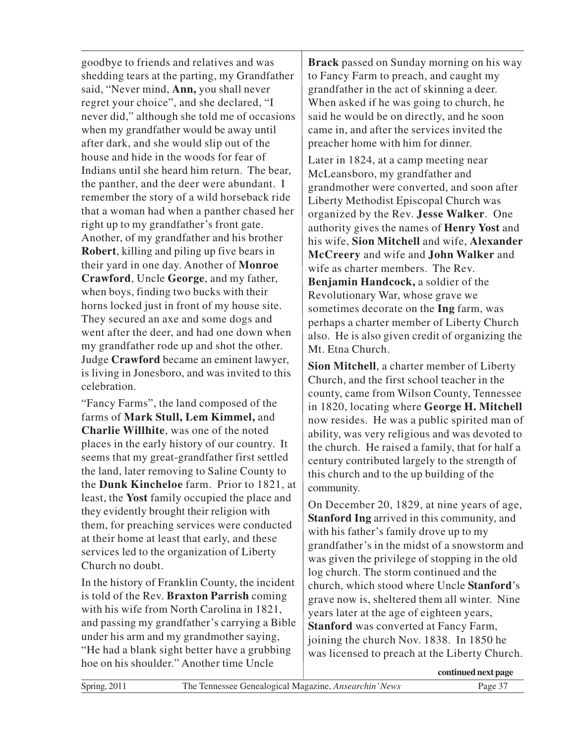goodbye to friends and relatives and was shedding tears at the parting, my Grandfather said, "Never mind, **Ann,** you shall never regret your choice", and she declared, "I never did," although she told me of occasions when my grandfather would be away until after dark, and she would slip out of the house and hide in the woods for fear of Indians until she heard him return. The bear, the panther, and the deer were abundant. I remember the story of a wild horseback ride that a woman had when a panther chased her right up to my grandfather's front gate. Another, of my grandfather and his brother **Robert**, killing and piling up five bears in their yard in one day. Another of **Monroe Crawford**, Uncle **George**, and my father, when boys, finding two bucks with their horns locked just in front of my house site. They secured an axe and some dogs and went after the deer, and had one down when my grandfather rode up and shot the other. Judge **Crawford** became an eminent lawyer, is living in Jonesboro, and was invited to this celebration.

"Fancy Farms", the land composed of the farms of **Mark Stull, Lem Kimmel,** and **Charlie Willhite**, was one of the noted places in the early history of our country. It seems that my great-grandfather first settled the land, later removing to Saline County to the **Dunk Kincheloe** farm. Prior to 1821, at least, the **Yost** family occupied the place and they evidently brought their religion with them, for preaching services were conducted at their home at least that early, and these services led to the organization of Liberty Church no doubt.

In the history of Franklin County, the incident is told of the Rev. **Braxton Parrish** coming with his wife from North Carolina in 1821, and passing my grandfather's carrying a Bible under his arm and my grandmother saying, "He had a blank sight better have a grubbing hoe on his shoulder." Another time Uncle **Brack** passed on Sunday morning on his way to Fancy Farm to preach, and caught my grandfather in the act of skinning a deer. When asked if he was going to church, he said he would be on directly, and he soon came in, and after the services invited the preacher home with him for dinner.

Later in 1824, at a camp meeting near McLeansboro, my grandfather and grandmother were converted, and soon after Liberty Methodist Episcopal Church was organized by the Rev. **Jesse Walker**. One authority gives the names of **Henry Yost** and his wife, **Sion Mitchell** and wife, **Alexander McCreery** and wife and **John Walker** and wife as charter members. The Rev. **Benjamin Handcock,** a soldier of the Revolutionary War, whose grave we sometimes decorate on the **Ing** farm, was perhaps a charter member of Liberty Church also. He is also given credit of organizing the Mt. Etna Church.

**Sion Mitchell**, a charter member of Liberty Church, and the first school teacher in the county, came from Wilson County, Tennessee in 1820, locating where **George H. Mitchell** now resides. He was a public spirited man of ability, was very religious and was devoted to the church. He raised a family, that for half a century contributed largely to the strength of this church and to the up building of the community.

On December 20, 1829, at nine years of age, **Stanford Ing** arrived in this community, and with his father's family drove up to my grandfather's in the midst of a snowstorm and was given the privilege of stopping in the old log church. The storm continued and the church, which stood where Uncle **Stanford**'s grave now is, sheltered them all winter. Nine years later at the age of eighteen years, **Stanford** was converted at Fancy Farm, joining the church Nov. 1838. In 1850 he was licensed to preach at the Liberty Church.

**continued next page**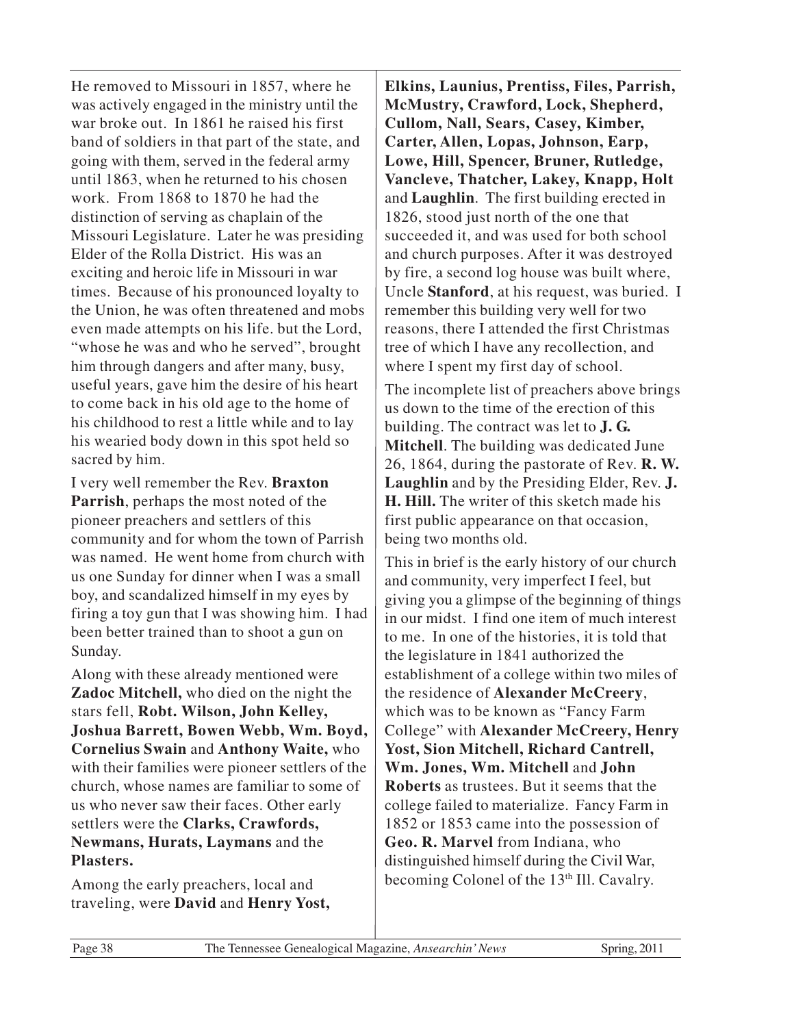He removed to Missouri in 1857, where he was actively engaged in the ministry until the war broke out. In 1861 he raised his first band of soldiers in that part of the state, and going with them, served in the federal army until 1863, when he returned to his chosen work. From 1868 to 1870 he had the distinction of serving as chaplain of the Missouri Legislature. Later he was presiding Elder of the Rolla District. His was an exciting and heroic life in Missouri in war times. Because of his pronounced loyalty to the Union, he was often threatened and mobs even made attempts on his life. but the Lord, "whose he was and who he served", brought him through dangers and after many, busy, useful years, gave him the desire of his heart to come back in his old age to the home of his childhood to rest a little while and to lay his wearied body down in this spot held so sacred by him.

I very well remember the Rev. **Braxton Parrish**, perhaps the most noted of the pioneer preachers and settlers of this community and for whom the town of Parrish was named. He went home from church with us one Sunday for dinner when I was a small boy, and scandalized himself in my eyes by firing a toy gun that I was showing him. I had been better trained than to shoot a gun on Sunday.

Along with these already mentioned were **Zadoc Mitchell,** who died on the night the stars fell, **Robt. Wilson, John Kelley, Joshua Barrett, Bowen Webb, Wm. Boyd, Cornelius Swain** and **Anthony Waite,** who with their families were pioneer settlers of the church, whose names are familiar to some of us who never saw their faces. Other early settlers were the **Clarks, Crawfords, Newmans, Hurats, Laymans** and the **Plasters.**

Among the early preachers, local and traveling, were **David** and **Henry Yost, Elkins, Launius, Prentiss, Files, Parrish, McMustry, Crawford, Lock, Shepherd, Cullom, Nall, Sears, Casey, Kimber, Carter, Allen, Lopas, Johnson, Earp, Lowe, Hill, Spencer, Bruner, Rutledge, Vancleve, Thatcher, Lakey, Knapp, Holt** and **Laughlin**. The first building erected in 1826, stood just north of the one that succeeded it, and was used for both school and church purposes. After it was destroyed by fire, a second log house was built where, Uncle **Stanford**, at his request, was buried. I remember this building very well for two reasons, there I attended the first Christmas tree of which I have any recollection, and where I spent my first day of school.

The incomplete list of preachers above brings us down to the time of the erection of this building. The contract was let to **J. G. Mitchell**. The building was dedicated June 26, 1864, during the pastorate of Rev. **R. W. Laughlin** and by the Presiding Elder, Rev. **J. H. Hill.** The writer of this sketch made his first public appearance on that occasion, being two months old.

This in brief is the early history of our church and community, very imperfect I feel, but giving you a glimpse of the beginning of things in our midst. I find one item of much interest to me. In one of the histories, it is told that the legislature in 1841 authorized the establishment of a college within two miles of the residence of **Alexander McCreery**, which was to be known as "Fancy Farm College" with **Alexander McCreery, Henry Yost, Sion Mitchell, Richard Cantrell, Wm. Jones, Wm. Mitchell** and **John Roberts** as trustees. But it seems that the college failed to materialize. Fancy Farm in 1852 or 1853 came into the possession of **Geo. R. Marvel** from Indiana, who distinguished himself during the Civil War, becoming Colonel of the 13th Ill. Cavalry.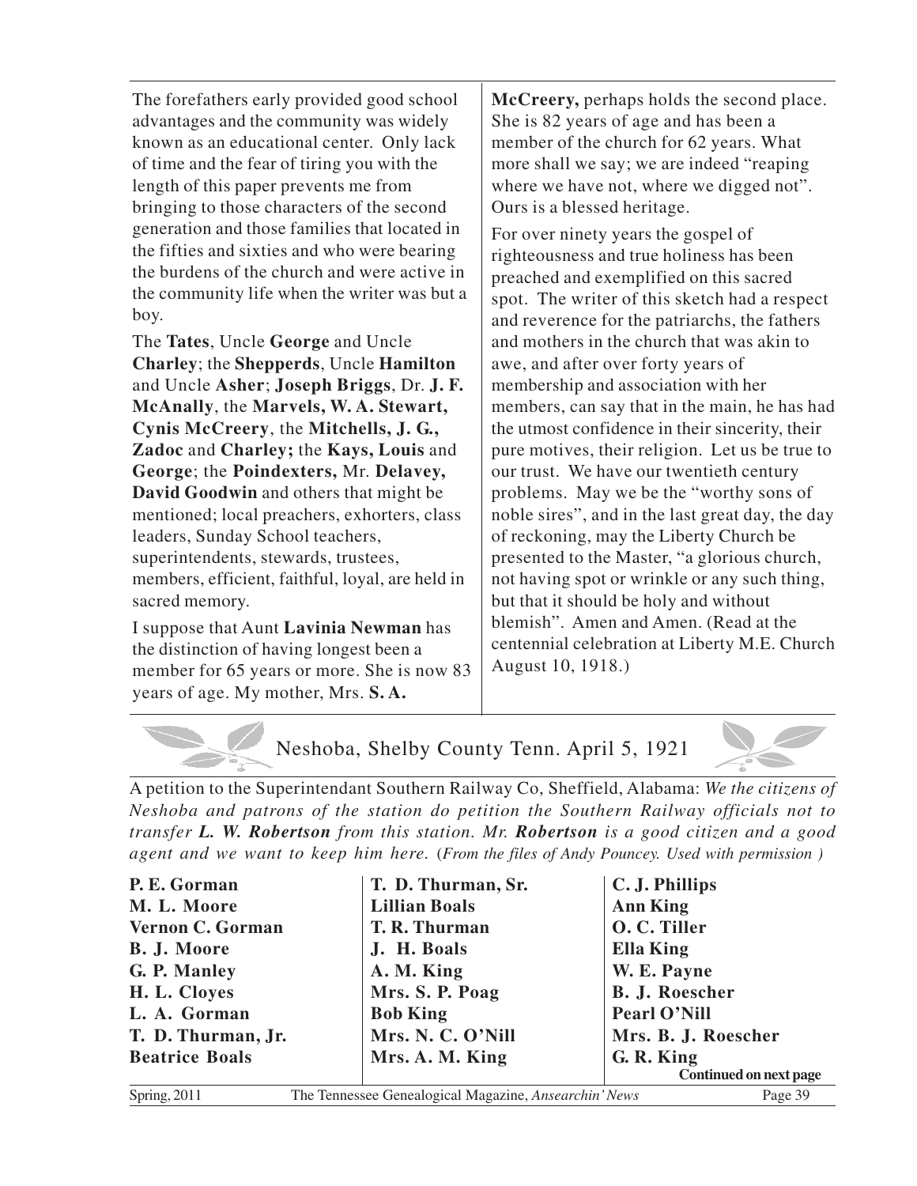The forefathers early provided good school advantages and the community was widely known as an educational center. Only lack of time and the fear of tiring you with the length of this paper prevents me from bringing to those characters of the second generation and those families that located in the fifties and sixties and who were bearing the burdens of the church and were active in the community life when the writer was but a boy.

The **Tates**, Uncle **George** and Uncle **Charley**; the **Shepperds**, Uncle **Hamilton** and Uncle **Asher**; **Joseph Briggs**, Dr. **J. F. McAnally**, the **Marvels, W. A. Stewart, Cynis McCreery**, the **Mitchells, J. G., Zadoc** and **Charley;** the **Kays, Louis** and **George**; the **Poindexters,** Mr. **Delavey, David Goodwin** and others that might be mentioned; local preachers, exhorters, class leaders, Sunday School teachers, superintendents, stewards, trustees, members, efficient, faithful, loyal, are held in sacred memory.

I suppose that Aunt **Lavinia Newman** has the distinction of having longest been a member for 65 years or more. She is now 83 years of age. My mother, Mrs. **S. A. McCreery,** perhaps holds the second place. She is 82 years of age and has been a member of the church for 62 years. What more shall we say; we are indeed "reaping where we have not, where we digged not". Ours is a blessed heritage.

For over ninety years the gospel of righteousness and true holiness has been preached and exemplified on this sacred spot. The writer of this sketch had a respect and reverence for the patriarchs, the fathers and mothers in the church that was akin to awe, and after over forty years of membership and association with her members, can say that in the main, he has had the utmost confidence in their sincerity, their pure motives, their religion. Let us be true to our trust. We have our twentieth century problems. May we be the "worthy sons of noble sires", and in the last great day, the day of reckoning, may the Liberty Church be presented to the Master, "a glorious church, not having spot or wrinkle or any such thing, but that it should be holy and without blemish". Amen and Amen. (Read at the centennial celebration at Liberty M.E. Church August 10, 1918.)

## Neshoba, Shelby County Tenn. April 5, 1921

A petition to the Superintendant Southern Railway Co, Sheffield, Alabama: *We the citizens of Neshoba and patrons of the station do petition the Southern Railway officials not to transfer **L. W. Robertson** from this station. Mr. **Robertson** is a good citizen and a good agent and we want to keep him here.* (*From the files of Andy Pouncey. Used with permission* )

**P. E. Gorman**
**M. L. Moore**
**Vernon C. Gorman**
**B. J. Moore**
**G. P. Manley**
**H. L. Cloyes**
**L. A. Gorman**
**T. D. Thurman, Jr.**
**Beatrice Boals**
**T. D. Thurman, Sr.**
**Lillian Boals**
**T. R. Thurman**
**J. H. Boals**
**A. M. King**
**Mrs. S. P. Poag**
**Bob King**
**Mrs. N. C. O'Nill**
**Mrs. A. M. King**
**C. J. Phillips**
**Ann King**
**O. C. Tiller**
**Ella King**
**W. E. Payne**
**B. J. Roescher**
**Pearl O'Nill**
**Mrs. B. J. Roescher**
**G. R. King**

**Continued on next page**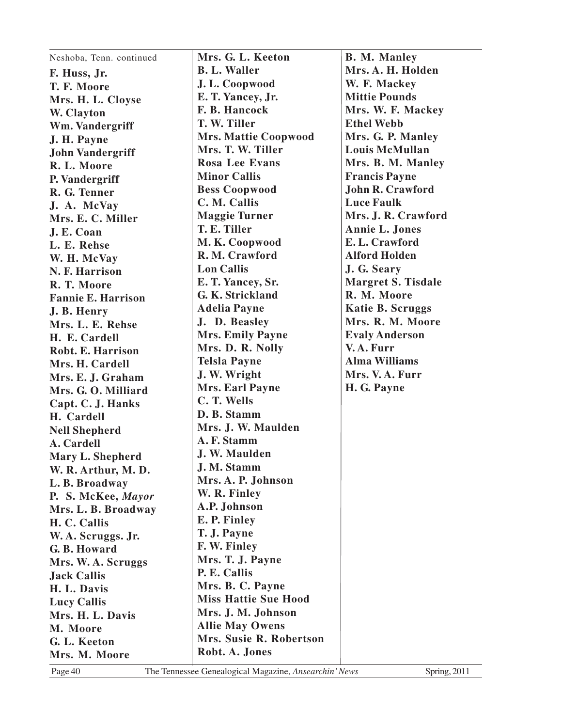Neshoba, Tenn. continued

**F. Huss, Jr.**
**T. F. Moore**
**Mrs. H. L. Cloyse**
**W. Clayton**
**Wm. Vandergriff**
**J. H. Payne**
**John Vandergriff**
**R. L. Moore**
**P. Vandergriff**
**R. G. Tenner**
**J. A. McVay**
**Mrs. E. C. Miller**
**J. E. Coan**
**L. E. Rehse**
**W. H. McVay**
**N. F. Harrison**
**R. T. Moore**
**Fannie E. Harrison**
**J. B. Henry**
**Mrs. L. E. Rehse**
**H. E. Cardell**
**Robt. E. Harrison**
**Mrs. H. Cardell**
**Mrs. E. J. Graham**
**Mrs. G. O. Milliard**
**Capt. C. J. Hanks**
**H. Cardell**
**Nell Shepherd**
**A. Cardell**
**Mary L. Shepherd**
**W. R. Arthur, M. D.**
**L. B. Broadway**
**P. S. McKee,** ***Mayor***
**Mrs. L. B. Broadway**
**H. C. Callis**
**W. A. Scruggs. Jr.**
**G. B. Howard**
**Mrs. W. A. Scruggs**
**Jack Callis**
**H. L. Davis**
**Lucy Callis**
**Mrs. H. L. Davis**
**M. Moore**
**G. L. Keeton**
**Mrs. M. Moore**
**Mrs. G. L. Keeton**
**B. L. Waller**
**J. L. Coopwood**
**E. T. Yancey, Jr.**
**F. B. Hancock**
**T. W. Tiller**
**Mrs. Mattie Coopwood**
**Mrs. T. W. Tiller**
**Rosa Lee Evans**
**Minor Callis**
**Bess Coopwood**
**C. M. Callis**
**Maggie Turner**
**T. E. Tiller**
**M. K. Coopwood**
**R. M. Crawford**
**Lon Callis**
**E. T. Yancey, Sr.**
**G. K. Strickland**
**Adelia Payne**
**J. D. Beasley**
**Mrs. Emily Payne**
**Mrs. D. R. Nolly**
**Telsla Payne**
**J. W. Wright**
**Mrs. Earl Payne**
**C. T. Wells**
**D. B. Stamm**
**Mrs. J. W. Maulden**
**A. F. Stamm**
**J. W. Maulden**
**J. M. Stamm**
**Mrs. A. P. Johnson**
**W. R. Finley**
**A.P. Johnson**
**E. P. Finley**
**T. J. Payne**
**F. W. Finley**
**Mrs. T. J. Payne**
**P. E. Callis**
**Mrs. B. C. Payne**
**Miss Hattie Sue Hood**
**Mrs. J. M. Johnson**
**Allie May Owens**
**Mrs. Susie R. Robertson**
**Robt. A. Jones**
**B. M. Manley**
**Mrs. A. H. Holden**
**W. F. Mackey**
**Mittie Pounds**
**Mrs. W. F. Mackey**
**Ethel Webb**
**Mrs. G. P. Manley**
**Louis McMullan**
**Mrs. B. M. Manley**
**Francis Payne**
**John R. Crawford**
**Luce Faulk**
**Mrs. J. R. Crawford**
**Annie L. Jones**
**E. L. Crawford**
**Alford Holden**
**J. G. Seary**
**Margret S. Tisdale**
**R. M. Moore**
**Katie B. Scruggs**
**Mrs. R. M. Moore**
**Evaly Anderson**
**V. A. Furr**
**Alma Williams**
**Mrs. V. A. Furr**
**H. G. Payne**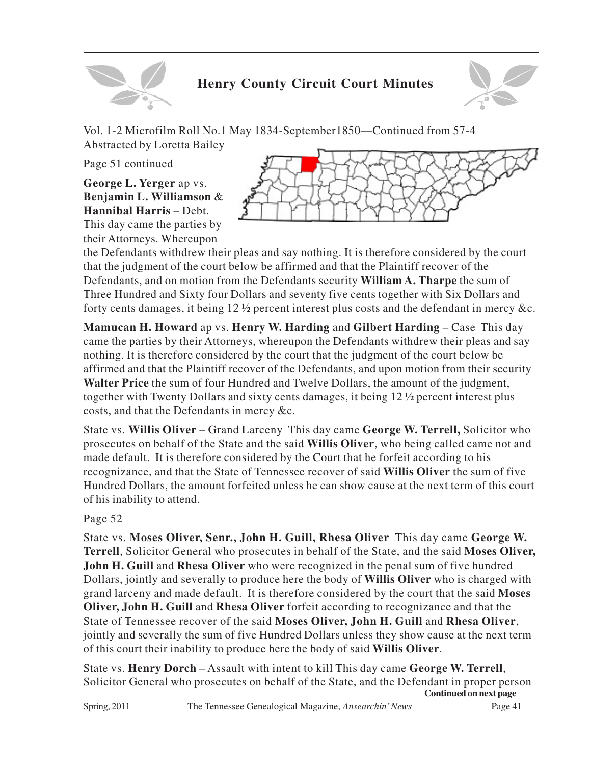## Henry County Circuit Court Minutes

Vol. 1-2 Microfilm Roll No.1 May 1834-September1850—Continued from 57-4
Abstracted by Loretta Bailey

Page 51 continued

**George L. Yerger** ap vs. **Benjamin L. Williamson** & **Hannibal Harris** – Debt. This day came the parties by their Attorneys. Whereupon the Defendants withdrew their pleas and say nothing. It is therefore considered by the court that the judgment of the court below be affirmed and that the Plaintiff recover of the Defendants, and on motion from the Defendants security **William A. Tharpe** the sum of Three Hundred and Sixty four Dollars and seventy five cents together with Six Dollars and forty cents damages, it being 12 ½ percent interest plus costs and the defendant in mercy &c.

**Mamucan H. Howard** ap vs. **Henry W. Harding** and **Gilbert Harding** – Case This day came the parties by their Attorneys, whereupon the Defendants withdrew their pleas and say nothing. It is therefore considered by the court that the judgment of the court below be affirmed and that the Plaintiff recover of the Defendants, and upon motion from their security **Walter Price** the sum of four Hundred and Twelve Dollars, the amount of the judgment, together with Twenty Dollars and sixty cents damages, it being 12 ½ percent interest plus costs, and that the Defendants in mercy &c.

State vs. **Willis Oliver** – Grand Larceny This day came **George W. Terrell,** Solicitor who prosecutes on behalf of the State and the said **Willis Oliver**, who being called came not and made default. It is therefore considered by the Court that he forfeit according to his recognizance, and that the State of Tennessee recover of said **Willis Oliver** the sum of five Hundred Dollars, the amount forfeited unless he can show cause at the next term of this court of his inability to attend.

Page 52

State vs. **Moses Oliver, Senr., John H. Guill, Rhesa Oliver** This day came **George W. Terrell**, Solicitor General who prosecutes in behalf of the State, and the said **Moses Oliver, John H. Guill** and **Rhesa Oliver** who were recognized in the penal sum of five hundred Dollars, jointly and severally to produce here the body of **Willis Oliver** who is charged with grand larceny and made default. It is therefore considered by the court that the said **Moses Oliver, John H. Guill** and **Rhesa Oliver** forfeit according to recognizance and that the State of Tennessee recover of the said **Moses Oliver, John H. Guill** and **Rhesa Oliver**, jointly and severally the sum of five Hundred Dollars unless they show cause at the next term of this court their inability to produce here the body of said **Willis Oliver**.

State vs. **Henry Dorch** – Assault with intent to kill This day came **George W. Terrell**, Solicitor General who prosecutes on behalf of the State, and the Defendant in proper person

**Continued on next page**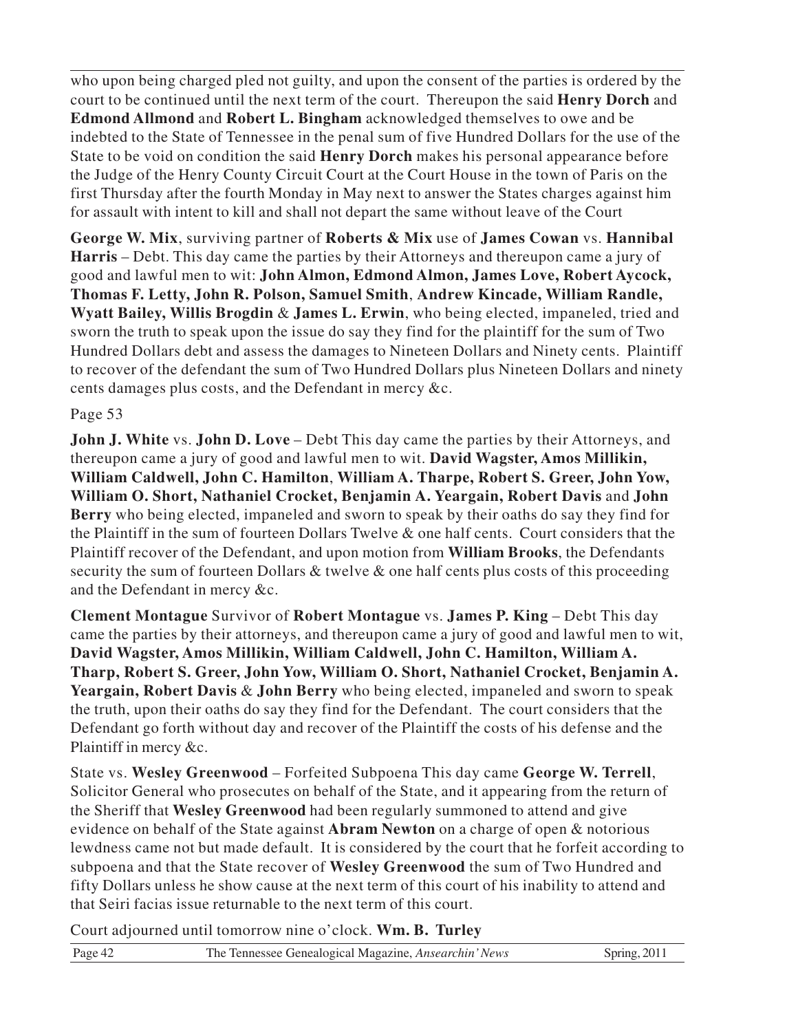who upon being charged pled not guilty, and upon the consent of the parties is ordered by the court to be continued until the next term of the court. Thereupon the said **Henry Dorch** and **Edmond Allmond** and **Robert L. Bingham** acknowledged themselves to owe and be indebted to the State of Tennessee in the penal sum of five Hundred Dollars for the use of the State to be void on condition the said **Henry Dorch** makes his personal appearance before the Judge of the Henry County Circuit Court at the Court House in the town of Paris on the first Thursday after the fourth Monday in May next to answer the States charges against him for assault with intent to kill and shall not depart the same without leave of the Court

**George W. Mix**, surviving partner of **Roberts & Mix** use of **James Cowan** vs. **Hannibal Harris** – Debt. This day came the parties by their Attorneys and thereupon came a jury of good and lawful men to wit: **John Almon, Edmond Almon, James Love, Robert Aycock, Thomas F. Letty, John R. Polson, Samuel Smith**, **Andrew Kincade, William Randle, Wyatt Bailey, Willis Brogdin** & **James L. Erwin**, who being elected, impaneled, tried and sworn the truth to speak upon the issue do say they find for the plaintiff for the sum of Two Hundred Dollars debt and assess the damages to Nineteen Dollars and Ninety cents. Plaintiff to recover of the defendant the sum of Two Hundred Dollars plus Nineteen Dollars and ninety cents damages plus costs, and the Defendant in mercy &c.

Page 53

**John J. White** vs. **John D. Love** – Debt This day came the parties by their Attorneys, and thereupon came a jury of good and lawful men to wit. **David Wagster, Amos Millikin, William Caldwell, John C. Hamilton**, **William A. Tharpe, Robert S. Greer, John Yow, William O. Short, Nathaniel Crocket, Benjamin A. Yeargain, Robert Davis** and **John Berry** who being elected, impaneled and sworn to speak by their oaths do say they find for the Plaintiff in the sum of fourteen Dollars Twelve & one half cents. Court considers that the Plaintiff recover of the Defendant, and upon motion from **William Brooks**, the Defendants security the sum of fourteen Dollars & twelve & one half cents plus costs of this proceeding and the Defendant in mercy &c.

**Clement Montague** Survivor of **Robert Montague** vs. **James P. King** – Debt This day came the parties by their attorneys, and thereupon came a jury of good and lawful men to wit, **David Wagster, Amos Millikin, William Caldwell, John C. Hamilton, William A. Tharp, Robert S. Greer, John Yow, William O. Short, Nathaniel Crocket, Benjamin A. Yeargain, Robert Davis** & **John Berry** who being elected, impaneled and sworn to speak the truth, upon their oaths do say they find for the Defendant. The court considers that the Defendant go forth without day and recover of the Plaintiff the costs of his defense and the Plaintiff in mercy &c.

State vs. **Wesley Greenwood** – Forfeited Subpoena This day came **George W. Terrell**, Solicitor General who prosecutes on behalf of the State, and it appearing from the return of the Sheriff that **Wesley Greenwood** had been regularly summoned to attend and give evidence on behalf of the State against **Abram Newton** on a charge of open & notorious lewdness came not but made default. It is considered by the court that he forfeit according to subpoena and that the State recover of **Wesley Greenwood** the sum of Two Hundred and fifty Dollars unless he show cause at the next term of this court of his inability to attend and that Seiri facias issue returnable to the next term of this court.

Court adjourned until tomorrow nine o'clock. **Wm. B. Turley**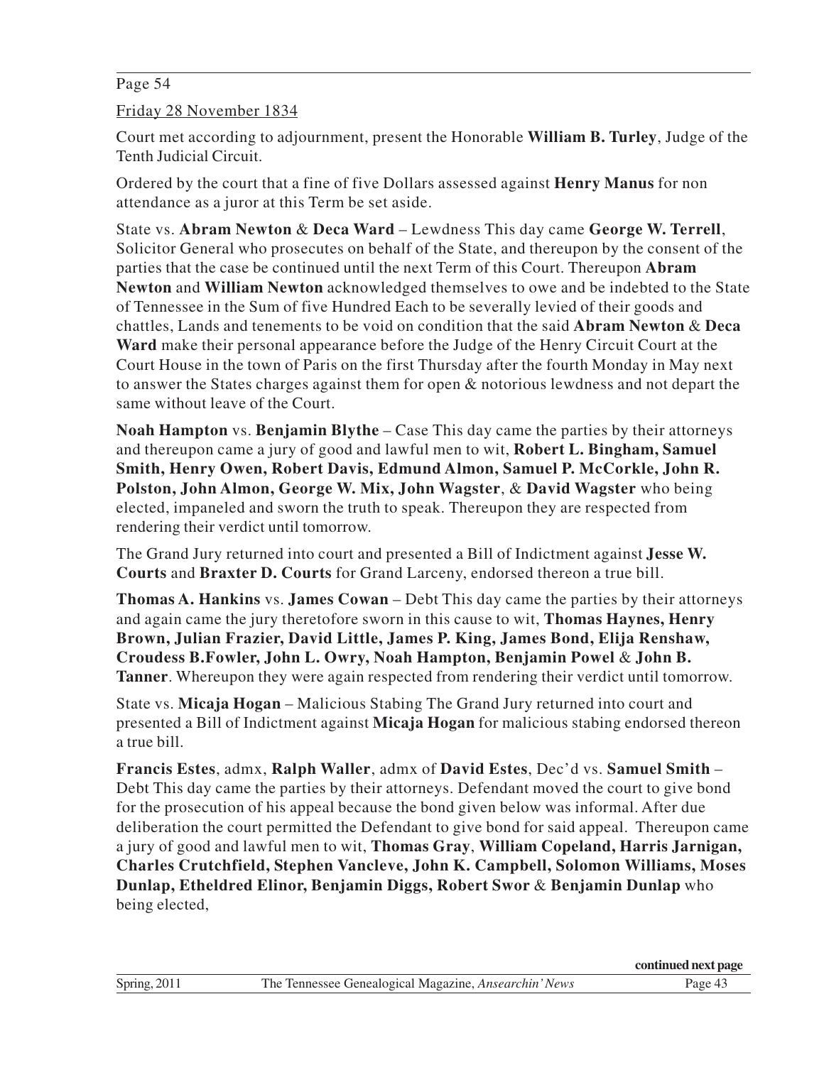Page 54

Friday 28 November 1834

Court met according to adjournment, present the Honorable **William B. Turley**, Judge of the Tenth Judicial Circuit.

Ordered by the court that a fine of five Dollars assessed against **Henry Manus** for non attendance as a juror at this Term be set aside.

State vs. **Abram Newton** & **Deca Ward** – Lewdness This day came **George W. Terrell**, Solicitor General who prosecutes on behalf of the State, and thereupon by the consent of the parties that the case be continued until the next Term of this Court. Thereupon **Abram Newton** and **William Newton** acknowledged themselves to owe and be indebted to the State of Tennessee in the Sum of five Hundred Each to be severally levied of their goods and chattles, Lands and tenements to be void on condition that the said **Abram Newton** & **Deca Ward** make their personal appearance before the Judge of the Henry Circuit Court at the Court House in the town of Paris on the first Thursday after the fourth Monday in May next to answer the States charges against them for open & notorious lewdness and not depart the same without leave of the Court.

**Noah Hampton** vs. **Benjamin Blythe** – Case This day came the parties by their attorneys and thereupon came a jury of good and lawful men to wit, **Robert L. Bingham, Samuel Smith, Henry Owen, Robert Davis, Edmund Almon, Samuel P. McCorkle, John R. Polston, John Almon, George W. Mix, John Wagster**, & **David Wagster** who being elected, impaneled and sworn the truth to speak. Thereupon they are respected from rendering their verdict until tomorrow.

The Grand Jury returned into court and presented a Bill of Indictment against **Jesse W. Courts** and **Braxter D. Courts** for Grand Larceny, endorsed thereon a true bill.

**Thomas A. Hankins** vs. **James Cowan** – Debt This day came the parties by their attorneys and again came the jury theretofore sworn in this cause to wit, **Thomas Haynes, Henry Brown, Julian Frazier, David Little, James P. King, James Bond, Elija Renshaw, Croudess B.Fowler, John L. Owry, Noah Hampton, Benjamin Powel** & **John B. Tanner**. Whereupon they were again respected from rendering their verdict until tomorrow.

State vs. **Micaja Hogan** – Malicious Stabing The Grand Jury returned into court and presented a Bill of Indictment against **Micaja Hogan** for malicious stabing endorsed thereon a true bill.

**Francis Estes**, admx, **Ralph Waller**, admx of **David Estes**, Dec'd vs. **Samuel Smith** – Debt This day came the parties by their attorneys. Defendant moved the court to give bond for the prosecution of his appeal because the bond given below was informal. After due deliberation the court permitted the Defendant to give bond for said appeal. Thereupon came a jury of good and lawful men to wit, **Thomas Gray**, **William Copeland, Harris Jarnigan, Charles Crutchfield, Stephen Vancleve, John K. Campbell, Solomon Williams, Moses Dunlap, Etheldred Elinor, Benjamin Diggs, Robert Swor** & **Benjamin Dunlap** who being elected,

**continued next page**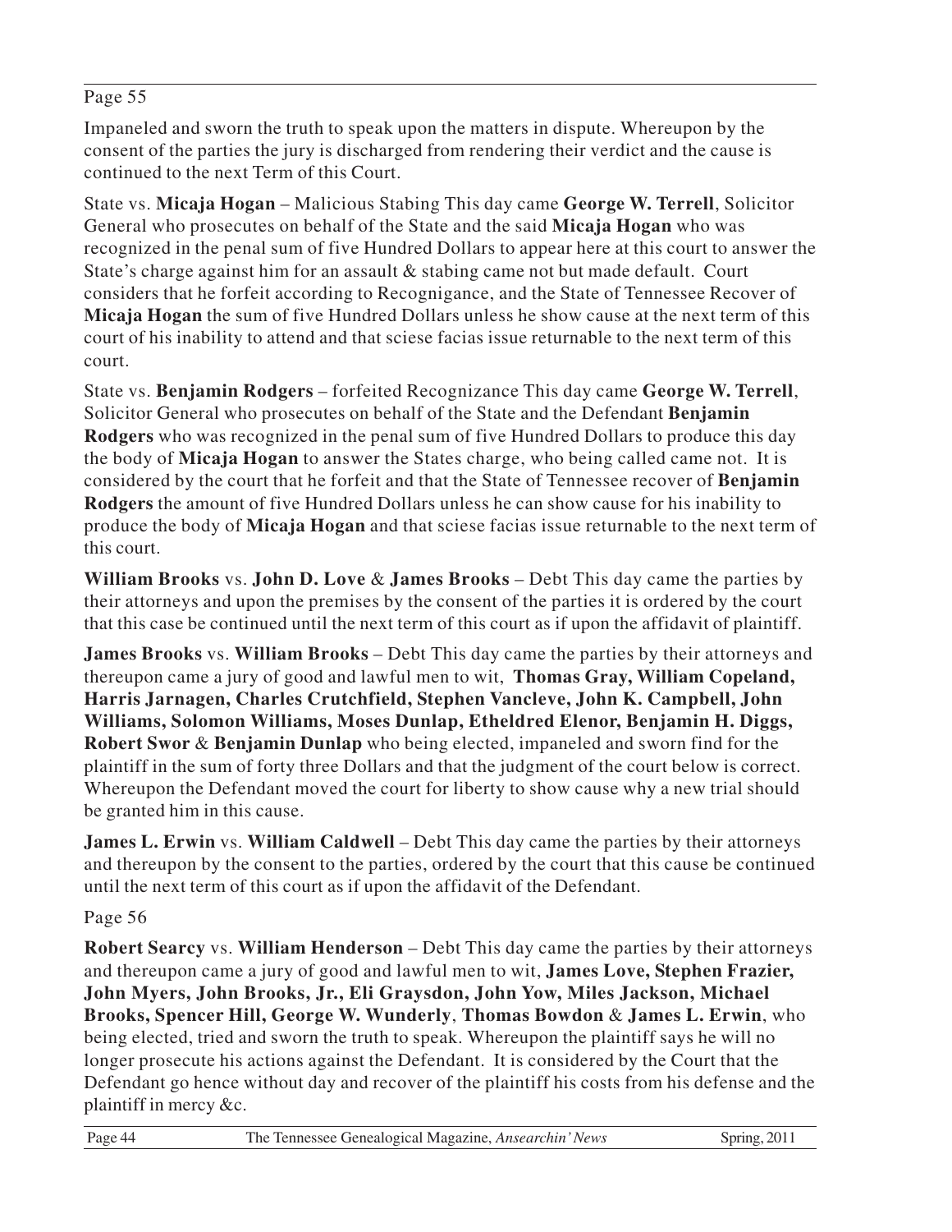Page 55

Impaneled and sworn the truth to speak upon the matters in dispute. Whereupon by the consent of the parties the jury is discharged from rendering their verdict and the cause is continued to the next Term of this Court.

State vs. **Micaja Hogan** – Malicious Stabing This day came **George W. Terrell**, Solicitor General who prosecutes on behalf of the State and the said **Micaja Hogan** who was recognized in the penal sum of five Hundred Dollars to appear here at this court to answer the State's charge against him for an assault & stabing came not but made default. Court considers that he forfeit according to Recognigance, and the State of Tennessee Recover of **Micaja Hogan** the sum of five Hundred Dollars unless he show cause at the next term of this court of his inability to attend and that sciese facias issue returnable to the next term of this court.

State vs. **Benjamin Rodgers** – forfeited Recognizance This day came **George W. Terrell**, Solicitor General who prosecutes on behalf of the State and the Defendant **Benjamin Rodgers** who was recognized in the penal sum of five Hundred Dollars to produce this day the body of **Micaja Hogan** to answer the States charge, who being called came not. It is considered by the court that he forfeit and that the State of Tennessee recover of **Benjamin Rodgers** the amount of five Hundred Dollars unless he can show cause for his inability to produce the body of **Micaja Hogan** and that sciese facias issue returnable to the next term of this court.

**William Brooks** vs. **John D. Love** & **James Brooks** – Debt This day came the parties by their attorneys and upon the premises by the consent of the parties it is ordered by the court that this case be continued until the next term of this court as if upon the affidavit of plaintiff.

**James Brooks** vs. **William Brooks** – Debt This day came the parties by their attorneys and thereupon came a jury of good and lawful men to wit, **Thomas Gray, William Copeland, Harris Jarnagen, Charles Crutchfield, Stephen Vancleve, John K. Campbell, John Williams, Solomon Williams, Moses Dunlap, Etheldred Elenor, Benjamin H. Diggs, Robert Swor** & **Benjamin Dunlap** who being elected, impaneled and sworn find for the plaintiff in the sum of forty three Dollars and that the judgment of the court below is correct. Whereupon the Defendant moved the court for liberty to show cause why a new trial should be granted him in this cause.

**James L. Erwin** vs. **William Caldwell** – Debt This day came the parties by their attorneys and thereupon by the consent to the parties, ordered by the court that this cause be continued until the next term of this court as if upon the affidavit of the Defendant.

Page 56

**Robert Searcy** vs. **William Henderson** – Debt This day came the parties by their attorneys and thereupon came a jury of good and lawful men to wit, **James Love, Stephen Frazier, John Myers, John Brooks, Jr., Eli Graysdon, John Yow, Miles Jackson, Michael Brooks, Spencer Hill, George W. Wunderly**, **Thomas Bowdon** & **James L. Erwin**, who being elected, tried and sworn the truth to speak. Whereupon the plaintiff says he will no longer prosecute his actions against the Defendant. It is considered by the Court that the Defendant go hence without day and recover of the plaintiff his costs from his defense and the plaintiff in mercy &c.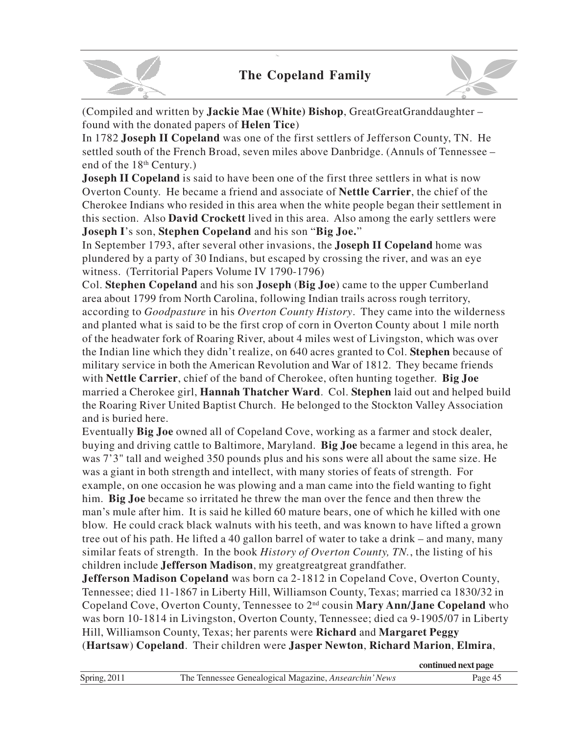## The Copeland Family

(Compiled and written by **Jackie Mae (White) Bishop**, GreatGreatGranddaughter – found with the donated papers of **Helen Tice**)

In 1782 **Joseph II Copeland** was one of the first settlers of Jefferson County, TN. He settled south of the French Broad, seven miles above Danbridge. (Annuls of Tennessee – end of the 18th Century.)

**Joseph II Copeland** is said to have been one of the first three settlers in what is now Overton County. He became a friend and associate of **Nettle Carrier**, the chief of the Cherokee Indians who resided in this area when the white people began their settlement in this section. Also **David Crockett** lived in this area. Also among the early settlers were **Joseph I**'s son, **Stephen Copeland** and his son "**Big Joe.**"

In September 1793, after several other invasions, the **Joseph II Copeland** home was plundered by a party of 30 Indians, but escaped by crossing the river, and was an eye witness. (Territorial Papers Volume IV 1790-1796)

Col. **Stephen Copeland** and his son **Joseph** (**Big Joe**) came to the upper Cumberland area about 1799 from North Carolina, following Indian trails across rough territory, according to *Goodpasture* in his *Overton County History*. They came into the wilderness and planted what is said to be the first crop of corn in Overton County about 1 mile north of the headwater fork of Roaring River, about 4 miles west of Livingston, which was over the Indian line which they didn't realize, on 640 acres granted to Col. **Stephen** because of military service in both the American Revolution and War of 1812. They became friends with **Nettle Carrier**, chief of the band of Cherokee, often hunting together. **Big Joe** married a Cherokee girl, **Hannah Thatcher Ward**. Col. **Stephen** laid out and helped build the Roaring River United Baptist Church. He belonged to the Stockton Valley Association and is buried here.

Eventually **Big Joe** owned all of Copeland Cove, working as a farmer and stock dealer, buying and driving cattle to Baltimore, Maryland. **Big Joe** became a legend in this area, he was 7'3" tall and weighed 350 pounds plus and his sons were all about the same size. He was a giant in both strength and intellect, with many stories of feats of strength. For example, on one occasion he was plowing and a man came into the field wanting to fight him. **Big Joe** became so irritated he threw the man over the fence and then threw the man's mule after him. It is said he killed 60 mature bears, one of which he killed with one blow. He could crack black walnuts with his teeth, and was known to have lifted a grown tree out of his path. He lifted a 40 gallon barrel of water to take a drink – and many, many similar feats of strength. In the book *History of Overton County, TN.*, the listing of his children include **Jefferson Madison**, my greatgreatgreat grandfather.

**Jefferson Madison Copeland** was born ca 2-1812 in Copeland Cove, Overton County, Tennessee; died 11-1867 in Liberty Hill, Williamson County, Texas; married ca 1830/32 in Copeland Cove, Overton County, Tennessee to 2nd cousin **Mary Ann/Jane Copeland** who was born 10-1814 in Livingston, Overton County, Tennessee; died ca 9-1905/07 in Liberty Hill, Williamson County, Texas; her parents were **Richard** and **Margaret Peggy** (**Hartsaw**) **Copeland**. Their children were **Jasper Newton**, **Richard Marion**, **Elmira**,

**continued next page**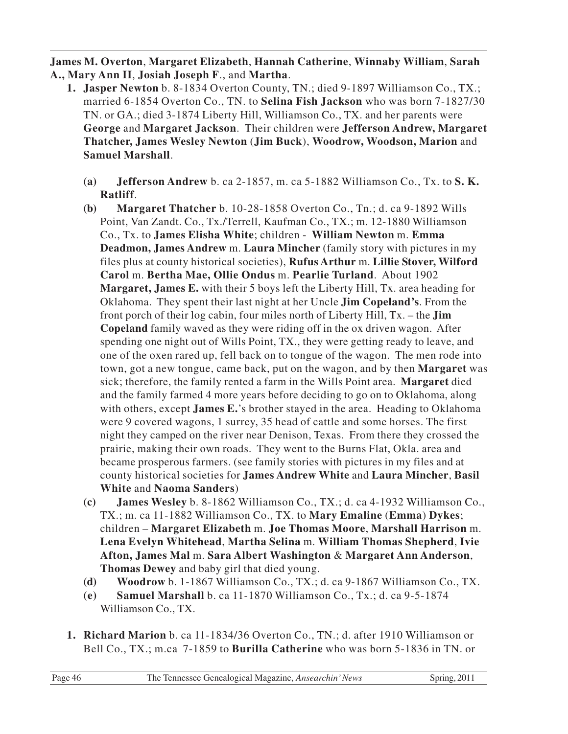**James M. Overton**, **Margaret Elizabeth**, **Hannah Catherine**, **Winnaby William**, **Sarah A., Mary Ann II**, **Josiah Joseph F**., and **Martha**.

1. **Jasper Newton** b. 8-1834 Overton County, TN.; died 9-1897 Williamson Co., TX.; married 6-1854 Overton Co., TN. to **Selina Fish Jackson** who was born 7-1827/30 TN. or GA.; died 3-1874 Liberty Hill, Williamson Co., TX. and her parents were **George** and **Margaret Jackson**. Their children were **Jefferson Andrew, Margaret Thatcher, James Wesley Newton** (**Jim Buck**), **Woodrow, Woodson, Marion** and **Samuel Marshall**.

   **(a)** **Jefferson Andrew** b. ca 2-1857, m. ca 5-1882 Williamson Co., Tx. to **S. K. Ratliff**.

   **(b)** **Margaret Thatcher** b. 10-28-1858 Overton Co., Tn.; d. ca 9-1892 Wills Point, Van Zandt. Co., Tx./Terrell, Kaufman Co., TX.; m. 12-1880 Williamson Co., Tx. to **James Elisha White**; children - **William Newton** m. **Emma Deadmon, James Andrew** m. **Laura Mincher** (family story with pictures in my files plus at county historical societies), **Rufus Arthur** m. **Lillie Stover, Wilford Carol** m. **Bertha Mae, Ollie Ondus** m. **Pearlie Turland**. About 1902 **Margaret, James E.** with their 5 boys left the Liberty Hill, Tx. area heading for Oklahoma. They spent their last night at her Uncle **Jim Copeland's**. From the front porch of their log cabin, four miles north of Liberty Hill, Tx. – the **Jim Copeland** family waved as they were riding off in the ox driven wagon. After spending one night out of Wills Point, TX., they were getting ready to leave, and one of the oxen rared up, fell back on to tongue of the wagon. The men rode into town, got a new tongue, came back, put on the wagon, and by then **Margaret** was sick; therefore, the family rented a farm in the Wills Point area. **Margaret** died and the family farmed 4 more years before deciding to go on to Oklahoma, along with others, except **James E.**'s brother stayed in the area. Heading to Oklahoma were 9 covered wagons, 1 surrey, 35 head of cattle and some horses. The first night they camped on the river near Denison, Texas. From there they crossed the prairie, making their own roads. They went to the Burns Flat, Okla. area and became prosperous farmers. (see family stories with pictures in my files and at county historical societies for **James Andrew White** and **Laura Mincher**, **Basil White** and **Naoma Sanders**)

   **(c)** **James Wesley** b. 8-1862 Williamson Co., TX.; d. ca 4-1932 Williamson Co., TX.; m. ca 11-1882 Williamson Co., TX. to **Mary Emaline** (**Emma**) **Dykes**; children – **Margaret Elizabeth** m. **Joe Thomas Moore**, **Marshall Harrison** m. **Lena Evelyn Whitehead**, **Martha Selina** m. **William Thomas Shepherd**, **Ivie Afton, James Mal** m. **Sara Albert Washington** & **Margaret Ann Anderson**, **Thomas Dewey** and baby girl that died young.

   **(d)** **Woodrow** b. 1-1867 Williamson Co., TX.; d. ca 9-1867 Williamson Co., TX.

   **(e)** **Samuel Marshall** b. ca 11-1870 Williamson Co., Tx.; d. ca 9-5-1874 Williamson Co., TX.

1. **Richard Marion** b. ca 11-1834/36 Overton Co., TN.; d. after 1910 Williamson or Bell Co., TX.; m.ca 7-1859 to **Burilla Catherine** who was born 5-1836 in TN. or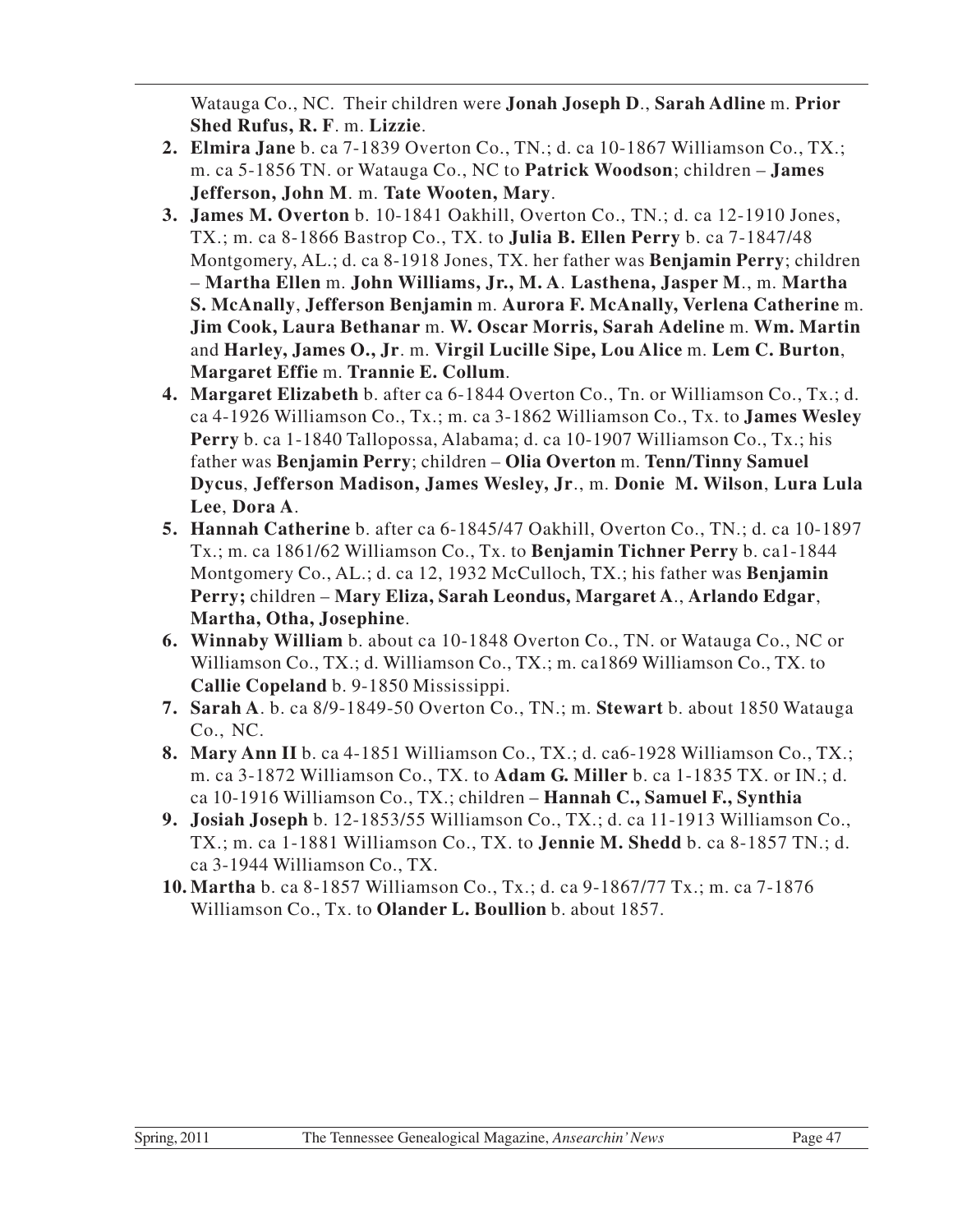Watauga Co., NC. Their children were **Jonah Joseph D**., **Sarah Adline** m. **Prior Shed Rufus, R. F**. m. **Lizzie**.

2. **Elmira Jane** b. ca 7-1839 Overton Co., TN.; d. ca 10-1867 Williamson Co., TX.; m. ca 5-1856 TN. or Watauga Co., NC to **Patrick Woodson**; children – **James Jefferson, John M**. m. **Tate Wooten, Mary**.
3. **James M. Overton** b. 10-1841 Oakhill, Overton Co., TN.; d. ca 12-1910 Jones, TX.; m. ca 8-1866 Bastrop Co., TX. to **Julia B. Ellen Perry** b. ca 7-1847/48 Montgomery, AL.; d. ca 8-1918 Jones, TX. her father was **Benjamin Perry**; children – **Martha Ellen** m. **John Williams, Jr., M. A**. **Lasthena, Jasper M**., m. **Martha S. McAnally**, **Jefferson Benjamin** m. **Aurora F. McAnally, Verlena Catherine** m. **Jim Cook, Laura Bethanar** m. **W. Oscar Morris, Sarah Adeline** m. **Wm. Martin** and **Harley, James O., Jr**. m. **Virgil Lucille Sipe, Lou Alice** m. **Lem C. Burton**, **Margaret Effie** m. **Trannie E. Collum**.
4. **Margaret Elizabeth** b. after ca 6-1844 Overton Co., Tn. or Williamson Co., Tx.; d. ca 4-1926 Williamson Co., Tx.; m. ca 3-1862 Williamson Co., Tx. to **James Wesley Perry** b. ca 1-1840 Tallopossa, Alabama; d. ca 10-1907 Williamson Co., Tx.; his father was **Benjamin Perry**; children – **Olia Overton** m. **Tenn/Tinny Samuel Dycus**, **Jefferson Madison, James Wesley, Jr**., m. **Donie M. Wilson**, **Lura Lula Lee**, **Dora A**.
5. **Hannah Catherine** b. after ca 6-1845/47 Oakhill, Overton Co., TN.; d. ca 10-1897 Tx.; m. ca 1861/62 Williamson Co., Tx. to **Benjamin Tichner Perry** b. ca1-1844 Montgomery Co., AL.; d. ca 12, 1932 McCulloch, TX.; his father was **Benjamin Perry;** children – **Mary Eliza, Sarah Leondus, Margaret A**., **Arlando Edgar**, **Martha, Otha, Josephine**.
6. **Winnaby William** b. about ca 10-1848 Overton Co., TN. or Watauga Co., NC or Williamson Co., TX.; d. Williamson Co., TX.; m. ca1869 Williamson Co., TX. to **Callie Copeland** b. 9-1850 Mississippi.
7. **Sarah A**. b. ca 8/9-1849-50 Overton Co., TN.; m. **Stewart** b. about 1850 Watauga Co., NC.
8. **Mary Ann II** b. ca 4-1851 Williamson Co., TX.; d. ca6-1928 Williamson Co., TX.; m. ca 3-1872 Williamson Co., TX. to **Adam G. Miller** b. ca 1-1835 TX. or IN.; d. ca 10-1916 Williamson Co., TX.; children – **Hannah C., Samuel F., Synthia**
9. **Josiah Joseph** b. 12-1853/55 Williamson Co., TX.; d. ca 11-1913 Williamson Co., TX.; m. ca 1-1881 Williamson Co., TX. to **Jennie M. Shedd** b. ca 8-1857 TN.; d. ca 3-1944 Williamson Co., TX.
10. **Martha** b. ca 8-1857 Williamson Co., Tx.; d. ca 9-1867/77 Tx.; m. ca 7-1876 Williamson Co., Tx. to **Olander L. Boullion** b. about 1857.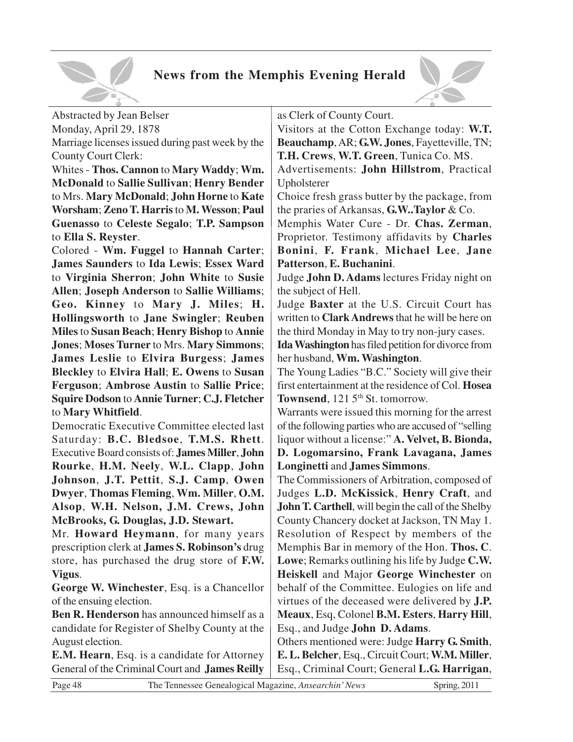## News from the Memphis Evening Herald

Abstracted by Jean Belser

Monday, April 29, 1878

Marriage licenses issued during past week by the County Court Clerk:

Whites - **Thos. Cannon** to **Mary Waddy**; **Wm. McDonald** to **Sallie Sullivan**; **Henry Bender** to Mrs. **Mary McDonald**; **John Horne** to **Kate Worsham**; **Zeno T. Harris** to **M. Wesson**; **Paul Guenasso** to **Celeste Segalo**; **T.P. Sampson** to **Ella S. Reyster**.

Colored - **Wm. Fuggel** to **Hannah Carter**; **James Saunders** to **Ida Lewis**; **Essex Ward** to **Virginia Sherron**; **John White** to **Susie Allen**; **Joseph Anderson** to **Sallie Williams**; **Geo. Kinney** to **Mary J. Miles**; **H. Hollingsworth** to **Jane Swingler**; **Reuben Miles** to **Susan Beach**; **Henry Bishop** to **Annie Jones**; **Moses Turner** to Mrs. **Mary Simmons**; **James Leslie** to **Elvira Burgess**; **James Bleckley** to **Elvira Hall**; **E. Owens** to **Susan Ferguson**; **Ambrose Austin** to **Sallie Price**; **Squire Dodson** to **Annie Turner**; **C.J. Fletcher** to **Mary Whitfield**.

Democratic Executive Committee elected last Saturday: **B.C. Bledsoe**, **T.M.S. Rhett**. Executive Board consists of: **James Miller**, **John Rourke**, **H.M. Neely**, **W.L. Clapp**, **John Johnson**, **J.T. Pettit**, **S.J. Camp**, **Owen Dwyer**, **Thomas Fleming**, **Wm. Miller**, **O.M. Alsop**, **W.H. Nelson, J.M. Crews, John McBrooks, G. Douglas, J.D. Stewart.**

Mr. **Howard Heymann**, for many years prescription clerk at **James S. Robinson's** drug store, has purchased the drug store of **F.W. Vigus**.

**George W. Winchester**, Esq. is a Chancellor of the ensuing election.

**Ben R. Henderson** has announced himself as a candidate for Register of Shelby County at the August election.

**E.M. Hearn**, Esq. is a candidate for Attorney General of the Criminal Court and **James Reilly** as Clerk of County Court.

Visitors at the Cotton Exchange today: **W.T. Beauchamp**, AR; **G.W. Jones**, Fayetteville, TN; **T.H. Crews**, **W.T. Green**, Tunica Co. MS.

Advertisements: **John Hillstrom**, Practical Upholsterer

Choice fresh grass butter by the package, from the praries of Arkansas, **G.W..Taylor** & Co.

Memphis Water Cure - Dr. **Chas. Zerman**, Proprietor. Testimony affidavits by **Charles Bonini**, **F. Frank**, **Michael Lee**, **Jane Patterson**, **E. Buchanini**.

Judge **John D. Adams** lectures Friday night on the subject of Hell.

Judge **Baxter** at the U.S. Circuit Court has written to **Clark Andrews** that he will be here on the third Monday in May to try non-jury cases.

**Ida Washington** has filed petition for divorce from her husband, **Wm. Washington**.

The Young Ladies "B.C." Society will give their first entertainment at the residence of Col. **Hosea Townsend**, 121 5th St. tomorrow.

Warrants were issued this morning for the arrest of the following parties who are accused of "selling liquor without a license:" **A. Velvet, B. Bionda, D. Logomarsino, Frank Lavagana, James Longinetti** and **James Simmons**.

The Commissioners of Arbitration, composed of Judges **L.D. McKissick**, **Henry Craft**, and **John T. Carthell**, will begin the call of the Shelby County Chancery docket at Jackson, TN May 1.

Resolution of Respect by members of the Memphis Bar in memory of the Hon. **Thos. C. Lowe**; Remarks outlining his life by Judge **C.W. Heiskell** and Major **George Winchester** on behalf of the Committee. Eulogies on life and virtues of the deceased were delivered by **J.P. Meaux**, Esq, Colonel **B.M. Esters**, **Harry Hill**, Esq., and Judge **John D. Adams**.

Others mentioned were: Judge **Harry G. Smith**, **E. L. Belcher**, Esq., Circuit Court; **W.M. Miller**, Esq., Criminal Court; General **L.G. Harrigan**,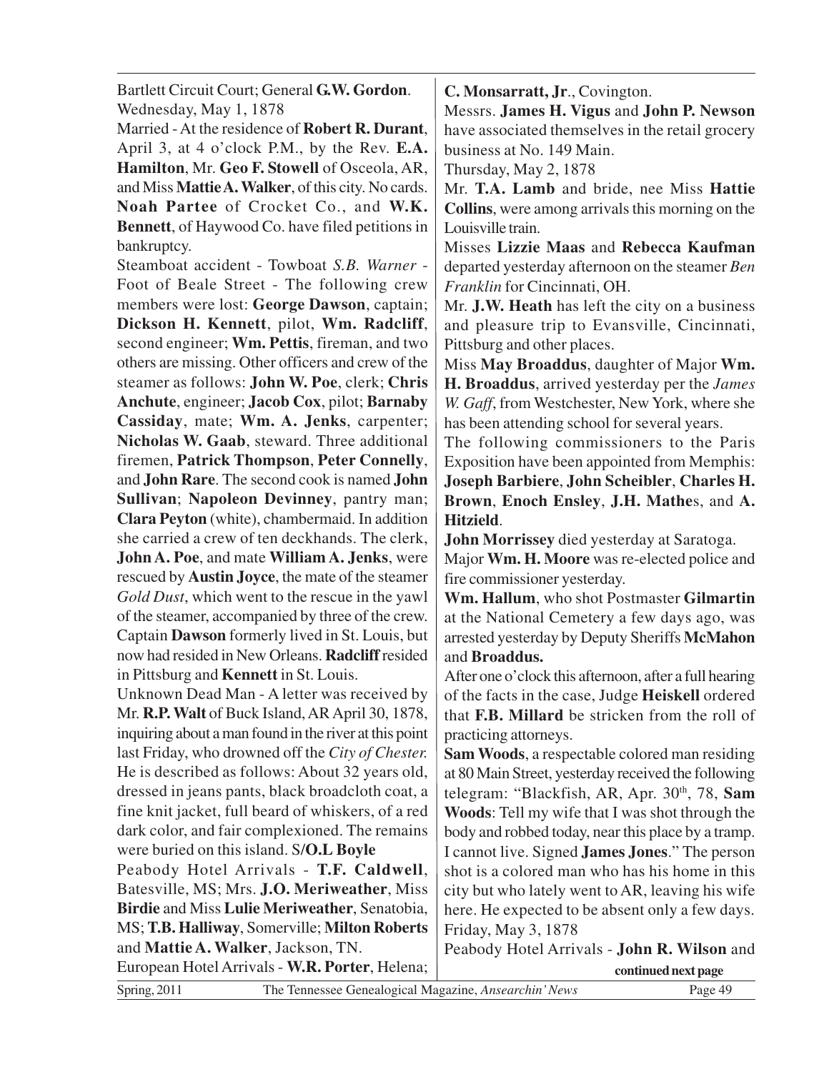Bartlett Circuit Court; General **G.W. Gordon**.

Wednesday, May 1, 1878

Married - At the residence of **Robert R. Durant**, April 3, at 4 o'clock P.M., by the Rev. **E.A. Hamilton**, Mr. **Geo F. Stowell** of Osceola, AR, and Miss **Mattie A. Walker**, of this city. No cards.

**Noah Partee** of Crocket Co., and **W.K. Bennett**, of Haywood Co. have filed petitions in bankruptcy.

Steamboat accident - Towboat *S.B. Warner* - Foot of Beale Street - The following crew members were lost: **George Dawson**, captain; **Dickson H. Kennett**, pilot, **Wm. Radcliff**, second engineer; **Wm. Pettis**, fireman, and two others are missing. Other officers and crew of the steamer as follows: **John W. Poe**, clerk; **Chris Anchute**, engineer; **Jacob Cox**, pilot; **Barnaby Cassiday**, mate; **Wm. A. Jenks**, carpenter; **Nicholas W. Gaab**, steward. Three additional firemen, **Patrick Thompson**, **Peter Connelly**, and **John Rare**. The second cook is named **John Sullivan**; **Napoleon Devinney**, pantry man; **Clara Peyton** (white), chambermaid. In addition she carried a crew of ten deckhands. The clerk, **John A. Poe**, and mate **William A. Jenks**, were rescued by **Austin Joyce**, the mate of the steamer *Gold Dust*, which went to the rescue in the yawl of the steamer, accompanied by three of the crew. Captain **Dawson** formerly lived in St. Louis, but now had resided in New Orleans. **Radcliff** resided in Pittsburg and **Kennett** in St. Louis.

Unknown Dead Man - A letter was received by Mr. **R.P. Walt** of Buck Island, AR April 30, 1878, inquiring about a man found in the river at this point last Friday, who drowned off the *City of Chester.* He is described as follows: About 32 years old, dressed in jeans pants, black broadcloth coat, a fine knit jacket, full beard of whiskers, of a red dark color, and fair complexioned. The remains were buried on this island. S/**O.L Boyle**

Peabody Hotel Arrivals - **T.F. Caldwell**, Batesville, MS; Mrs. **J.O. Meriweather**, Miss **Birdie** and Miss **Lulie Meriweather**, Senatobia, MS; **T.B. Halliway**, Somerville; **Milton Roberts** and **Mattie A. Walker**, Jackson, TN.

European Hotel Arrivals - **W.R. Porter**, Helena; **C. Monsarratt, Jr**., Covington.

Messrs. **James H. Vigus** and **John P. Newson** have associated themselves in the retail grocery business at No. 149 Main.

Thursday, May 2, 1878

Mr. **T.A. Lamb** and bride, nee Miss **Hattie Collins**, were among arrivals this morning on the Louisville train.

Misses **Lizzie Maas** and **Rebecca Kaufman** departed yesterday afternoon on the steamer *Ben Franklin* for Cincinnati, OH.

Mr. **J.W. Heath** has left the city on a business and pleasure trip to Evansville, Cincinnati, Pittsburg and other places.

Miss **May Broaddus**, daughter of Major **Wm. H. Broaddus**, arrived yesterday per the *James W. Gaff*, from Westchester, New York, where she has been attending school for several years.

The following commissioners to the Paris Exposition have been appointed from Memphis: **Joseph Barbiere**, **John Scheibler**, **Charles H. Brown**, **Enoch Ensley**, **J.H. Mathe**s, and **A. Hitzield**.

**John Morrissey** died yesterday at Saratoga.

Major **Wm. H. Moore** was re-elected police and fire commissioner yesterday.

**Wm. Hallum**, who shot Postmaster **Gilmartin** at the National Cemetery a few days ago, was arrested yesterday by Deputy Sheriffs **McMahon** and **Broaddus.**

After one o'clock this afternoon, after a full hearing of the facts in the case, Judge **Heiskell** ordered that **F.B. Millard** be stricken from the roll of practicing attorneys.

**Sam Woods**, a respectable colored man residing at 80 Main Street, yesterday received the following telegram: "Blackfish, AR, Apr. 30th, 78, **Sam Woods**: Tell my wife that I was shot through the body and robbed today, near this place by a tramp. I cannot live. Signed **James Jones**." The person shot is a colored man who has his home in this city but who lately went to AR, leaving his wife here. He expected to be absent only a few days.

Friday, May 3, 1878

Peabody Hotel Arrivals - **John R. Wilson** and

**continued next page**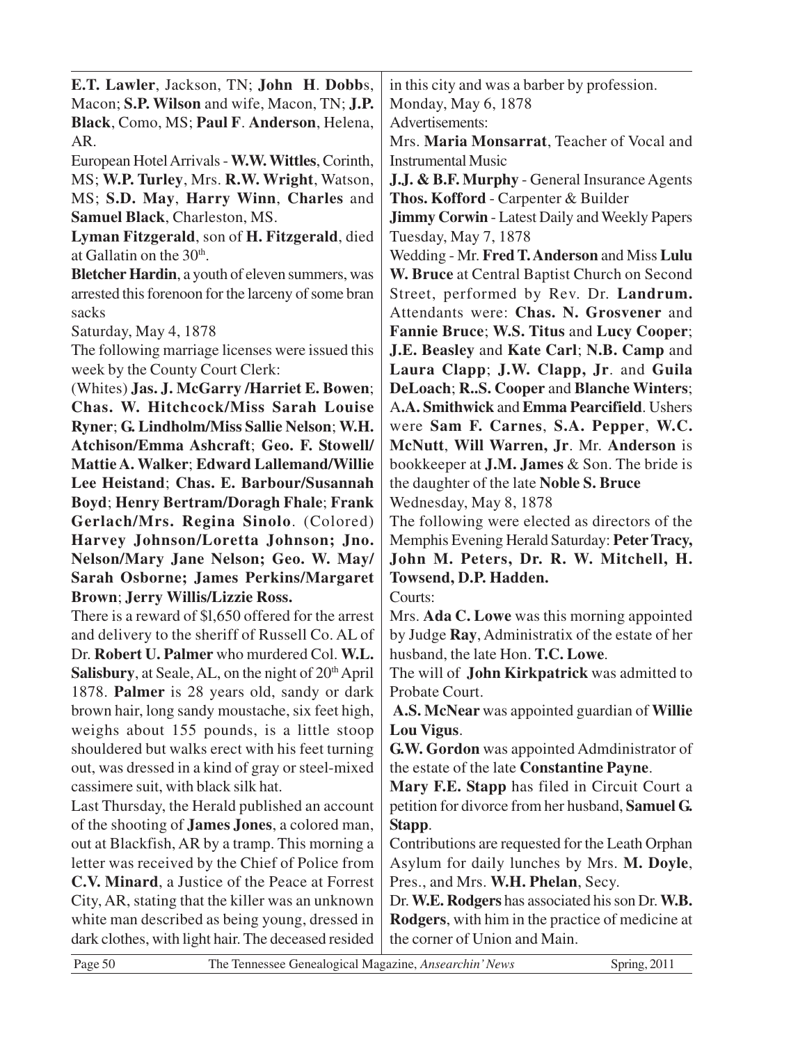**E.T. Lawler**, Jackson, TN; **John H**. **Dobb**s, Macon; **S.P. Wilson** and wife, Macon, TN; **J.P. Black**, Como, MS; **Paul F**. **Anderson**, Helena, AR.

European Hotel Arrivals - **W.W. Wittles**, Corinth, MS; **W.P. Turley**, Mrs. **R.W. Wright**, Watson, MS; **S.D. May**, **Harry Winn**, **Charles** and **Samuel Black**, Charleston, MS.

**Lyman Fitzgerald**, son of **H. Fitzgerald**, died at Gallatin on the 30th.

**Bletcher Hardin**, a youth of eleven summers, was arrested this forenoon for the larceny of some bran sacks

Saturday, May 4, 1878

The following marriage licenses were issued this week by the County Court Clerk:

(Whites) **Jas. J. McGarry /Harriet E. Bowen**; **Chas. W. Hitchcock/Miss Sarah Louise Ryner**; **G. Lindholm/Miss Sallie Nelson**; **W.H. Atchison/Emma Ashcraft**; **Geo. F. Stowell/ Mattie A. Walker**; **Edward Lallemand/Willie Lee Heistand**; **Chas. E. Barbour/Susannah Boyd**; **Henry Bertram/Doragh Fhale**; **Frank Gerlach/Mrs. Regina Sinolo**. (Colored) **Harvey Johnson/Loretta Johnson; Jno. Nelson/Mary Jane Nelson; Geo. W. May/ Sarah Osborne; James Perkins/Margaret Brown**; **Jerry Willis/Lizzie Ross.**

There is a reward of $l,650 offered for the arrest and delivery to the sheriff of Russell Co. AL of Dr. **Robert U. Palmer** who murdered Col. **W.L. Salisbury**, at Seale, AL, on the night of 20th April 1878. **Palmer** is 28 years old, sandy or dark brown hair, long sandy moustache, six feet high, weighs about 155 pounds, is a little stoop shouldered but walks erect with his feet turning out, was dressed in a kind of gray or steel-mixed cassimere suit, with black silk hat.

Last Thursday, the Herald published an account of the shooting of **James Jones**, a colored man, out at Blackfish, AR by a tramp. This morning a letter was received by the Chief of Police from **C.V. Minard**, a Justice of the Peace at Forrest City, AR, stating that the killer was an unknown white man described as being young, dressed in dark clothes, with light hair. The deceased resided in this city and was a barber by profession.

Monday, May 6, 1878

Advertisements:

Mrs. **Maria Monsarrat**, Teacher of Vocal and Instrumental Music

**J.J. & B.F. Murphy** - General Insurance Agents

**Thos. Kofford** - Carpenter & Builder

**Jimmy Corwin** - Latest Daily and Weekly Papers

Tuesday, May 7, 1878

Wedding - Mr. **Fred T. Anderson** and Miss **Lulu W. Bruce** at Central Baptist Church on Second Street, performed by Rev. Dr. **Landrum.** Attendants were: **Chas. N. Grosvener** and **Fannie Bruce**; **W.S. Titus** and **Lucy Cooper**; **J.E. Beasley** and **Kate Carl**; **N.B. Camp** and **Laura Clapp**; **J.W. Clapp, Jr**. and **Guila DeLoach**; **R..S. Cooper** and **Blanche Winters**; A**.A. Smithwick** and **Emma Pearcifield**. Ushers were **Sam F. Carnes**, **S.A. Pepper**, **W.C. McNutt**, **Will Warren, Jr**. Mr. **Anderson** is bookkeeper at **J.M. James** & Son. The bride is the daughter of the late **Noble S. Bruce**

Wednesday, May 8, 1878

The following were elected as directors of the Memphis Evening Herald Saturday: **Peter Tracy, John M. Peters, Dr. R. W. Mitchell, H. Towsend, D.P. Hadden.**

Courts:

Mrs. **Ada C. Lowe** was this morning appointed by Judge **Ray**, Administratix of the estate of her husband, the late Hon. **T.C. Lowe**.

The will of **John Kirkpatrick** was admitted to Probate Court.

**A.S. McNear** was appointed guardian of **Willie Lou Vigus**.

**G.W. Gordon** was appointed Admdinistrator of the estate of the late **Constantine Payne**.

**Mary F.E. Stapp** has filed in Circuit Court a petition for divorce from her husband, **Samuel G. Stapp**.

Contributions are requested for the Leath Orphan Asylum for daily lunches by Mrs. **M. Doyle**, Pres., and Mrs. **W.H. Phelan**, Secy.

Dr. **W.E. Rodgers** has associated his son Dr. **W.B. Rodgers**, with him in the practice of medicine at the corner of Union and Main.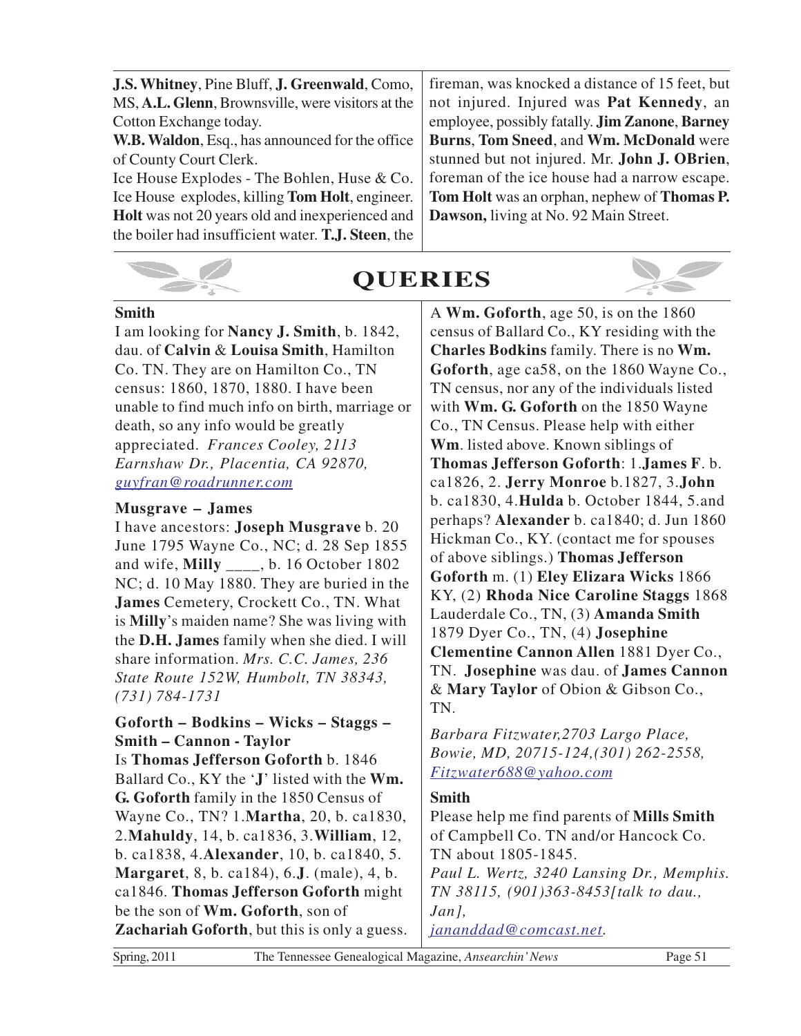**J.S. Whitney**, Pine Bluff, **J. Greenwald**, Como, MS, **A.L. Glenn**, Brownsville, were visitors at the Cotton Exchange today.

**W.B. Waldon**, Esq., has announced for the office of County Court Clerk.

Ice House Explodes - The Bohlen, Huse & Co. Ice House explodes, killing **Tom Holt**, engineer. **Holt** was not 20 years old and inexperienced and the boiler had insufficient water. **T.J. Steen**, the fireman, was knocked a distance of 15 feet, but not injured. Injured was **Pat Kennedy**, an employee, possibly fatally. **Jim Zanone**, **Barney Burns**, **Tom Sneed**, and **Wm. McDonald** were stunned but not injured. Mr. **John J. OBrien**, foreman of the ice house had a narrow escape. **Tom Holt** was an orphan, nephew of **Thomas P. Dawson,** living at No. 92 Main Street.

# QUERIES

### Smith

I am looking for **Nancy J. Smith**, b. 1842, dau. of **Calvin** & **Louisa Smith**, Hamilton Co. TN. They are on Hamilton Co., TN census: 1860, 1870, 1880. I have been unable to find much info on birth, marriage or death, so any info would be greatly appreciated. *Frances Cooley, 2113 Earnshaw Dr., Placentia, CA 92870, guyfran@roadrunner.com*

### Musgrave – James

I have ancestors: **Joseph Musgrave** b. 20 June 1795 Wayne Co., NC; d. 28 Sep 1855 and wife, **Milly** ____, b. 16 October 1802 NC; d. 10 May 1880. They are buried in the **James** Cemetery, Crockett Co., TN. What is **Milly**'s maiden name? She was living with the **D.H. James** family when she died. I will share information. *Mrs. C.C. James, 236 State Route 152W, Humbolt, TN 38343, (731) 784-1731*

### Goforth – Bodkins – Wicks – Staggs – Smith – Cannon - Taylor

Is **Thomas Jefferson Goforth** b. 1846 Ballard Co., KY the '**J**' listed with the **Wm. G. Goforth** family in the 1850 Census of Wayne Co., TN? 1.**Martha**, 20, b. ca1830, 2.**Mahuldy**, 14, b. ca1836, 3.**William**, 12, b. ca1838, 4.**Alexander**, 10, b. ca1840, 5. **Margaret**, 8, b. ca184), 6.**J**. (male), 4, b. ca1846. **Thomas Jefferson Goforth** might be the son of **Wm. Goforth**, son of **Zachariah Goforth**, but this is only a guess. A **Wm. Goforth**, age 50, is on the 1860 census of Ballard Co., KY residing with the **Charles Bodkins** family. There is no **Wm. Goforth**, age ca58, on the 1860 Wayne Co., TN census, nor any of the individuals listed with **Wm. G. Goforth** on the 1850 Wayne Co., TN Census. Please help with either **Wm**. listed above. Known siblings of **Thomas Jefferson Goforth**: 1.**James F**. b. ca1826, 2. **Jerry Monroe** b.1827, 3.**John** b. ca1830, 4.**Hulda** b. October 1844, 5.and perhaps? **Alexander** b. ca1840; d. Jun 1860 Hickman Co., KY. (contact me for spouses of above siblings.) **Thomas Jefferson Goforth** m. (1) **Eley Elizara Wicks** 1866 KY, (2) **Rhoda Nice Caroline Staggs** 1868 Lauderdale Co., TN, (3) **Amanda Smith** 1879 Dyer Co., TN, (4) **Josephine Clementine Cannon Allen** 1881 Dyer Co., TN. **Josephine** was dau. of **James Cannon** & **Mary Taylor** of Obion & Gibson Co., TN.

*Barbara Fitzwater,2703 Largo Place, Bowie, MD, 20715-124,(301) 262-2558, Fitzwater688@yahoo.com*

### Smith

Please help me find parents of **Mills Smith** of Campbell Co. TN and/or Hancock Co. TN about 1805-1845.

*Paul L. Wertz, 3240 Lansing Dr., Memphis. TN 38115, (901)363-8453[talk to dau., Jan], jananddad@comcast.net.*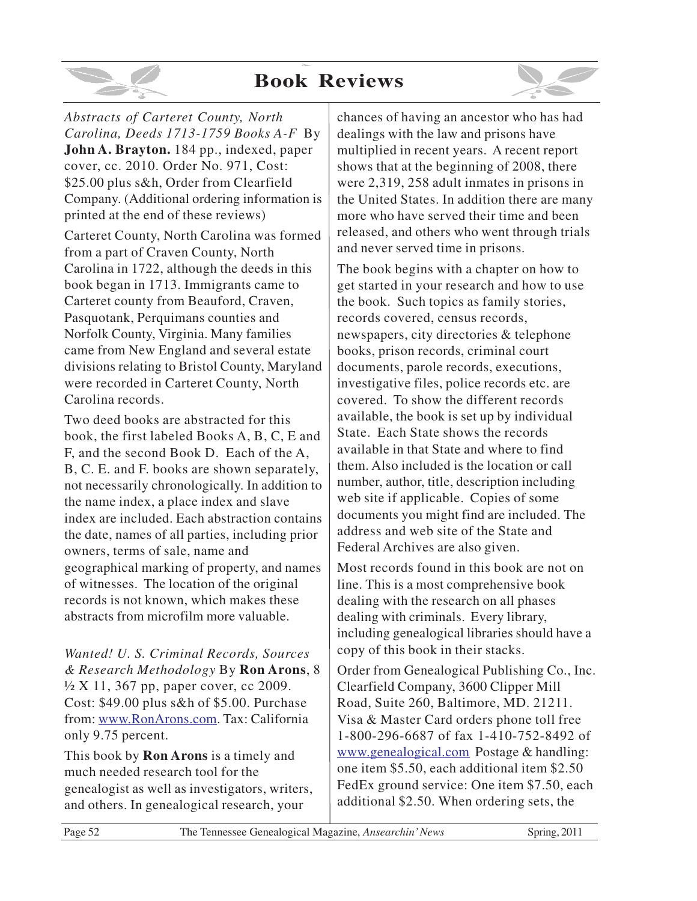# Book Reviews

*Abstracts of Carteret County, North Carolina, Deeds 1713-1759 Books A-F* By **John A. Brayton.** 184 pp., indexed, paper cover, cc. 2010. Order No. 971, Cost: $25.00 plus s&h, Order from Clearfield Company. (Additional ordering information is printed at the end of these reviews)

Carteret County, North Carolina was formed from a part of Craven County, North Carolina in 1722, although the deeds in this book began in 1713. Immigrants came to Carteret county from Beauford, Craven, Pasquotank, Perquimans counties and Norfolk County, Virginia. Many families came from New England and several estate divisions relating to Bristol County, Maryland were recorded in Carteret County, North Carolina records.

Two deed books are abstracted for this book, the first labeled Books A, B, C, E and F, and the second Book D. Each of the A, B, C. E. and F. books are shown separately, not necessarily chronologically. In addition to the name index, a place index and slave index are included. Each abstraction contains the date, names of all parties, including prior owners, terms of sale, name and geographical marking of property, and names of witnesses. The location of the original records is not known, which makes these abstracts from microfilm more valuable.

*Wanted! U. S. Criminal Records, Sources & Research Methodology* By **Ron Arons**, 8 ½ X 11, 367 pp, paper cover, cc 2009. Cost: $49.00 plus s&h of $5.00. Purchase from: www.RonArons.com. Tax: California only 9.75 percent.

This book by **Ron Arons** is a timely and much needed research tool for the genealogist as well as investigators, writers, and others. In genealogical research, your chances of having an ancestor who has had dealings with the law and prisons have multiplied in recent years. A recent report shows that at the beginning of 2008, there were 2,319, 258 adult inmates in prisons in the United States. In addition there are many more who have served their time and been released, and others who went through trials and never served time in prisons.

The book begins with a chapter on how to get started in your research and how to use the book. Such topics as family stories, records covered, census records, newspapers, city directories & telephone books, prison records, criminal court documents, parole records, executions, investigative files, police records etc. are covered. To show the different records available, the book is set up by individual State. Each State shows the records available in that State and where to find them. Also included is the location or call number, author, title, description including web site if applicable. Copies of some documents you might find are included. The address and web site of the State and Federal Archives are also given.

Most records found in this book are not on line. This is a most comprehensive book dealing with the research on all phases dealing with criminals. Every library, including genealogical libraries should have a copy of this book in their stacks.

Order from Genealogical Publishing Co., Inc. Clearfield Company, 3600 Clipper Mill Road, Suite 260, Baltimore, MD. 21211. Visa & Master Card orders phone toll free 1-800-296-6687 of fax 1-410-752-8492 of www.genealogical.com Postage & handling: one item $5.50, each additional item $2.50 FedEx ground service: One item $7.50, each additional $2.50. When ordering sets, the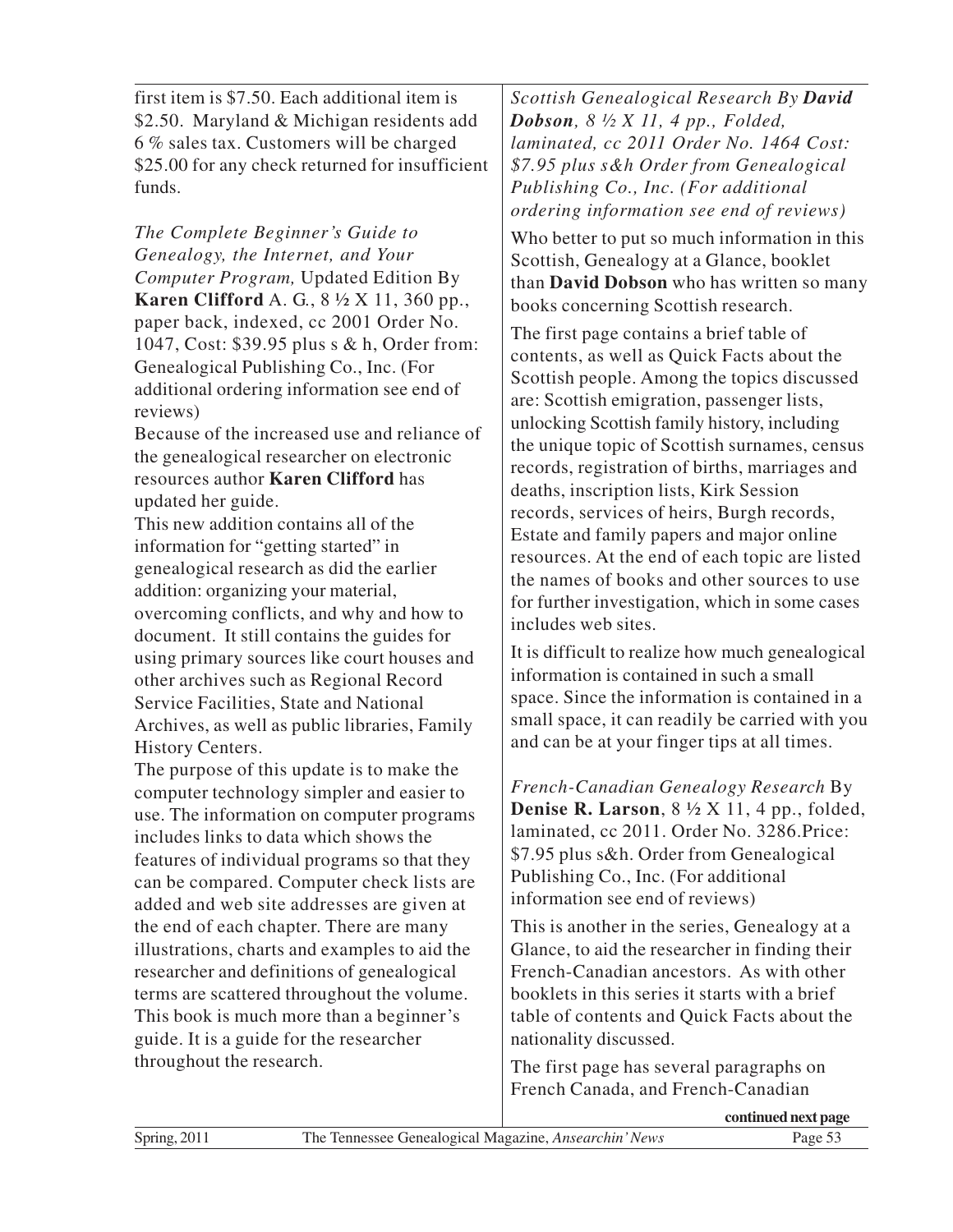first item is $7.50. Each additional item is $2.50. Maryland & Michigan residents add 6 % sales tax. Customers will be charged $25.00 for any check returned for insufficient funds.

*The Complete Beginner's Guide to Genealogy, the Internet, and Your Computer Program,* Updated Edition By **Karen Clifford** A. G., 8 ½ X 11, 360 pp., paper back, indexed, cc 2001 Order No. 1047, Cost: $39.95 plus s & h, Order from: Genealogical Publishing Co., Inc. (For additional ordering information see end of reviews)

Because of the increased use and reliance of the genealogical researcher on electronic resources author **Karen Clifford** has updated her guide.

This new addition contains all of the information for "getting started" in genealogical research as did the earlier addition: organizing your material, overcoming conflicts, and why and how to document. It still contains the guides for using primary sources like court houses and other archives such as Regional Record Service Facilities, State and National Archives, as well as public libraries, Family History Centers.

The purpose of this update is to make the computer technology simpler and easier to use. The information on computer programs includes links to data which shows the features of individual programs so that they can be compared. Computer check lists are added and web site addresses are given at the end of each chapter. There are many illustrations, charts and examples to aid the researcher and definitions of genealogical terms are scattered throughout the volume. This book is much more than a beginner's guide. It is a guide for the researcher throughout the research.

*Scottish Genealogical Research By **David Dobson**, 8 ½ X 11, 4 pp., Folded, laminated, cc 2011 Order No. 1464 Cost: $7.95 plus s&h Order from Genealogical Publishing Co., Inc. (For additional ordering information see end of reviews)*

Who better to put so much information in this Scottish, Genealogy at a Glance, booklet than **David Dobson** who has written so many books concerning Scottish research.

The first page contains a brief table of contents, as well as Quick Facts about the Scottish people. Among the topics discussed are: Scottish emigration, passenger lists, unlocking Scottish family history, including the unique topic of Scottish surnames, census records, registration of births, marriages and deaths, inscription lists, Kirk Session records, services of heirs, Burgh records, Estate and family papers and major online resources. At the end of each topic are listed the names of books and other sources to use for further investigation, which in some cases includes web sites.

It is difficult to realize how much genealogical information is contained in such a small space. Since the information is contained in a small space, it can readily be carried with you and can be at your finger tips at all times.

*French-Canadian Genealogy Research* By **Denise R. Larson**, 8 ½ X 11, 4 pp., folded, laminated, cc 2011. Order No. 3286.Price: $7.95 plus s&h. Order from Genealogical Publishing Co., Inc. (For additional information see end of reviews)

This is another in the series, Genealogy at a Glance, to aid the researcher in finding their French-Canadian ancestors. As with other booklets in this series it starts with a brief table of contents and Quick Facts about the nationality discussed.

The first page has several paragraphs on French Canada, and French-Canadian

**continued next page**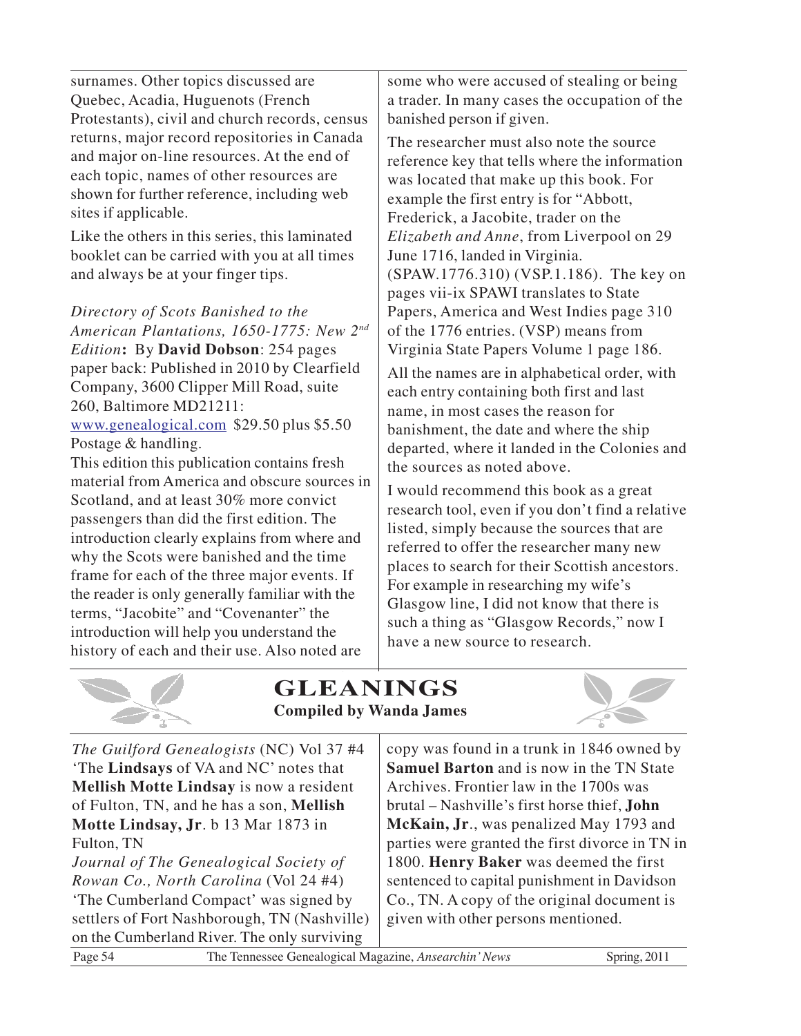surnames. Other topics discussed are Quebec, Acadia, Huguenots (French Protestants), civil and church records, census returns, major record repositories in Canada and major on-line resources. At the end of each topic, names of other resources are shown for further reference, including web sites if applicable.

Like the others in this series, this laminated booklet can be carried with you at all times and always be at your finger tips.

*Directory of Scots Banished to the American Plantations, 1650-1775: New 2nd Edition***:** By **David Dobson**: 254 pages paper back: Published in 2010 by Clearfield Company, 3600 Clipper Mill Road, suite 260, Baltimore MD21211: www.genealogical.com $29.50 plus $5.50 Postage & handling.

This edition this publication contains fresh material from America and obscure sources in Scotland, and at least 30% more convict passengers than did the first edition. The introduction clearly explains from where and why the Scots were banished and the time frame for each of the three major events. If the reader is only generally familiar with the terms, "Jacobite" and "Covenanter" the introduction will help you understand the history of each and their use. Also noted are some who were accused of stealing or being a trader. In many cases the occupation of the banished person if given.

The researcher must also note the source reference key that tells where the information was located that make up this book. For example the first entry is for "Abbott, Frederick, a Jacobite, trader on the *Elizabeth and Anne*, from Liverpool on 29 June 1716, landed in Virginia. (SPAW.1776.310) (VSP.1.186). The key on pages vii-ix SPAWI translates to State Papers, America and West Indies page 310 of the 1776 entries. (VSP) means from Virginia State Papers Volume 1 page 186.

All the names are in alphabetical order, with each entry containing both first and last name, in most cases the reason for banishment, the date and where the ship departed, where it landed in the Colonies and the sources as noted above.

I would recommend this book as a great research tool, even if you don't find a relative listed, simply because the sources that are referred to offer the researcher many new places to search for their Scottish ancestors. For example in researching my wife's Glasgow line, I did not know that there is such a thing as "Glasgow Records," now I have a new source to research.

# GLEANINGS

**Compiled by Wanda James**

*The Guilford Genealogists* (NC) Vol 37 #4 'The **Lindsays** of VA and NC' notes that **Mellish Motte Lindsay** is now a resident of Fulton, TN, and he has a son, **Mellish Motte Lindsay, Jr**. b 13 Mar 1873 in Fulton, TN

*Journal of The Genealogical Society of Rowan Co., North Carolina* (Vol 24 #4) 'The Cumberland Compact' was signed by settlers of Fort Nashborough, TN (Nashville) on the Cumberland River. The only surviving copy was found in a trunk in 1846 owned by **Samuel Barton** and is now in the TN State Archives. Frontier law in the 1700s was brutal – Nashville's first horse thief, **John McKain, Jr**., was penalized May 1793 and parties were granted the first divorce in TN in 1800. **Henry Baker** was deemed the first sentenced to capital punishment in Davidson Co., TN. A copy of the original document is given with other persons mentioned.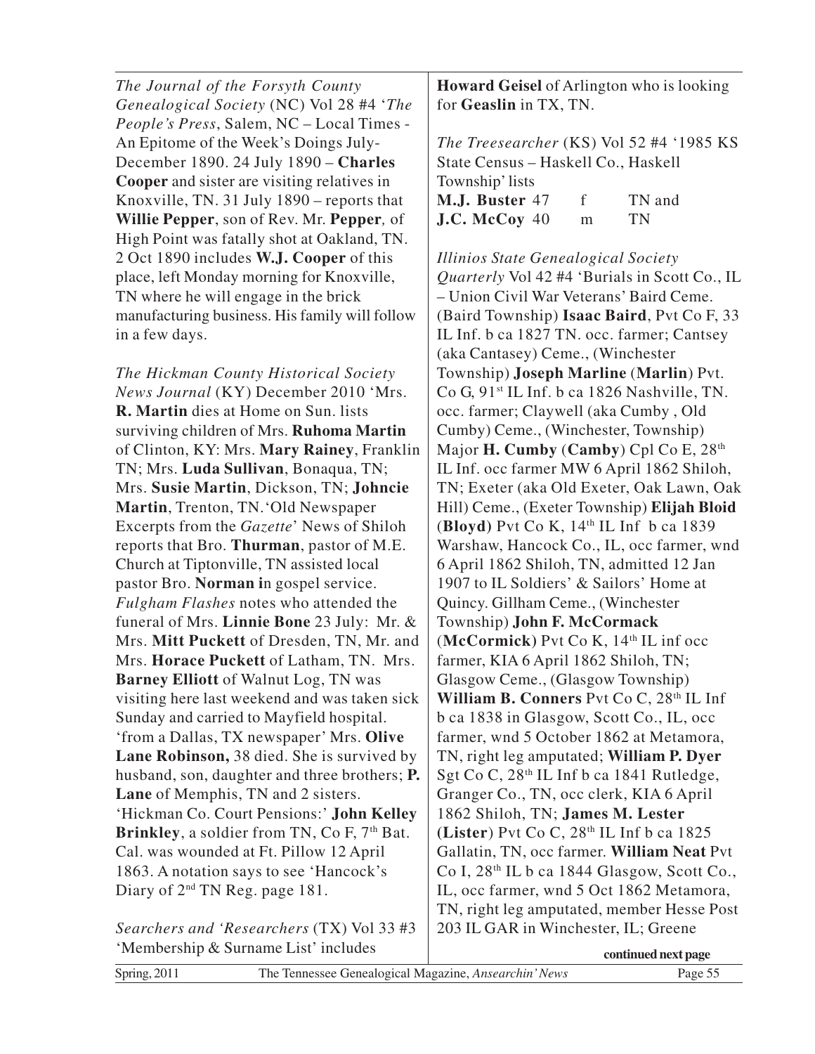*The Journal of the Forsyth County Genealogical Society* (NC) Vol 28 #4 '*The People's Press*, Salem, NC – Local Times - An Epitome of the Week's Doings July-December 1890. 24 July 1890 – **Charles Cooper** and sister are visiting relatives in Knoxville, TN. 31 July 1890 – reports that **Willie Pepper**, son of Rev. Mr. **Pepper***,* of High Point was fatally shot at Oakland, TN. 2 Oct 1890 includes **W.J. Cooper** of this place, left Monday morning for Knoxville, TN where he will engage in the brick manufacturing business. His family will follow in a few days.

*The Hickman County Historical Society News Journal* (KY) December 2010 'Mrs. **R. Martin** dies at Home on Sun. lists surviving children of Mrs. **Ruhoma Martin** of Clinton, KY: Mrs. **Mary Rainey**, Franklin TN; Mrs. **Luda Sullivan**, Bonaqua, TN; Mrs. **Susie Martin**, Dickson, TN; **Johncie Martin**, Trenton, TN.'Old Newspaper Excerpts from the *Gazette*' News of Shiloh reports that Bro. **Thurman**, pastor of M.E. Church at Tiptonville, TN assisted local pastor Bro. **Norman i**n gospel service. *Fulgham Flashes* notes who attended the funeral of Mrs. **Linnie Bone** 23 July: Mr. & Mrs. **Mitt Puckett** of Dresden, TN, Mr. and Mrs. **Horace Puckett** of Latham, TN. Mrs. **Barney Elliott** of Walnut Log, TN was visiting here last weekend and was taken sick Sunday and carried to Mayfield hospital. 'from a Dallas, TX newspaper' Mrs. **Olive Lane Robinson,** 38 died. She is survived by husband, son, daughter and three brothers; **P. Lane** of Memphis, TN and 2 sisters. 'Hickman Co. Court Pensions:' **John Kelley Brinkley**, a soldier from TN, Co F, 7th Bat. Cal. was wounded at Ft. Pillow 12 April 1863. A notation says to see 'Hancock's Diary of 2nd TN Reg. page 181.

*Searchers and 'Researchers* (TX) Vol 33 #3 'Membership & Surname List' includes **Howard Geisel** of Arlington who is looking for **Geaslin** in TX, TN.

*The Treesearcher* (KS) Vol 52 #4 '1985 KS State Census – Haskell Co., Haskell Township' lists

| | | | |
|---|---|---|---|
| **M.J. Buster** | 47 | f | TN and |
| **J.C. McCoy** | 40 | m | TN |

*Illinios State Genealogical Society Quarterly* Vol 42 #4 'Burials in Scott Co., IL – Union Civil War Veterans' Baird Ceme. (Baird Township) **Isaac Baird**, Pvt Co F, 33 IL Inf. b ca 1827 TN. occ. farmer; Cantsey (aka Cantasey) Ceme., (Winchester Township) **Joseph Marline** (**Marlin**) Pvt. Co G, 91st IL Inf. b ca 1826 Nashville, TN. occ. farmer; Claywell (aka Cumby , Old Cumby) Ceme., (Winchester, Township) Major **H. Cumby** (**Camby**) Cpl Co E, 28th IL Inf. occ farmer MW 6 April 1862 Shiloh, TN; Exeter (aka Old Exeter, Oak Lawn, Oak Hill) Ceme., (Exeter Township) **Elijah Bloid** (**Bloyd**) Pvt Co K, 14th IL Inf b ca 1839 Warshaw, Hancock Co., IL, occ farmer, wnd 6 April 1862 Shiloh, TN, admitted 12 Jan 1907 to IL Soldiers' & Sailors' Home at Quincy. Gillham Ceme., (Winchester Township) **John F. McCormack** (**McCormick**) Pvt Co K, 14th IL inf occ farmer, KIA 6 April 1862 Shiloh, TN; Glasgow Ceme., (Glasgow Township) **William B. Conners** Pvt Co C, 28th IL Inf b ca 1838 in Glasgow, Scott Co., IL, occ farmer, wnd 5 October 1862 at Metamora, TN, right leg amputated; **William P. Dyer** Sgt Co C, 28th IL Inf b ca 1841 Rutledge, Granger Co., TN, occ clerk, KIA 6 April 1862 Shiloh, TN; **James M. Lester** (**Lister**) Pvt Co C, 28th IL Inf b ca 1825 Gallatin, TN, occ farmer. **William Neat** Pvt Co I, 28th IL b ca 1844 Glasgow, Scott Co., IL, occ farmer, wnd 5 Oct 1862 Metamora, TN, right leg amputated, member Hesse Post 203 IL GAR in Winchester, IL; Greene

**continued next page**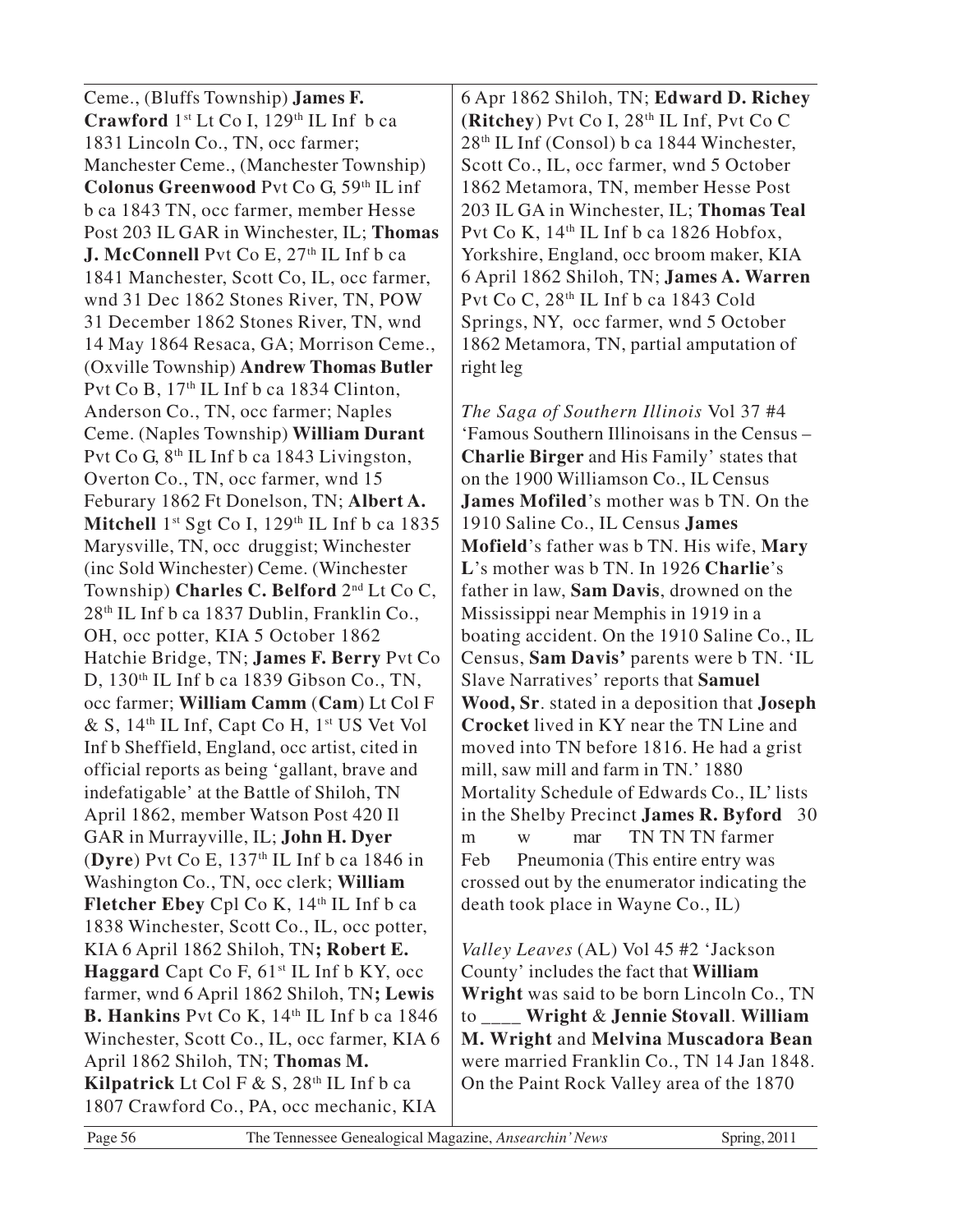Ceme., (Bluffs Township) **James F. Crawford** 1st Lt Co I, 129th IL Inf b ca 1831 Lincoln Co., TN, occ farmer; Manchester Ceme., (Manchester Township) **Colonus Greenwood** Pvt Co G, 59th IL inf b ca 1843 TN, occ farmer, member Hesse Post 203 IL GAR in Winchester, IL; **Thomas J. McConnell** Pvt Co E, 27th IL Inf b ca 1841 Manchester, Scott Co, IL, occ farmer, wnd 31 Dec 1862 Stones River, TN, POW 31 December 1862 Stones River, TN, wnd 14 May 1864 Resaca, GA; Morrison Ceme., (Oxville Township) **Andrew Thomas Butler** Pvt Co B, 17th IL Inf b ca 1834 Clinton, Anderson Co., TN, occ farmer; Naples Ceme. (Naples Township) **William Durant** Pvt Co G, 8th IL Inf b ca 1843 Livingston, Overton Co., TN, occ farmer, wnd 15 Feburary 1862 Ft Donelson, TN; **Albert A. Mitchell** 1st Sgt Co I, 129th IL Inf b ca 1835 Marysville, TN, occ druggist; Winchester (inc Sold Winchester) Ceme. (Winchester Township) **Charles C. Belford** 2nd Lt Co C, 28th IL Inf b ca 1837 Dublin, Franklin Co., OH, occ potter, KIA 5 October 1862 Hatchie Bridge, TN; **James F. Berry** Pvt Co D, 130th IL Inf b ca 1839 Gibson Co., TN, occ farmer; **William Camm** (**Cam**) Lt Col F & S, 14th IL Inf, Capt Co H, 1st US Vet Vol Inf b Sheffield, England, occ artist, cited in official reports as being 'gallant, brave and indefatigable' at the Battle of Shiloh, TN April 1862, member Watson Post 420 Il GAR in Murrayville, IL; **John H. Dyer** (**Dyre**) Pvt Co E, 137th IL Inf b ca 1846 in Washington Co., TN, occ clerk; **William Fletcher Ebey** Cpl Co K, 14th IL Inf b ca 1838 Winchester, Scott Co., IL, occ potter, KIA 6 April 1862 Shiloh, TN**; Robert E. Haggard** Capt Co F, 61st IL Inf b KY, occ farmer, wnd 6 April 1862 Shiloh, TN**; Lewis B. Hankins** Pvt Co K, 14th IL Inf b ca 1846 Winchester, Scott Co., IL, occ farmer, KIA 6 April 1862 Shiloh, TN; **Thomas M. Kilpatrick** Lt Col F & S, 28th IL Inf b ca 1807 Crawford Co., PA, occ mechanic, KIA 6 Apr 1862 Shiloh, TN; **Edward D. Richey** (**Ritchey**) Pvt Co I, 28th IL Inf, Pvt Co C 28th IL Inf (Consol) b ca 1844 Winchester, Scott Co., IL, occ farmer, wnd 5 October 1862 Metamora, TN, member Hesse Post 203 IL GA in Winchester, IL; **Thomas Teal** Pvt Co K, 14th IL Inf b ca 1826 Hobfox, Yorkshire, England, occ broom maker, KIA 6 April 1862 Shiloh, TN; **James A. Warren** Pvt Co C, 28th IL Inf b ca 1843 Cold Springs, NY, occ farmer, wnd 5 October 1862 Metamora, TN, partial amputation of right leg

*The Saga of Southern Illinois* Vol 37 #4 'Famous Southern Illinoisans in the Census – **Charlie Birger** and His Family' states that on the 1900 Williamson Co., IL Census **James Mofiled**'s mother was b TN. On the 1910 Saline Co., IL Census **James Mofield**'s father was b TN. His wife, **Mary L**'s mother was b TN. In 1926 **Charlie**'s father in law, **Sam Davis**, drowned on the Mississippi near Memphis in 1919 in a boating accident. On the 1910 Saline Co., IL Census, **Sam Davis'** parents were b TN. 'IL Slave Narratives' reports that **Samuel Wood, Sr**. stated in a deposition that **Joseph Crocket** lived in KY near the TN Line and moved into TN before 1816. He had a grist mill, saw mill and farm in TN.' 1880 Mortality Schedule of Edwards Co., IL' lists in the Shelby Precinct **James R. Byford** 30 m w mar TN TN TN farmer Feb Pneumonia (This entire entry was crossed out by the enumerator indicating the death took place in Wayne Co., IL)

*Valley Leaves* (AL) Vol 45 #2 'Jackson County' includes the fact that **William Wright** was said to be born Lincoln Co., TN to ____ **Wright** & **Jennie Stovall**. **William M. Wright** and **Melvina Muscadora Bean** were married Franklin Co., TN 14 Jan 1848. On the Paint Rock Valley area of the 1870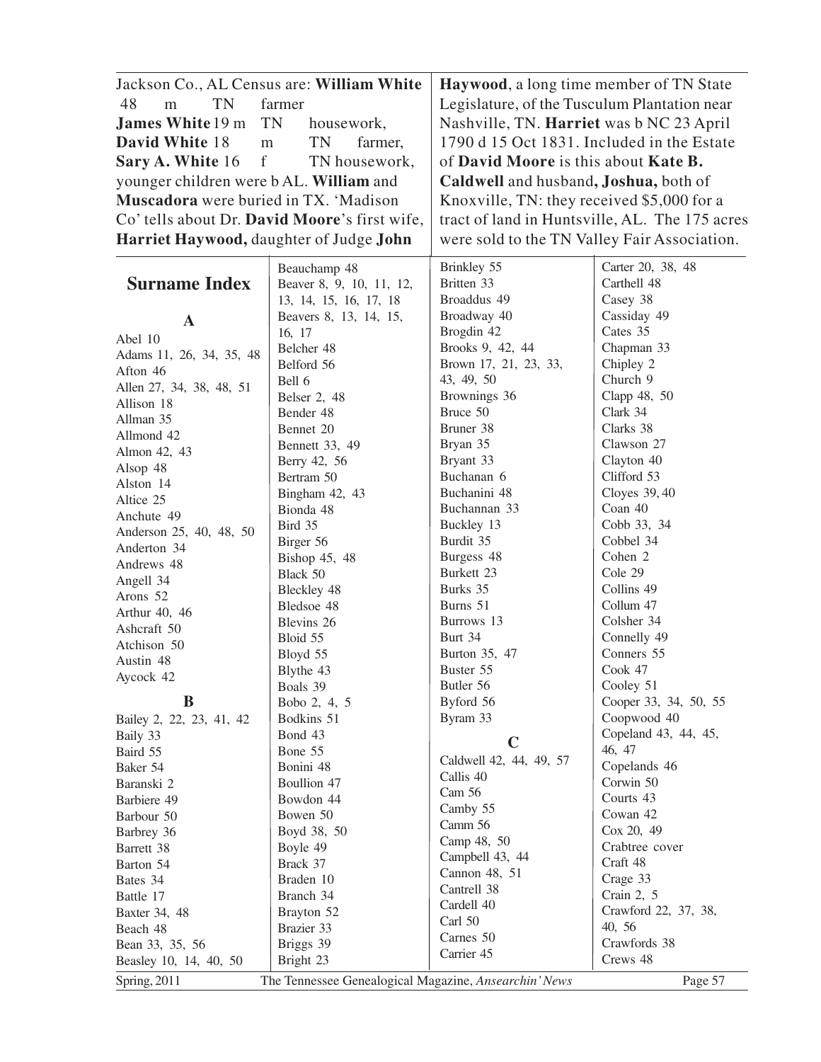Jackson Co., AL Census are: **William White** 48 m TN farmer
**James White** 19 m TN housework,
**David White** 18 m TN farmer,
**Sary A. White** 16 f TN housework,
younger children were b AL. **William** and **Muscadora** were buried in TX. 'Madison Co' tells about Dr. **David Moore**'s first wife, **Harriet Haywood,** daughter of Judge **John Haywood**, a long time member of TN State Legislature, of the Tusculum Plantation near Nashville, TN. **Harriet** was b NC 23 April 1790 d 15 Oct 1831. Included in the Estate of **David Moore** is this about **Kate B. Caldwell** and husband**, Joshua,** both of Knoxville, TN: they received $5,000 for a tract of land in Huntsville, AL. The 175 acres were sold to the TN Valley Fair Association.

## Surname Index

**A**

Abel 10
Adams 11, 26, 34, 35, 48
Afton 46
Allen 27, 34, 38, 48, 51
Allison 18
Allman 35
Allmond 42
Almon 42, 43
Alsop 48
Alston 14
Altice 25
Anchute 49
Anderson 25, 40, 48, 50
Anderton 34
Andrews 48
Angell 34
Arons 52
Arthur 40, 46
Ashcraft 50
Atchison 50
Austin 48
Aycock 42

**B**

Bailey 2, 22, 23, 41, 42
Baily 33
Baird 55
Baker 54
Baranski 2
Barbiere 49
Barbour 50
Barbrey 36
Barrett 38
Barton 54
Bates 34
Battle 17
Baxter 34, 48
Beach 48
Bean 33, 35, 56
Beasley 10, 14, 40, 50
Beauchamp 48
Beaver 8, 9, 10, 11, 12, 13, 14, 15, 16, 17, 18
Beavers 8, 13, 14, 15, 16, 17
Belcher 48
Belford 56
Bell 6
Belser 2, 48
Bender 48
Bennet 20
Bennett 33, 49
Berry 42, 56
Bertram 50
Bingham 42, 43
Bionda 48
Bird 35
Birger 56
Bishop 45, 48
Black 50
Bleckley 48
Bledsoe 48
Blevins 26
Bloid 55
Bloyd 55
Blythe 43
Boals 39
Bobo 2, 4, 5
Bodkins 51
Bond 43
Bone 55
Bonini 48
Boullion 47
Bowdon 44
Bowen 50
Boyd 38, 50
Boyle 49
Brack 37
Braden 10
Branch 34
Brayton 52
Brazier 33
Briggs 39
Bright 23
Brinkley 55
Britten 33
Broaddus 49
Broadway 40
Brogdin 42
Brooks 9, 42, 44
Brown 17, 21, 23, 33, 43, 49, 50
Brownings 36
Bruce 50
Bruner 38
Bryan 35
Bryant 33
Buchanan 6
Buchanini 48
Buchannan 33
Buckley 13
Burdit 35
Burgess 48
Burkett 23
Burks 35
Burns 51
Burrows 13
Burt 34
Burton 35, 47
Buster 55
Butler 56
Byford 56
Byram 33

**C**

Caldwell 42, 44, 49, 57
Callis 40
Cam 56
Camby 55
Camm 56
Camp 48, 50
Campbell 43, 44
Cannon 48, 51
Cantrell 38
Cardell 40
Carl 50
Carnes 50
Carrier 45
Carter 20, 38, 48
Carthell 48
Casey 38
Cassiday 49
Cates 35
Chapman 33
Chipley 2
Church 9
Clapp 48, 50
Clark 34
Clarks 38
Clawson 27
Clayton 40
Clifford 53
Cloyes 39, 40
Coan 40
Cobb 33, 34
Cobbel 34
Cohen 2
Cole 29
Collins 49
Collum 47
Colsher 34
Connelly 49
Conners 55
Cook 47
Cooley 51
Cooper 33, 34, 50, 55
Coopwood 40
Copeland 43, 44, 45, 46, 47
Copelands 46
Corwin 50
Courts 43
Cowan 42
Cox 20, 49
Crabtree cover
Craft 48
Crage 33
Crain 2, 5
Crawford 22, 37, 38, 40, 56
Crawfords 38
Crews 48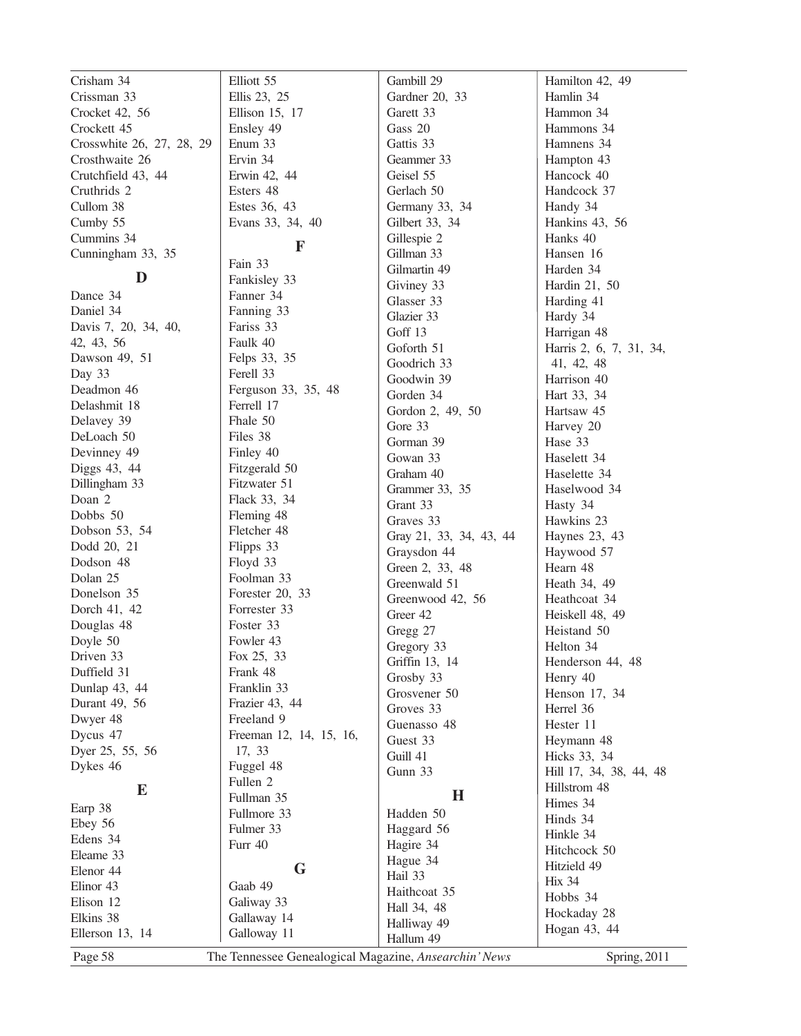Crisham 34
Crissman 33
Crocket 42, 56
Crockett 45
Crosswhite 26, 27, 28, 29
Crosthwaite 26
Crutchfield 43, 44
Cruthrids 2
Cullom 38
Cumby 55
Cummins 34
Cunningham 33, 35

**D**

Dance 34
Daniel 34
Davis 7, 20, 34, 40, 42, 43, 56
Dawson 49, 51
Day 33
Deadmon 46
Delashmit 18
Delavey 39
DeLoach 50
Devinney 49
Diggs 43, 44
Dillingham 33
Doan 2
Dobbs 50
Dobson 53, 54
Dodd 20, 21
Dodson 48
Dolan 25
Donelson 35
Dorch 41, 42
Douglas 48
Doyle 50
Driven 33
Duffield 31
Dunlap 43, 44
Durant 49, 56
Dwyer 48
Dycus 47
Dyer 25, 55, 56
Dykes 46

**E**

Earp 38
Ebey 56
Edens 34
Eleame 33
Elenor 44
Elinor 43
Elison 12
Elkins 38
Ellerson 13, 14
Elliott 55
Ellis 23, 25
Ellison 15, 17
Ensley 49
Enum 33
Ervin 34
Erwin 42, 44
Esters 48
Estes 36, 43
Evans 33, 34, 40

**F**

Fain 33
Fankisley 33
Fanner 34
Fanning 33
Fariss 33
Faulk 40
Felps 33, 35
Ferell 33
Ferguson 33, 35, 48
Ferrell 17
Fhale 50
Files 38
Finley 40
Fitzgerald 50
Fitzwater 51
Flack 33, 34
Fleming 48
Fletcher 48
Flipps 33
Floyd 33
Foolman 33
Forester 20, 33
Forrester 33
Foster 33
Fowler 43
Fox 25, 33
Frank 48
Franklin 33
Frazier 43, 44
Freeland 9
Freeman 12, 14, 15, 16, 17, 33
Fuggel 48
Fullen 2
Fullman 35
Fullmore 33
Fulmer 33
Furr 40

**G**

Gaab 49
Galiway 33
Gallaway 14
Galloway 11
Gambill 29
Gardner 20, 33
Garett 33
Gass 20
Gattis 33
Geammer 33
Geisel 55
Gerlach 50
Germany 33, 34
Gilbert 33, 34
Gillespie 2
Gillman 33
Gilmartin 49
Giviney 33
Glasser 33
Glazier 33
Goff 13
Goforth 51
Goodrich 33
Goodwin 39
Gorden 34
Gordon 2, 49, 50
Gore 33
Gorman 39
Gowan 33
Graham 40
Grammer 33, 35
Grant 33
Graves 33
Gray 21, 33, 34, 43, 44
Graysdon 44
Green 2, 33, 48
Greenwald 51
Greenwood 42, 56
Greer 42
Gregg 27
Gregory 33
Griffin 13, 14
Grosby 33
Grosvener 50
Groves 33
Guenasso 48
Guest 33
Guill 41
Gunn 33

**H**

Hadden 50
Haggard 56
Hagire 34
Hague 34
Hail 33
Haithcoat 35
Hall 34, 48
Halliway 49
Hallum 49
Hamilton 42, 49
Hamlin 34
Hammon 34
Hammons 34
Hamnens 34
Hampton 43
Hancock 40
Handcock 37
Handy 34
Hankins 43, 56
Hanks 40
Hansen 16
Harden 34
Hardin 21, 50
Harding 41
Hardy 34
Harrigan 48
Harris 2, 6, 7, 31, 34, 41, 42, 48
Harrison 40
Hart 33, 34
Hartsaw 45
Harvey 20
Hase 33
Haselett 34
Haselette 34
Haselwood 34
Hasty 34
Hawkins 23
Haynes 23, 43
Haywood 57
Hearn 48
Heath 34, 49
Heathcoat 34
Heiskell 48, 49
Heistand 50
Helton 34
Henderson 44, 48
Henry 40
Henson 17, 34
Herrel 36
Hester 11
Heymann 48
Hicks 33, 34
Hill 17, 34, 38, 44, 48
Hillstrom 48
Himes 34
Hinds 34
Hinkle 34
Hitchcock 50
Hitzield 49
Hix 34
Hobbs 34
Hockaday 28
Hogan 43, 44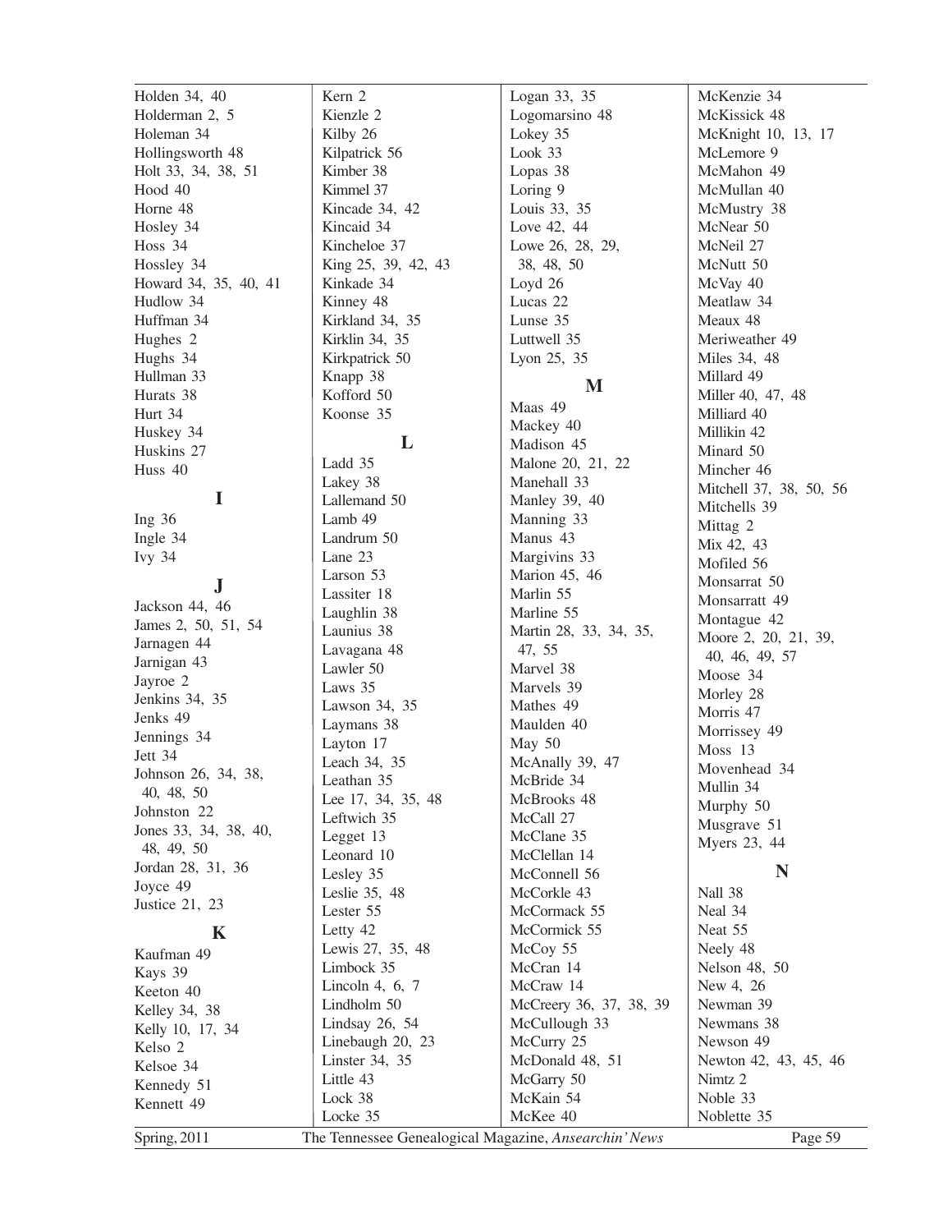Holden 34, 40
Holderman 2, 5
Holeman 34
Hollingsworth 48
Holt 33, 34, 38, 51
Hood 40
Horne 48
Hosley 34
Hoss 34
Hossley 34
Howard 34, 35, 40, 41
Hudlow 34
Huffman 34
Hughes 2
Hughs 34
Hullman 33
Hurats 38
Hurt 34
Huskey 34
Huskins 27
Huss 40

### I

Ing 36
Ingle 34
Ivy 34

### J

Jackson 44, 46
James 2, 50, 51, 54
Jarnagen 44
Jarnigan 43
Jayroe 2
Jenkins 34, 35
Jenks 49
Jennings 34
Jett 34
Johnson 26, 34, 38, 40, 48, 50
Johnston 22
Jones 33, 34, 38, 40, 48, 49, 50
Jordan 28, 31, 36
Joyce 49
Justice 21, 23

### K

Kaufman 49
Kays 39
Keeton 40
Kelley 34, 38
Kelly 10, 17, 34
Kelso 2
Kelsoe 34
Kennedy 51
Kennett 49
Kern 2
Kienzle 2
Kilby 26
Kilpatrick 56
Kimber 38
Kimmel 37
Kincade 34, 42
Kincaid 34
Kincheloe 37
King 25, 39, 42, 43
Kinkade 34
Kinney 48
Kirkland 34, 35
Kirklin 34, 35
Kirkpatrick 50
Knapp 38
Kofford 50
Koonse 35

### L

Ladd 35
Lakey 38
Lallemand 50
Lamb 49
Landrum 50
Lane 23
Larson 53
Lassiter 18
Laughlin 38
Launius 38
Lavagana 48
Lawler 50
Laws 35
Lawson 34, 35
Laymans 38
Layton 17
Leach 34, 35
Leathan 35
Lee 17, 34, 35, 48
Leftwich 35
Legget 13
Leonard 10
Lesley 35
Leslie 35, 48
Lester 55
Letty 42
Lewis 27, 35, 48
Limbock 35
Lincoln 4, 6, 7
Lindholm 50
Lindsay 26, 54
Linebaugh 20, 23
Linster 34, 35
Little 43
Lock 38
Locke 35
Logan 33, 35
Logomarsino 48
Lokey 35
Look 33
Lopas 38
Loring 9
Louis 33, 35
Love 42, 44
Lowe 26, 28, 29, 38, 48, 50
Loyd 26
Lucas 22
Lunse 35
Luttwell 35
Lyon 25, 35

### M

Maas 49
Mackey 40
Madison 45
Malone 20, 21, 22
Manehall 33
Manley 39, 40
Manning 33
Manus 43
Margivins 33
Marion 45, 46
Marlin 55
Marline 55
Martin 28, 33, 34, 35, 47, 55
Marvel 38
Marvels 39
Mathes 49
Maulden 40
May 50
McAnally 39, 47
McBride 34
McBrooks 48
McCall 27
McClane 35
McClellan 14
McConnell 56
McCorkle 43
McCormack 55
McCormick 55
McCoy 55
McCran 14
McCraw 14
McCreery 36, 37, 38, 39
McCullough 33
McCurry 25
McDonald 48, 51
McGarry 50
McKain 54
McKee 40
McKenzie 34
McKissick 48
McKnight 10, 13, 17
McLemore 9
McMahon 49
McMullan 40
McMustry 38
McNear 50
McNeil 27
McNutt 50
McVay 40
Meatlaw 34
Meaux 48
Meriweather 49
Miles 34, 48
Millard 49
Miller 40, 47, 48
Milliard 40
Millikin 42
Minard 50
Mincher 46
Mitchell 37, 38, 50, 56
Mitchells 39
Mittag 2
Mix 42, 43
Mofiled 56
Monsarrat 50
Monsarratt 49
Montague 42
Moore 2, 20, 21, 39, 40, 46, 49, 57
Moose 34
Morley 28
Morris 47
Morrissey 49
Moss 13
Movenhead 34
Mullin 34
Murphy 50
Musgrave 51
Myers 23, 44

### N

Nall 38
Neal 34
Neat 55
Neely 48
Nelson 48, 50
New 4, 26
Newman 39
Newmans 38
Newson 49
Newton 42, 43, 45, 46
Nimtz 2
Noble 33
Noblette 35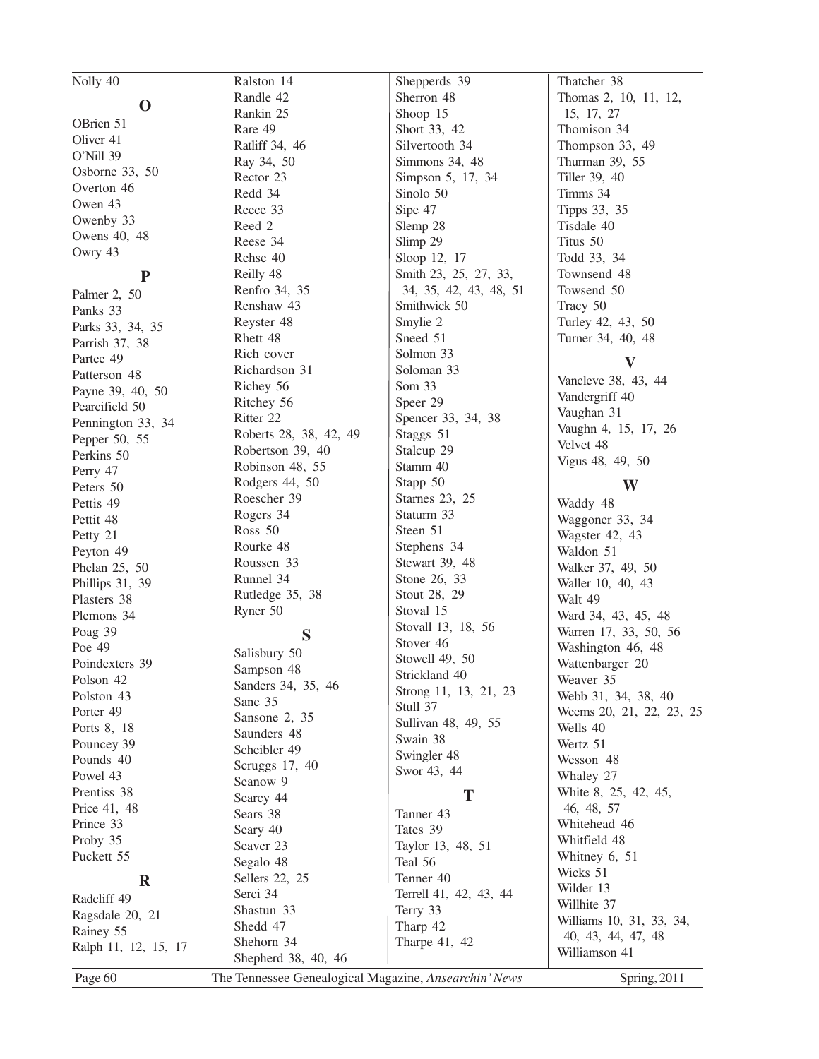Nolly 40

## O

OBrien 51
Oliver 41
O'Nill 39
Osborne 33, 50
Overton 46
Owen 43
Owenby 33
Owens 40, 48
Owry 43

## P

Palmer 2, 50
Panks 33
Parks 33, 34, 35
Parrish 37, 38
Partee 49
Patterson 48
Payne 39, 40, 50
Pearcifield 50
Pennington 33, 34
Pepper 50, 55
Perkins 50
Perry 47
Peters 50
Pettis 49
Pettit 48
Petty 21
Peyton 49
Phelan 25, 50
Phillips 31, 39
Plasters 38
Plemons 34
Poag 39
Poe 49
Poindexters 39
Polson 42
Polston 43
Porter 49
Ports 8, 18
Pouncey 39
Pounds 40
Powel 43
Prentiss 38
Price 41, 48
Prince 33
Proby 35
Puckett 55

## R

Radcliff 49
Ragsdale 20, 21
Rainey 55
Ralph 11, 12, 15, 17
Ralston 14
Randle 42
Rankin 25
Rare 49
Ratliff 34, 46
Ray 34, 50
Rector 23
Redd 34
Reece 33
Reed 2
Reese 34
Rehse 40
Reilly 48
Renfro 34, 35
Renshaw 43
Reyster 48
Rhett 48
Rich cover
Richardson 31
Richey 56
Ritchey 56
Ritter 22
Roberts 28, 38, 42, 49
Robertson 39, 40
Robinson 48, 55
Rodgers 44, 50
Roescher 39
Rogers 34
Ross 50
Rourke 48
Roussen 33
Runnel 34
Rutledge 35, 38
Ryner 50

## S

Salisbury 50
Sampson 48
Sanders 34, 35, 46
Sane 35
Sansone 2, 35
Saunders 48
Scheibler 49
Scruggs 17, 40
Seanow 9
Searcy 44
Sears 38
Seary 40
Seaver 23
Segalo 48
Sellers 22, 25
Serci 34
Shastun 33
Shedd 47
Shehorn 34
Shepherd 38, 40, 46
Shepperds 39
Sherron 48
Shoop 15
Short 33, 42
Silvertooth 34
Simmons 34, 48
Simpson 5, 17, 34
Sinolo 50
Sipe 47
Slemp 28
Slimp 29
Sloop 12, 17
Smith 23, 25, 27, 33, 34, 35, 42, 43, 48, 51
Smithwick 50
Smylie 2
Sneed 51
Solmon 33
Soloman 33
Som 33
Speer 29
Spencer 33, 34, 38
Staggs 51
Stalcup 29
Stamm 40
Stapp 50
Starnes 23, 25
Staturm 33
Steen 51
Stephens 34
Stewart 39, 48
Stone 26, 33
Stout 28, 29
Stoval 15
Stovall 13, 18, 56
Stover 46
Stowell 49, 50
Strickland 40
Strong 11, 13, 21, 23
Stull 37
Sullivan 48, 49, 55
Swain 38
Swingler 48
Swor 43, 44

## T

Tanner 43
Tates 39
Taylor 13, 48, 51
Teal 56
Tenner 40
Terrell 41, 42, 43, 44
Terry 33
Tharp 42
Tharpe 41, 42
Thatcher 38
Thomas 2, 10, 11, 12, 15, 17, 27
Thomison 34
Thompson 33, 49
Thurman 39, 55
Tiller 39, 40
Timms 34
Tipps 33, 35
Tisdale 40
Titus 50
Todd 33, 34
Townsend 48
Towsend 50
Tracy 50
Turley 42, 43, 50
Turner 34, 40, 48

## V

Vancleve 38, 43, 44
Vandergriff 40
Vaughan 31
Vaughn 4, 15, 17, 26
Velvet 48
Vigus 48, 49, 50

## W

Waddy 48
Waggoner 33, 34
Wagster 42, 43
Waldon 51
Walker 37, 49, 50
Waller 10, 40, 43
Walt 49
Ward 34, 43, 45, 48
Warren 17, 33, 50, 56
Washington 46, 48
Wattenbarger 20
Weaver 35
Webb 31, 34, 38, 40
Weems 20, 21, 22, 23, 25
Wells 40
Wertz 51
Wesson 48
Whaley 27
White 8, 25, 42, 45, 46, 48, 57
Whitehead 46
Whitfield 48
Whitney 6, 51
Wicks 51
Wilder 13
Willhite 37
Williams 10, 31, 33, 34, 40, 43, 44, 47, 48
Williamson 41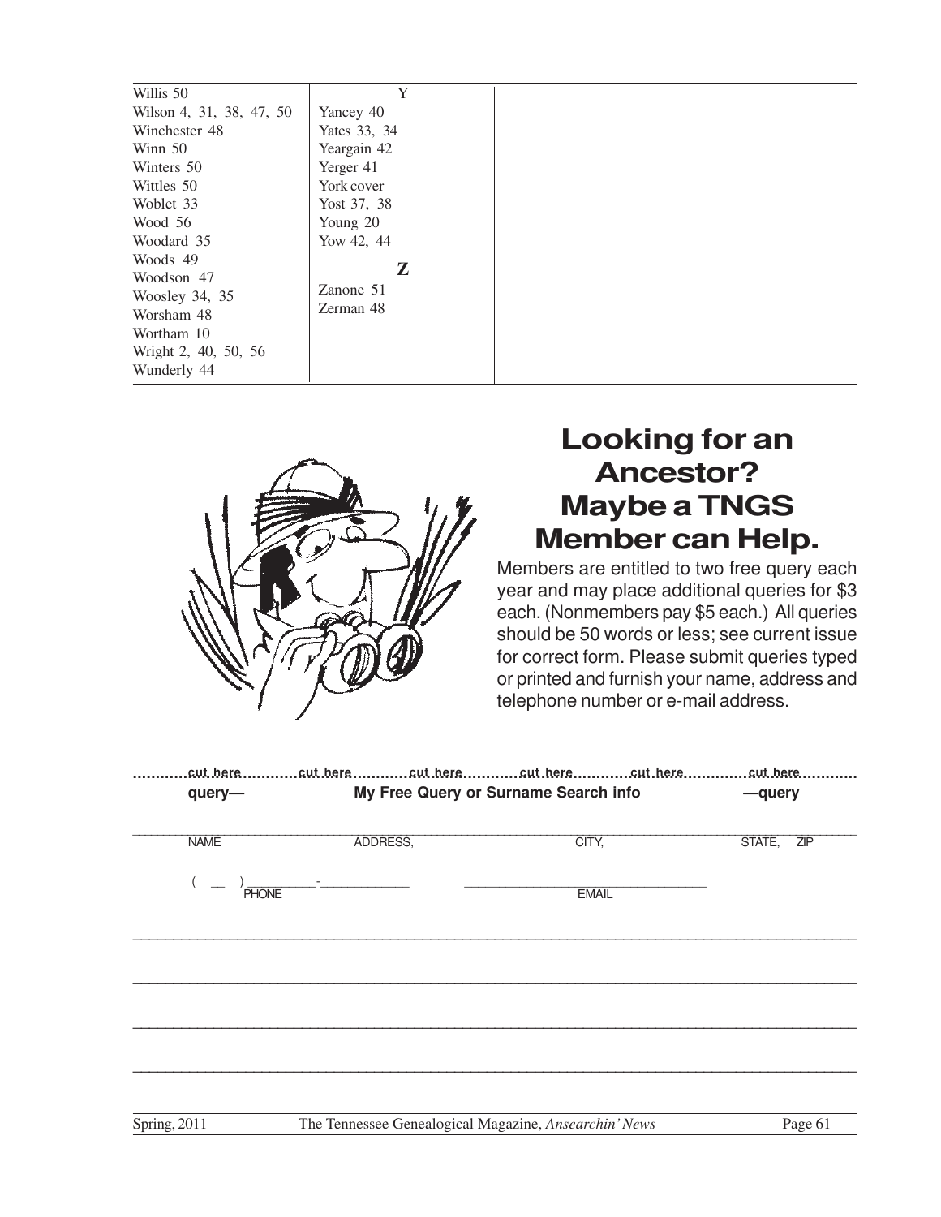Willis 50
Wilson 4, 31, 38, 47, 50
Winchester 48
Winn 50
Winters 50
Wittles 50
Woblet 33
Wood 56
Woodard 35
Woods 49
Woodson 47
Woosley 34, 35
Worsham 48
Wortham 10
Wright 2, 40, 50, 56
Wunderly 44

**Y**

Yancey 40
Yates 33, 34
Yeargain 42
Yerger 41
York cover
Yost 37, 38
Young 20
Yow 42, 44

**Z**

Zanone 51
Zerman 48

## Looking for an Ancestor? Maybe a TNGS Member can Help.

Members are entitled to two free query each year and may place additional queries for $3 each. (Nonmembers pay $5 each.) All queries should be 50 words or less; see current issue for correct form. Please submit queries typed or printed and furnish your name, address and telephone number or e-mail address.

............cut here............cut here............cut here............cut here............cut here.............cut here............

**query—** **My Free Query or Surname Search info** **—query**

_______________________________________________________________________________

NAME ADDRESS, CITY, STATE, ZIP

(\_\_\_) \_\_\_\_\_\_\_\_\_-\_\_\_\_\_\_\_\_\_\_\_\_ \_\_\_\_\_\_\_\_\_\_\_\_\_\_\_\_\_\_\_\_\_\_\_\_\_\_\_\_\_\_
PHONE EMAIL

_______________________________________________________________________________

_______________________________________________________________________________

_______________________________________________________________________________

_______________________________________________________________________________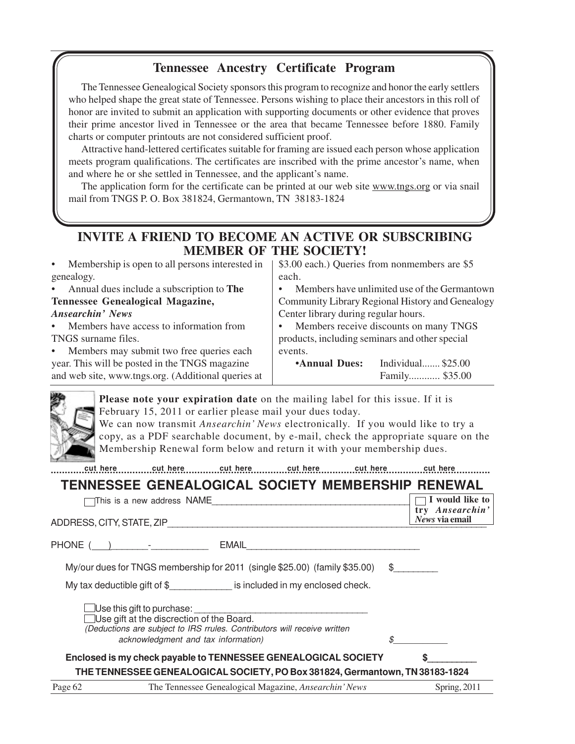## Tennessee Ancestry Certificate Program

The Tennessee Genealogical Society sponsors this program to recognize and honor the early settlers who helped shape the great state of Tennessee. Persons wishing to place their ancestors in this roll of honor are invited to submit an application with supporting documents or other evidence that proves their prime ancestor lived in Tennessee or the area that became Tennessee before 1880. Family charts or computer printouts are not considered sufficient proof.

Attractive hand-lettered certificates suitable for framing are issued each person whose application meets program qualifications. The certificates are inscribed with the prime ancestor's name, when and where he or she settled in Tennessee, and the applicant's name.

The application form for the certificate can be printed at our web site www.tngs.org or via snail mail from TNGS P. O. Box 381824, Germantown, TN 38183-1824

## INVITE A FRIEND TO BECOME AN ACTIVE OR SUBSCRIBING MEMBER OF THE SOCIETY!

- Membership is open to all persons interested in genealogy.
- Annual dues include a subscription to **The Tennessee Genealogical Magazine,** ***Ansearchin' News***
- Members have access to information from TNGS surname files.
- Members may submit two free queries each year. This will be posted in the TNGS magazine and web site, www.tngs.org. (Additional queries at $3.00 each.) Queries from nonmembers are $5 each.
- Members have unlimited use of the Germantown Community Library Regional History and Genealogy Center library during regular hours.
- Members receive discounts on many TNGS products, including seminars and other special events.

**•Annual Dues:** Individual....... $25.00
Family............ $35.00

**Please note your expiration date** on the mailing label for this issue. If it is February 15, 2011 or earlier please mail your dues today.
We can now transmit *Ansearchin' News* electronically. If you would like to try a copy, as a PDF searchable document, by e-mail, check the appropriate square on the Membership Renewal form below and return it with your membership dues.

.........cut here.........cut here.........cut here.........cut here.........cut here.........cut here.........

## TENNESSEE GENEALOGICAL SOCIETY MEMBERSHIP RENEWAL

☐ This is a new address NAME________________________________________ ☐ **I would like to try *Ansearchin' News* via email**

ADDRESS, CITY, STATE, ZIP________________________________________________________

PHONE (___)_______-___________ EMAIL__________________________________

My/our dues for TNGS membership for 2011 (single $25.00) (family $35.00) $________

My tax deductible gift of $____________ is included in my enclosed check.

☐ Use this gift to purchase: __________________________________
☐ Use gift at the discretion of the Board.
*(Deductions are subject to IRS rrules. Contributors will receive written acknowledgment and tax information)* $___________

**Enclosed is my check payable to TENNESSEE GENEALOGICAL SOCIETY $__________**

**THE TENNESSEE GENEALOGICAL SOCIETY, PO Box 381824, Germantown, TN 38183-1824**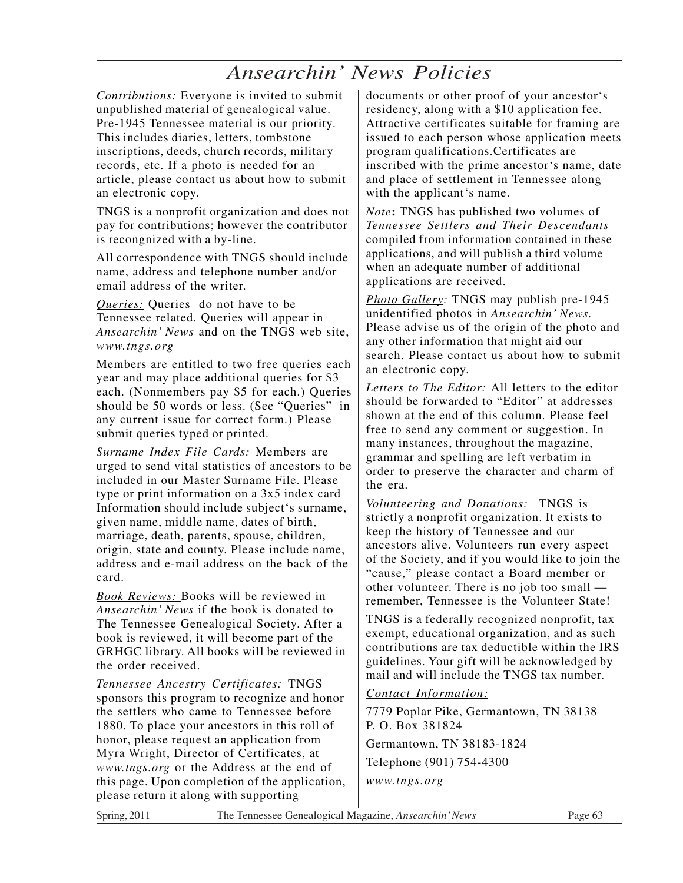# *Ansearchin' News Policies*

*Contributions:* Everyone is invited to submit unpublished material of genealogical value. Pre-1945 Tennessee material is our priority. This includes diaries, letters, tombstone inscriptions, deeds, church records, military records, etc. If a photo is needed for an article, please contact us about how to submit an electronic copy.

TNGS is a nonprofit organization and does not pay for contributions; however the contributor is recongnized with a by-line.

All correspondence with TNGS should include name, address and telephone number and/or email address of the writer.

*Queries:* Queries do not have to be Tennessee related. Queries will appear in *Ansearchin' News* and on the TNGS web site, *www.tngs.org*

Members are entitled to two free queries each year and may place additional queries for $3 each. (Nonmembers pay $5 for each.) Queries should be 50 words or less. (See "Queries" in any current issue for correct form.) Please submit queries typed or printed.

*Surname Index File Cards:* Members are urged to send vital statistics of ancestors to be included in our Master Surname File. Please type or print information on a 3x5 index card Information should include subject's surname, given name, middle name, dates of birth, marriage, death, parents, spouse, children, origin, state and county. Please include name, address and e-mail address on the back of the card.

*Book Reviews:* Books will be reviewed in *Ansearchin' News* if the book is donated to The Tennessee Genealogical Society. After a book is reviewed, it will become part of the GRHGC library. All books will be reviewed in the order received.

*Tennessee Ancestry Certificates:* TNGS sponsors this program to recognize and honor the settlers who came to Tennessee before 1880. To place your ancestors in this roll of honor, please request an application from Myra Wright, Director of Certificates, at *www.tngs.org* or the Address at the end of this page. Upon completion of the application, please return it along with supporting documents or other proof of your ancestor's residency, along with a $10 application fee. Attractive certificates suitable for framing are issued to each person whose application meets program qualifications.Certificates are inscribed with the prime ancestor's name, date and place of settlement in Tennessee along with the applicant's name.

*Note***:** TNGS has published two volumes of *Tennessee Settlers and Their Descendants* compiled from information contained in these applications, and will publish a third volume when an adequate number of additional applications are received.

*Photo Gallery:* TNGS may publish pre-1945 unidentified photos in *Ansearchin' News.* Please advise us of the origin of the photo and any other information that might aid our search. Please contact us about how to submit an electronic copy.

*Letters to The Editor:* All letters to the editor should be forwarded to "Editor" at addresses shown at the end of this column. Please feel free to send any comment or suggestion. In many instances, throughout the magazine, grammar and spelling are left verbatim in order to preserve the character and charm of the era.

*Volunteering and Donations:* TNGS is strictly a nonprofit organization. It exists to keep the history of Tennessee and our ancestors alive. Volunteers run every aspect of the Society, and if you would like to join the "cause," please contact a Board member or other volunteer. There is no job too small — remember, Tennessee is the Volunteer State!

TNGS is a federally recognized nonprofit, tax exempt, educational organization, and as such contributions are tax deductible within the IRS guidelines. Your gift will be acknowledged by mail and will include the TNGS tax number.

*Contact Information:*

7779 Poplar Pike, Germantown, TN 38138
P. O. Box 381824

Germantown, TN 38183-1824

Telephone (901) 754-4300

*www.tngs.org*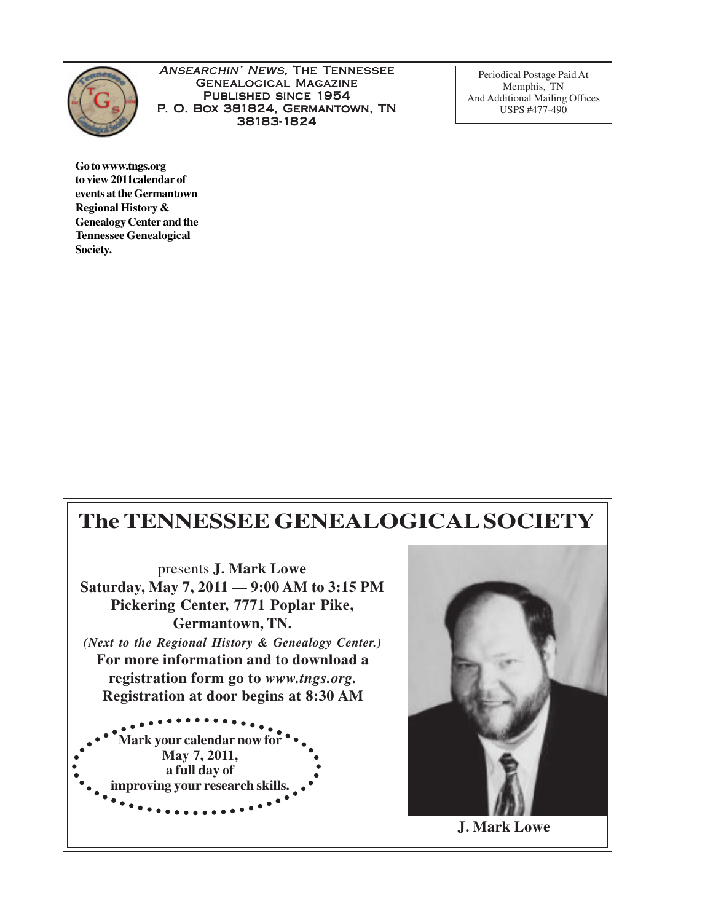*Ansearchin' News*, The Tennessee Genealogical Magazine
Published since 1954
P. O. Box 381824, Germantown, TN 38183-1824

Periodical Postage Paid At
Memphis, TN
And Additional Mailing Offices
USPS #477-490

**Go to www.tngs.org to view 2011calendar of events at the Germantown Regional History & Genealogy Center and the Tennessee Genealogical Society.**

# The TENNESSEE GENEALOGICAL SOCIETY

presents **J. Mark Lowe**

**Saturday, May 7, 2011 — 9:00 AM to 3:15 PM**

**Pickering Center, 7771 Poplar Pike, Germantown, TN.**

***(Next to the Regional History & Genealogy Center.)***

**For more information and to download a registration form go to *www.tngs.org*.**

**Registration at door begins at 8:30 AM**

**Mark your calendar now for May 7, 2011, a full day of improving your research skills.**

**J. Mark Lowe**